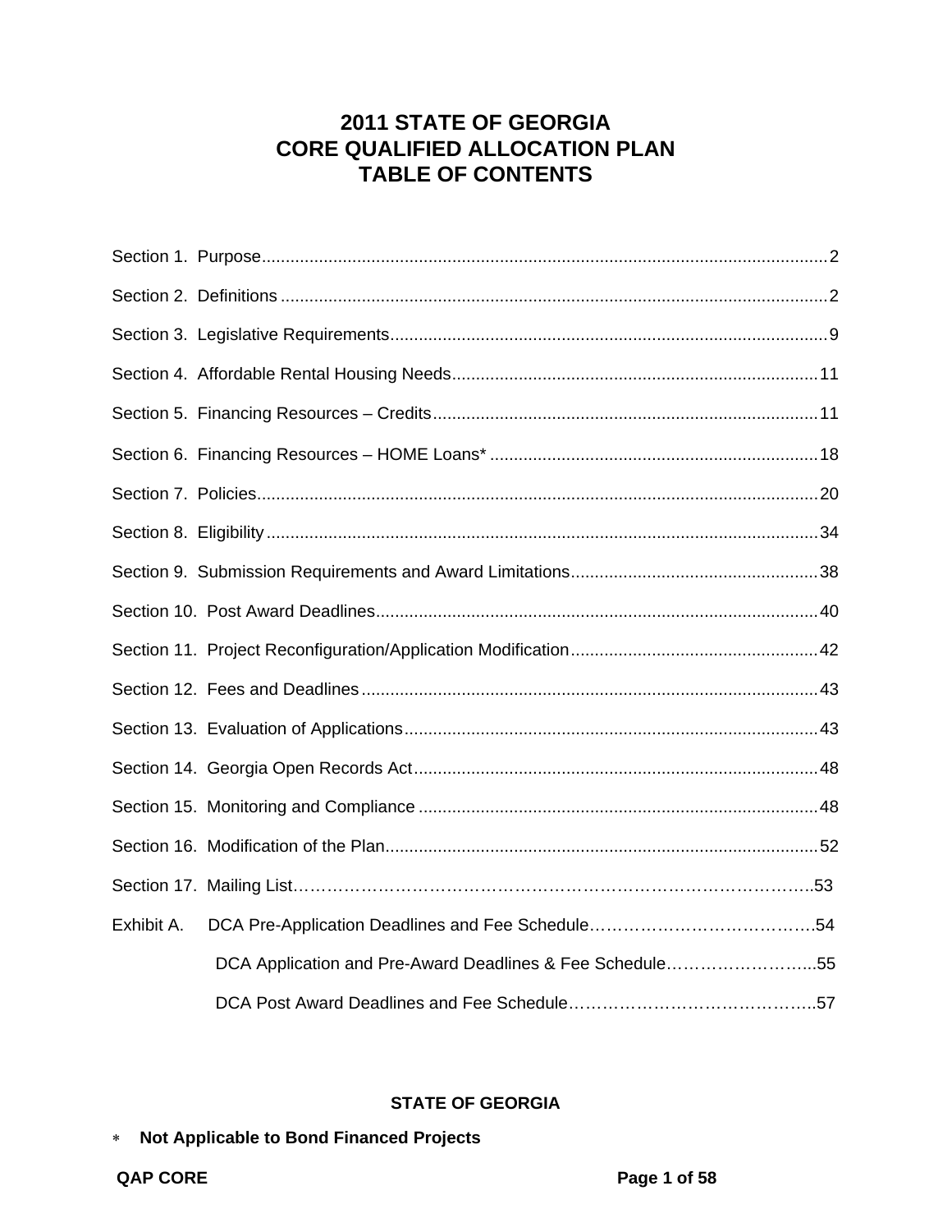# 2011 STATE OF GEORGIA
# CORE QUALIFIED ALLOCATION PLAN
# TABLE OF CONTENTS

Section 1. Purpose....................................................................................................................2

Section 2. Definitions ................................................................................................................2

Section 3. Legislative Requirements.........................................................................................9

Section 4. Affordable Rental Housing Needs...........................................................................11

Section 5. Financing Resources – Credits...............................................................................11

Section 6. Financing Resources – HOME Loans* ...................................................................18

Section 7. Policies....................................................................................................................20

Section 8. Eligibility ..................................................................................................................34

Section 9. Submission Requirements and Award Limitations..................................................38

Section 10. Post Award Deadlines...........................................................................................40

Section 11. Project Reconfiguration/Application Modification...................................................42

Section 12. Fees and Deadlines ..............................................................................................43

Section 13. Evaluation of Applications.....................................................................................43

Section 14. Georgia Open Records Act...................................................................................48

Section 15. Monitoring and Compliance ..................................................................................48

Section 16. Modification of the Plan.........................................................................................52

Section 17. Mailing List…………………………………………………………………………….53

Exhibit A. DCA Pre-Application Deadlines and Fee Schedule………………………………….54

DCA Application and Pre-Award Deadlines & Fee Schedule……………………...55

DCA Post Award Deadlines and Fee Schedule……………………………………..57

**STATE OF GEORGIA**

* **Not Applicable to Bond Financed Projects**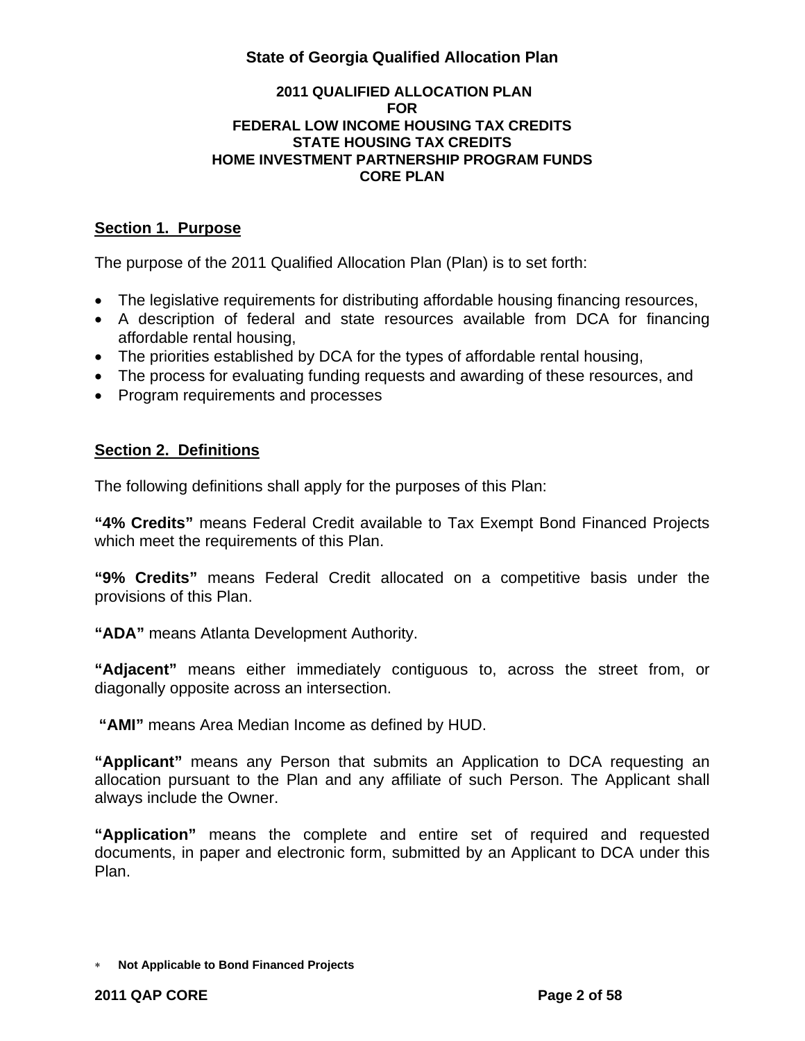# State of Georgia Qualified Allocation Plan

**2011 QUALIFIED ALLOCATION PLAN**
**FOR**
**FEDERAL LOW INCOME HOUSING TAX CREDITS**
**STATE HOUSING TAX CREDITS**
**HOME INVESTMENT PARTNERSHIP PROGRAM FUNDS**
**CORE PLAN**

## Section 1. Purpose

The purpose of the 2011 Qualified Allocation Plan (Plan) is to set forth:

- The legislative requirements for distributing affordable housing financing resources,
- A description of federal and state resources available from DCA for financing affordable rental housing,
- The priorities established by DCA for the types of affordable rental housing,
- The process for evaluating funding requests and awarding of these resources, and
- Program requirements and processes

## Section 2. Definitions

The following definitions shall apply for the purposes of this Plan:

**"4% Credits"** means Federal Credit available to Tax Exempt Bond Financed Projects which meet the requirements of this Plan.

**"9% Credits"** means Federal Credit allocated on a competitive basis under the provisions of this Plan.

**"ADA"** means Atlanta Development Authority.

**"Adjacent"** means either immediately contiguous to, across the street from, or diagonally opposite across an intersection.

**"AMI"** means Area Median Income as defined by HUD.

**"Applicant"** means any Person that submits an Application to DCA requesting an allocation pursuant to the Plan and any affiliate of such Person. The Applicant shall always include the Owner.

**"Application"** means the complete and entire set of required and requested documents, in paper and electronic form, submitted by an Applicant to DCA under this Plan.

* **Not Applicable to Bond Financed Projects**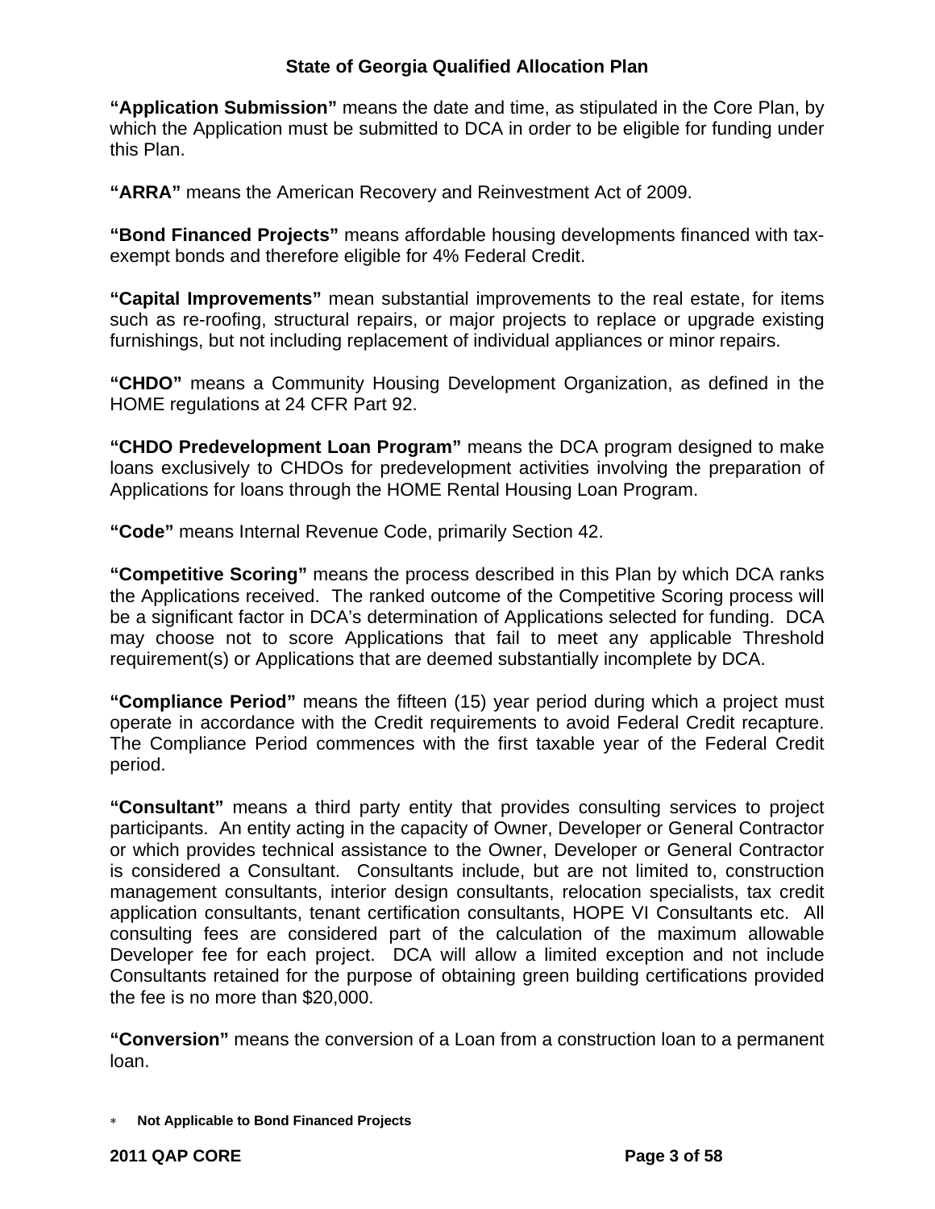**"Application Submission"** means the date and time, as stipulated in the Core Plan, by which the Application must be submitted to DCA in order to be eligible for funding under this Plan.

**"ARRA"** means the American Recovery and Reinvestment Act of 2009.

**"Bond Financed Projects"** means affordable housing developments financed with tax-exempt bonds and therefore eligible for 4% Federal Credit.

**"Capital Improvements"** mean substantial improvements to the real estate, for items such as re-roofing, structural repairs, or major projects to replace or upgrade existing furnishings, but not including replacement of individual appliances or minor repairs.

**"CHDO"** means a Community Housing Development Organization, as defined in the HOME regulations at 24 CFR Part 92.

**"CHDO Predevelopment Loan Program"** means the DCA program designed to make loans exclusively to CHDOs for predevelopment activities involving the preparation of Applications for loans through the HOME Rental Housing Loan Program.

**"Code"** means Internal Revenue Code, primarily Section 42.

**"Competitive Scoring"** means the process described in this Plan by which DCA ranks the Applications received. The ranked outcome of the Competitive Scoring process will be a significant factor in DCA's determination of Applications selected for funding. DCA may choose not to score Applications that fail to meet any applicable Threshold requirement(s) or Applications that are deemed substantially incomplete by DCA.

**"Compliance Period"** means the fifteen (15) year period during which a project must operate in accordance with the Credit requirements to avoid Federal Credit recapture. The Compliance Period commences with the first taxable year of the Federal Credit period.

**"Consultant"** means a third party entity that provides consulting services to project participants. An entity acting in the capacity of Owner, Developer or General Contractor or which provides technical assistance to the Owner, Developer or General Contractor is considered a Consultant. Consultants include, but are not limited to, construction management consultants, interior design consultants, relocation specialists, tax credit application consultants, tenant certification consultants, HOPE VI Consultants etc. All consulting fees are considered part of the calculation of the maximum allowable Developer fee for each project. DCA will allow a limited exception and not include Consultants retained for the purpose of obtaining green building certifications provided the fee is no more than $20,000.

**"Conversion"** means the conversion of a Loan from a construction loan to a permanent loan.

* **Not Applicable to Bond Financed Projects**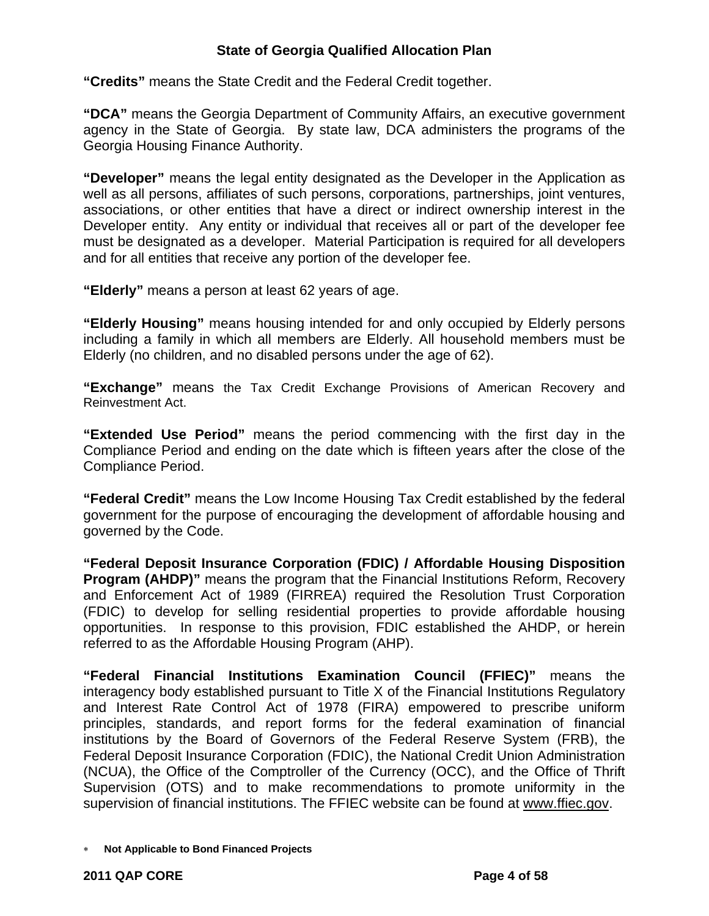**"Credits"** means the State Credit and the Federal Credit together.

**"DCA"** means the Georgia Department of Community Affairs, an executive government agency in the State of Georgia. By state law, DCA administers the programs of the Georgia Housing Finance Authority.

**"Developer"** means the legal entity designated as the Developer in the Application as well as all persons, affiliates of such persons, corporations, partnerships, joint ventures, associations, or other entities that have a direct or indirect ownership interest in the Developer entity. Any entity or individual that receives all or part of the developer fee must be designated as a developer. Material Participation is required for all developers and for all entities that receive any portion of the developer fee.

**"Elderly"** means a person at least 62 years of age.

**"Elderly Housing"** means housing intended for and only occupied by Elderly persons including a family in which all members are Elderly. All household members must be Elderly (no children, and no disabled persons under the age of 62).

**"Exchange"** means the Tax Credit Exchange Provisions of American Recovery and Reinvestment Act.

**"Extended Use Period"** means the period commencing with the first day in the Compliance Period and ending on the date which is fifteen years after the close of the Compliance Period.

**"Federal Credit"** means the Low Income Housing Tax Credit established by the federal government for the purpose of encouraging the development of affordable housing and governed by the Code.

**"Federal Deposit Insurance Corporation (FDIC) / Affordable Housing Disposition Program (AHDP)"** means the program that the Financial Institutions Reform, Recovery and Enforcement Act of 1989 (FIRREA) required the Resolution Trust Corporation (FDIC) to develop for selling residential properties to provide affordable housing opportunities. In response to this provision, FDIC established the AHDP, or herein referred to as the Affordable Housing Program (AHP).

**"Federal Financial Institutions Examination Council (FFIEC)"** means the interagency body established pursuant to Title X of the Financial Institutions Regulatory and Interest Rate Control Act of 1978 (FIRA) empowered to prescribe uniform principles, standards, and report forms for the federal examination of financial institutions by the Board of Governors of the Federal Reserve System (FRB), the Federal Deposit Insurance Corporation (FDIC), the National Credit Union Administration (NCUA), the Office of the Comptroller of the Currency (OCC), and the Office of Thrift Supervision (OTS) and to make recommendations to promote uniformity in the supervision of financial institutions. The FFIEC website can be found at www.ffiec.gov.

∗ **Not Applicable to Bond Financed Projects**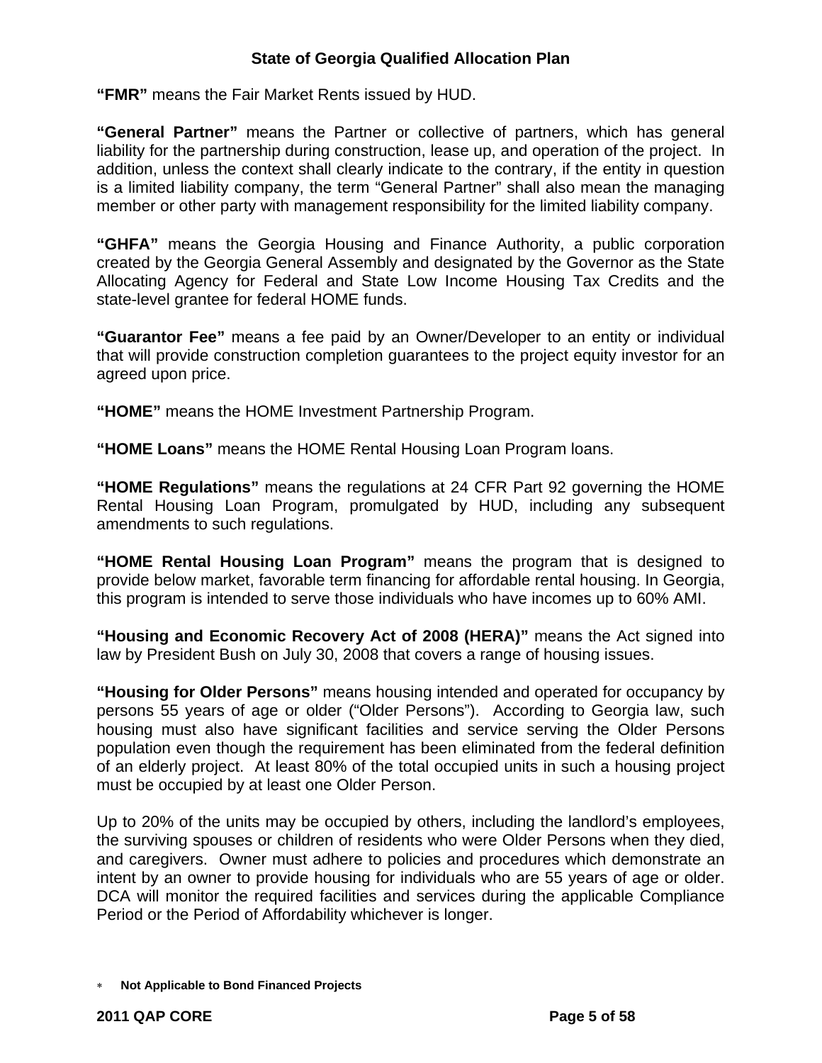**"FMR"** means the Fair Market Rents issued by HUD.

**"General Partner"** means the Partner or collective of partners, which has general liability for the partnership during construction, lease up, and operation of the project. In addition, unless the context shall clearly indicate to the contrary, if the entity in question is a limited liability company, the term "General Partner" shall also mean the managing member or other party with management responsibility for the limited liability company.

**"GHFA"** means the Georgia Housing and Finance Authority, a public corporation created by the Georgia General Assembly and designated by the Governor as the State Allocating Agency for Federal and State Low Income Housing Tax Credits and the state-level grantee for federal HOME funds.

**"Guarantor Fee"** means a fee paid by an Owner/Developer to an entity or individual that will provide construction completion guarantees to the project equity investor for an agreed upon price.

**"HOME"** means the HOME Investment Partnership Program.

**"HOME Loans"** means the HOME Rental Housing Loan Program loans.

**"HOME Regulations"** means the regulations at 24 CFR Part 92 governing the HOME Rental Housing Loan Program, promulgated by HUD, including any subsequent amendments to such regulations.

**"HOME Rental Housing Loan Program"** means the program that is designed to provide below market, favorable term financing for affordable rental housing. In Georgia, this program is intended to serve those individuals who have incomes up to 60% AMI.

**"Housing and Economic Recovery Act of 2008 (HERA)"** means the Act signed into law by President Bush on July 30, 2008 that covers a range of housing issues.

**"Housing for Older Persons"** means housing intended and operated for occupancy by persons 55 years of age or older ("Older Persons"). According to Georgia law, such housing must also have significant facilities and service serving the Older Persons population even though the requirement has been eliminated from the federal definition of an elderly project. At least 80% of the total occupied units in such a housing project must be occupied by at least one Older Person.

Up to 20% of the units may be occupied by others, including the landlord's employees, the surviving spouses or children of residents who were Older Persons when they died, and caregivers. Owner must adhere to policies and procedures which demonstrate an intent by an owner to provide housing for individuals who are 55 years of age or older. DCA will monitor the required facilities and services during the applicable Compliance Period or the Period of Affordability whichever is longer.

\* **Not Applicable to Bond Financed Projects**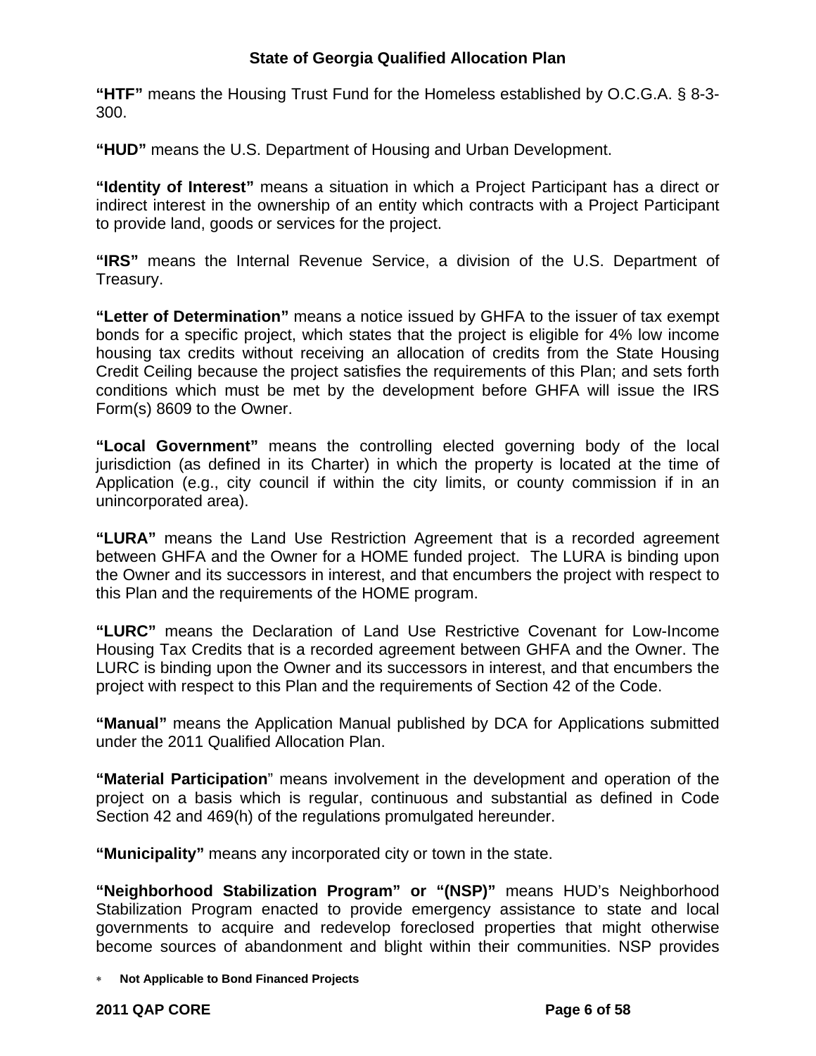**"HTF"** means the Housing Trust Fund for the Homeless established by O.C.G.A. § 8-3-300.

**"HUD"** means the U.S. Department of Housing and Urban Development.

**"Identity of Interest"** means a situation in which a Project Participant has a direct or indirect interest in the ownership of an entity which contracts with a Project Participant to provide land, goods or services for the project.

**"IRS"** means the Internal Revenue Service, a division of the U.S. Department of Treasury.

**"Letter of Determination"** means a notice issued by GHFA to the issuer of tax exempt bonds for a specific project, which states that the project is eligible for 4% low income housing tax credits without receiving an allocation of credits from the State Housing Credit Ceiling because the project satisfies the requirements of this Plan; and sets forth conditions which must be met by the development before GHFA will issue the IRS Form(s) 8609 to the Owner.

**"Local Government"** means the controlling elected governing body of the local jurisdiction (as defined in its Charter) in which the property is located at the time of Application (e.g., city council if within the city limits, or county commission if in an unincorporated area).

**"LURA"** means the Land Use Restriction Agreement that is a recorded agreement between GHFA and the Owner for a HOME funded project. The LURA is binding upon the Owner and its successors in interest, and that encumbers the project with respect to this Plan and the requirements of the HOME program.

**"LURC"** means the Declaration of Land Use Restrictive Covenant for Low-Income Housing Tax Credits that is a recorded agreement between GHFA and the Owner. The LURC is binding upon the Owner and its successors in interest, and that encumbers the project with respect to this Plan and the requirements of Section 42 of the Code.

**"Manual"** means the Application Manual published by DCA for Applications submitted under the 2011 Qualified Allocation Plan.

**"Material Participation"** means involvement in the development and operation of the project on a basis which is regular, continuous and substantial as defined in Code Section 42 and 469(h) of the regulations promulgated hereunder.

**"Municipality"** means any incorporated city or town in the state.

**"Neighborhood Stabilization Program" or "(NSP)"** means HUD's Neighborhood Stabilization Program enacted to provide emergency assistance to state and local governments to acquire and redevelop foreclosed properties that might otherwise become sources of abandonment and blight within their communities. NSP provides

* **Not Applicable to Bond Financed Projects**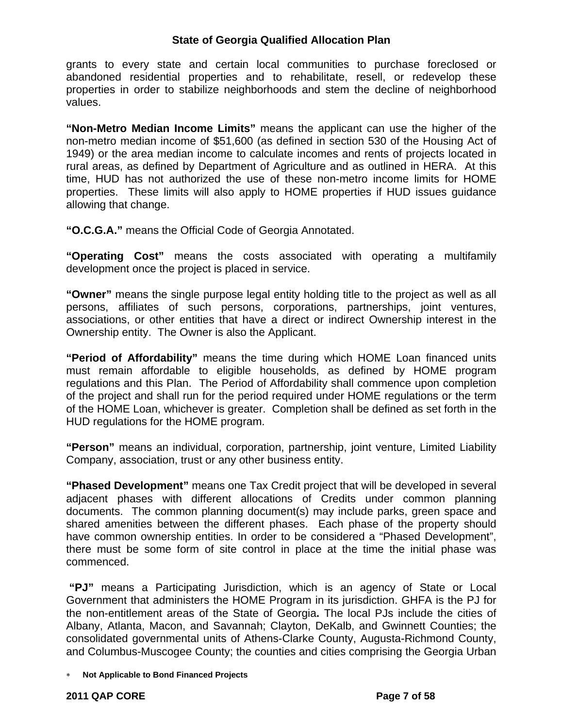grants to every state and certain local communities to purchase foreclosed or abandoned residential properties and to rehabilitate, resell, or redevelop these properties in order to stabilize neighborhoods and stem the decline of neighborhood values.

**"Non-Metro Median Income Limits"** means the applicant can use the higher of the non-metro median income of $51,600 (as defined in section 530 of the Housing Act of 1949) or the area median income to calculate incomes and rents of projects located in rural areas, as defined by Department of Agriculture and as outlined in HERA. At this time, HUD has not authorized the use of these non-metro income limits for HOME properties. These limits will also apply to HOME properties if HUD issues guidance allowing that change.

**"O.C.G.A."** means the Official Code of Georgia Annotated.

**"Operating Cost"** means the costs associated with operating a multifamily development once the project is placed in service.

**"Owner"** means the single purpose legal entity holding title to the project as well as all persons, affiliates of such persons, corporations, partnerships, joint ventures, associations, or other entities that have a direct or indirect Ownership interest in the Ownership entity. The Owner is also the Applicant.

**"Period of Affordability"** means the time during which HOME Loan financed units must remain affordable to eligible households, as defined by HOME program regulations and this Plan. The Period of Affordability shall commence upon completion of the project and shall run for the period required under HOME regulations or the term of the HOME Loan, whichever is greater. Completion shall be defined as set forth in the HUD regulations for the HOME program.

**"Person"** means an individual, corporation, partnership, joint venture, Limited Liability Company, association, trust or any other business entity.

**"Phased Development"** means one Tax Credit project that will be developed in several adjacent phases with different allocations of Credits under common planning documents. The common planning document(s) may include parks, green space and shared amenities between the different phases. Each phase of the property should have common ownership entities. In order to be considered a "Phased Development", there must be some form of site control in place at the time the initial phase was commenced.

**"PJ"** means a Participating Jurisdiction, which is an agency of State or Local Government that administers the HOME Program in its jurisdiction. GHFA is the PJ for the non-entitlement areas of the State of Georgia**.** The local PJs include the cities of Albany, Atlanta, Macon, and Savannah; Clayton, DeKalb, and Gwinnett Counties; the consolidated governmental units of Athens-Clarke County, Augusta-Richmond County, and Columbus-Muscogee County; the counties and cities comprising the Georgia Urban

* **Not Applicable to Bond Financed Projects**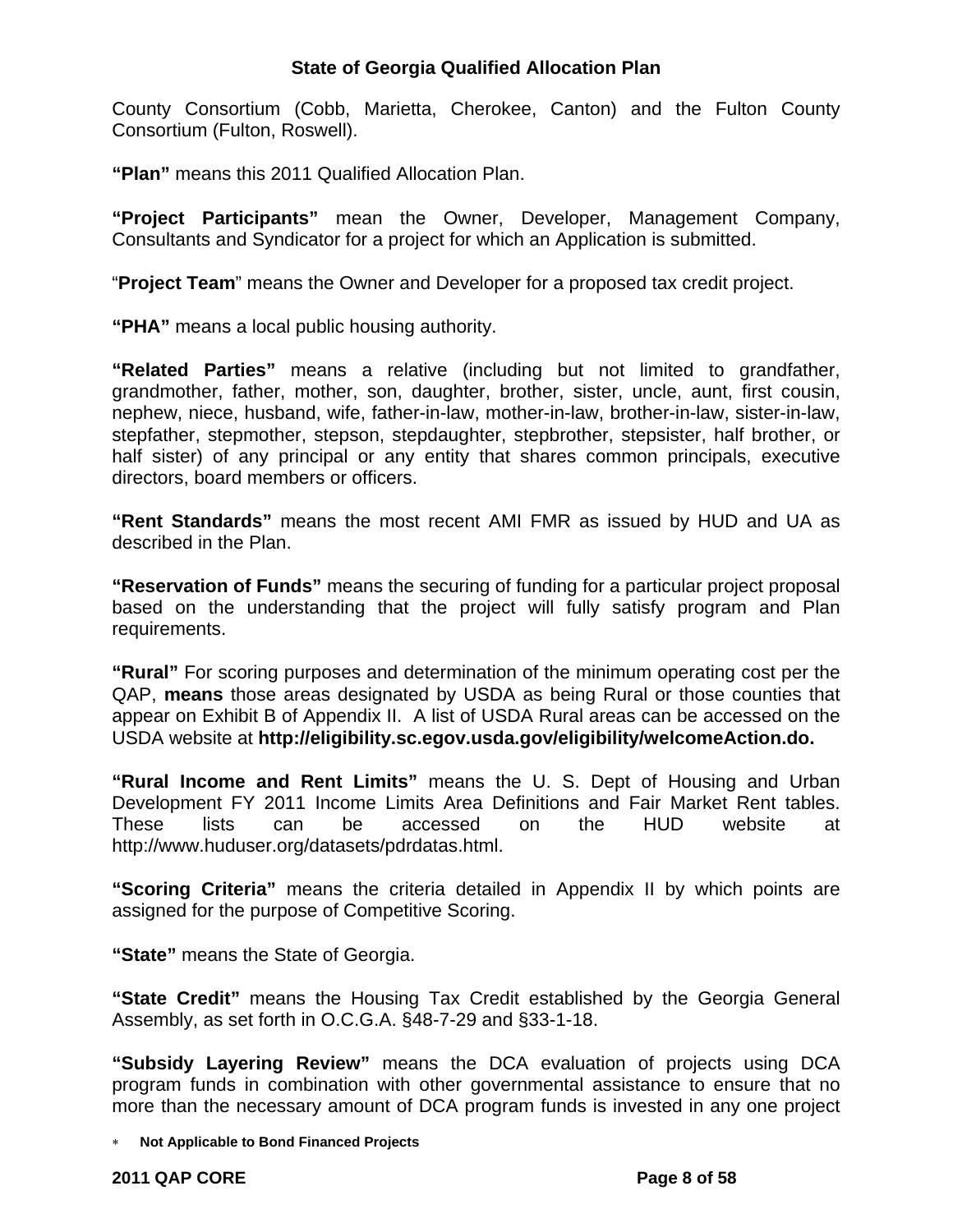County Consortium (Cobb, Marietta, Cherokee, Canton) and the Fulton County Consortium (Fulton, Roswell).

**"Plan"** means this 2011 Qualified Allocation Plan.

**"Project Participants"** mean the Owner, Developer, Management Company, Consultants and Syndicator for a project for which an Application is submitted.

"**Project Team**" means the Owner and Developer for a proposed tax credit project.

**"PHA"** means a local public housing authority.

**"Related Parties"** means a relative (including but not limited to grandfather, grandmother, father, mother, son, daughter, brother, sister, uncle, aunt, first cousin, nephew, niece, husband, wife, father-in-law, mother-in-law, brother-in-law, sister-in-law, stepfather, stepmother, stepson, stepdaughter, stepbrother, stepsister, half brother, or half sister) of any principal or any entity that shares common principals, executive directors, board members or officers.

**"Rent Standards"** means the most recent AMI FMR as issued by HUD and UA as described in the Plan.

**"Reservation of Funds"** means the securing of funding for a particular project proposal based on the understanding that the project will fully satisfy program and Plan requirements.

**"Rural"** For scoring purposes and determination of the minimum operating cost per the QAP, **means** those areas designated by USDA as being Rural or those counties that appear on Exhibit B of Appendix II. A list of USDA Rural areas can be accessed on the USDA website at **http://eligibility.sc.egov.usda.gov/eligibility/welcomeAction.do.**

**"Rural Income and Rent Limits"** means the U. S. Dept of Housing and Urban Development FY 2011 Income Limits Area Definitions and Fair Market Rent tables. These lists can be accessed on the HUD website at http://www.huduser.org/datasets/pdrdatas.html.

**"Scoring Criteria"** means the criteria detailed in Appendix II by which points are assigned for the purpose of Competitive Scoring.

**"State"** means the State of Georgia.

**"State Credit"** means the Housing Tax Credit established by the Georgia General Assembly, as set forth in O.C.G.A. §48-7-29 and §33-1-18.

**"Subsidy Layering Review"** means the DCA evaluation of projects using DCA program funds in combination with other governmental assistance to ensure that no more than the necessary amount of DCA program funds is invested in any one project

* **Not Applicable to Bond Financed Projects**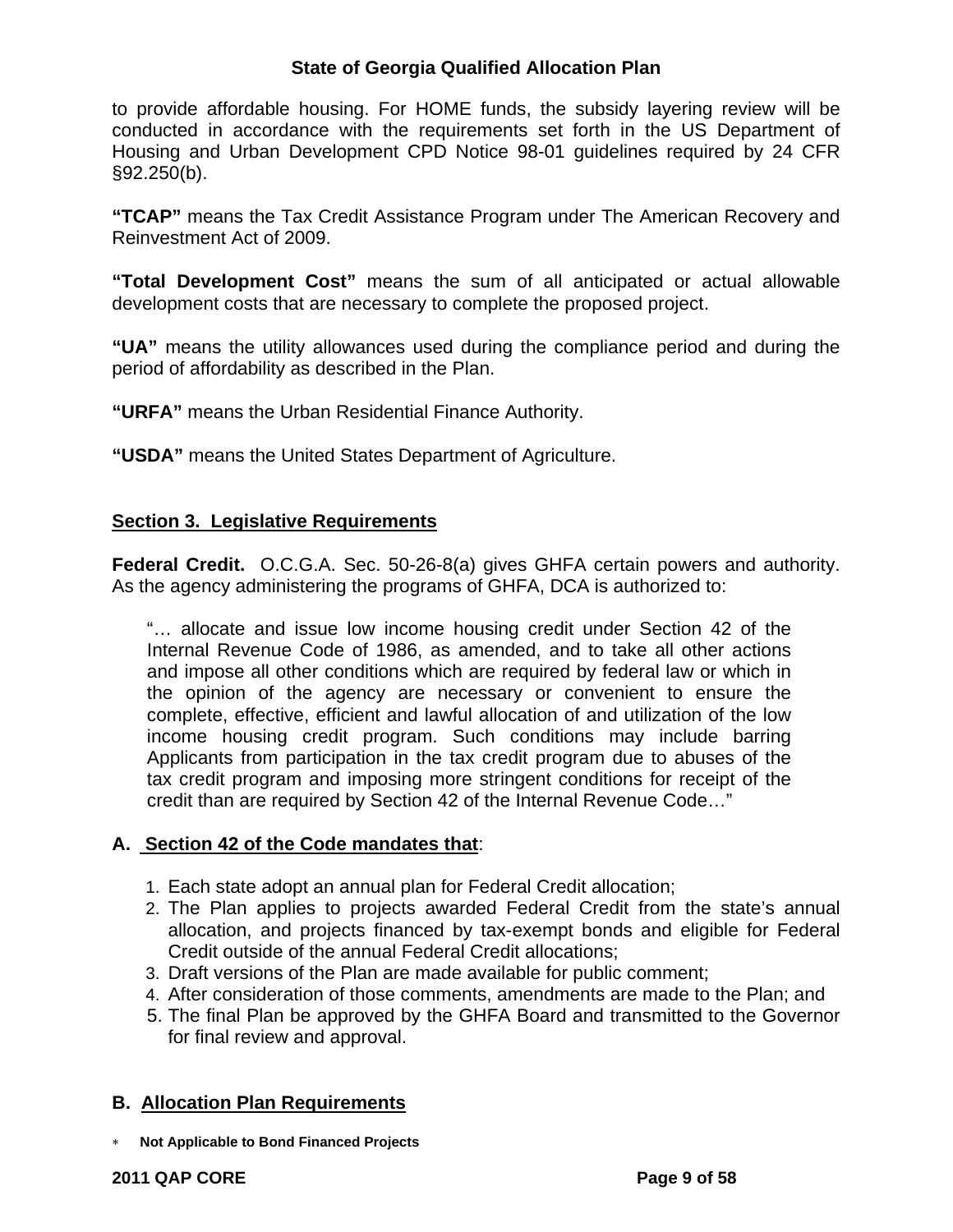to provide affordable housing. For HOME funds, the subsidy layering review will be conducted in accordance with the requirements set forth in the US Department of Housing and Urban Development CPD Notice 98-01 guidelines required by 24 CFR §92.250(b).

**"TCAP"** means the Tax Credit Assistance Program under The American Recovery and Reinvestment Act of 2009.

**"Total Development Cost"** means the sum of all anticipated or actual allowable development costs that are necessary to complete the proposed project.

**"UA"** means the utility allowances used during the compliance period and during the period of affordability as described in the Plan.

**"URFA"** means the Urban Residential Finance Authority.

**"USDA"** means the United States Department of Agriculture.

## Section 3. Legislative Requirements

**Federal Credit.** O.C.G.A. Sec. 50-26-8(a) gives GHFA certain powers and authority. As the agency administering the programs of GHFA, DCA is authorized to:

> "… allocate and issue low income housing credit under Section 42 of the Internal Revenue Code of 1986, as amended, and to take all other actions and impose all other conditions which are required by federal law or which in the opinion of the agency are necessary or convenient to ensure the complete, effective, efficient and lawful allocation of and utilization of the low income housing credit program. Such conditions may include barring Applicants from participation in the tax credit program due to abuses of the tax credit program and imposing more stringent conditions for receipt of the credit than are required by Section 42 of the Internal Revenue Code…"

### A. Section 42 of the Code mandates that:

1. Each state adopt an annual plan for Federal Credit allocation;
2. The Plan applies to projects awarded Federal Credit from the state's annual allocation, and projects financed by tax-exempt bonds and eligible for Federal Credit outside of the annual Federal Credit allocations;
3. Draft versions of the Plan are made available for public comment;
4. After consideration of those comments, amendments are made to the Plan; and
5. The final Plan be approved by the GHFA Board and transmitted to the Governor for final review and approval.

### B. Allocation Plan Requirements

* **Not Applicable to Bond Financed Projects**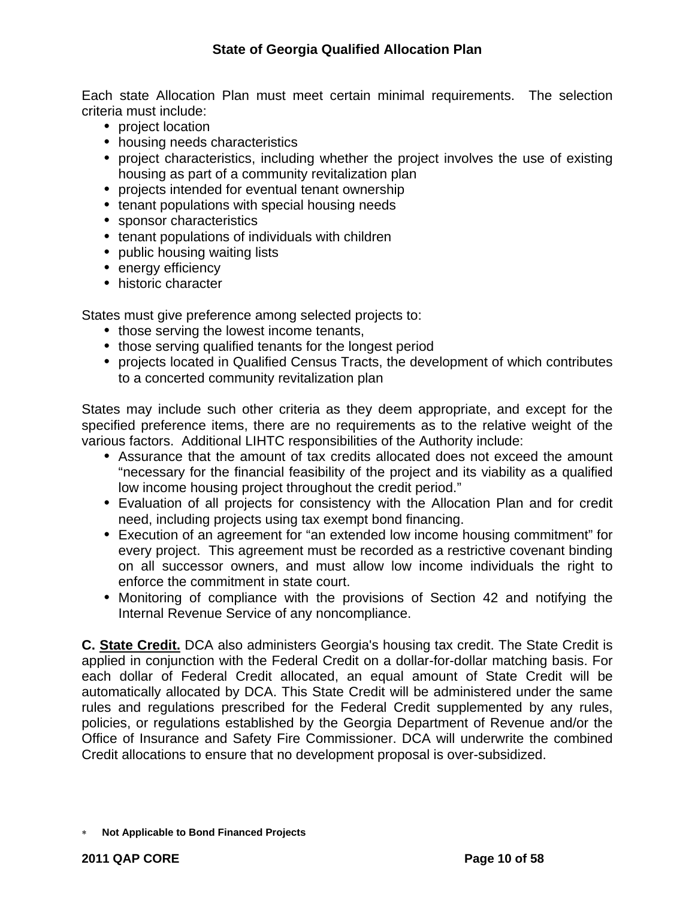Each state Allocation Plan must meet certain minimal requirements. The selection criteria must include:

- project location
- housing needs characteristics
- project characteristics, including whether the project involves the use of existing housing as part of a community revitalization plan
- projects intended for eventual tenant ownership
- tenant populations with special housing needs
- sponsor characteristics
- tenant populations of individuals with children
- public housing waiting lists
- energy efficiency
- historic character

States must give preference among selected projects to:

- those serving the lowest income tenants,
- those serving qualified tenants for the longest period
- projects located in Qualified Census Tracts, the development of which contributes to a concerted community revitalization plan

States may include such other criteria as they deem appropriate, and except for the specified preference items, there are no requirements as to the relative weight of the various factors. Additional LIHTC responsibilities of the Authority include:

- Assurance that the amount of tax credits allocated does not exceed the amount "necessary for the financial feasibility of the project and its viability as a qualified low income housing project throughout the credit period."
- Evaluation of all projects for consistency with the Allocation Plan and for credit need, including projects using tax exempt bond financing.
- Execution of an agreement for "an extended low income housing commitment" for every project. This agreement must be recorded as a restrictive covenant binding on all successor owners, and must allow low income individuals the right to enforce the commitment in state court.
- Monitoring of compliance with the provisions of Section 42 and notifying the Internal Revenue Service of any noncompliance.

**C. <u>State Credit.</u>** DCA also administers Georgia's housing tax credit. The State Credit is applied in conjunction with the Federal Credit on a dollar-for-dollar matching basis. For each dollar of Federal Credit allocated, an equal amount of State Credit will be automatically allocated by DCA. This State Credit will be administered under the same rules and regulations prescribed for the Federal Credit supplemented by any rules, policies, or regulations established by the Georgia Department of Revenue and/or the Office of Insurance and Safety Fire Commissioner. DCA will underwrite the combined Credit allocations to ensure that no development proposal is over-subsidized.

* **Not Applicable to Bond Financed Projects**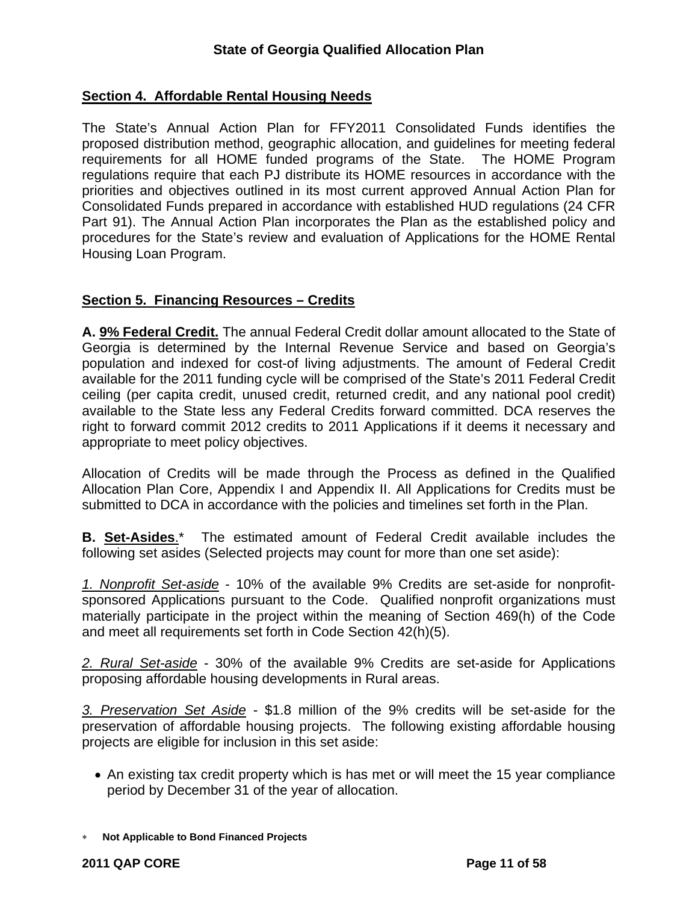## Section 4. Affordable Rental Housing Needs

The State's Annual Action Plan for FFY2011 Consolidated Funds identifies the proposed distribution method, geographic allocation, and guidelines for meeting federal requirements for all HOME funded programs of the State. The HOME Program regulations require that each PJ distribute its HOME resources in accordance with the priorities and objectives outlined in its most current approved Annual Action Plan for Consolidated Funds prepared in accordance with established HUD regulations (24 CFR Part 91). The Annual Action Plan incorporates the Plan as the established policy and procedures for the State's review and evaluation of Applications for the HOME Rental Housing Loan Program.

## Section 5. Financing Resources – Credits

**A. 9% Federal Credit.** The annual Federal Credit dollar amount allocated to the State of Georgia is determined by the Internal Revenue Service and based on Georgia's population and indexed for cost-of living adjustments. The amount of Federal Credit available for the 2011 funding cycle will be comprised of the State's 2011 Federal Credit ceiling (per capita credit, unused credit, returned credit, and any national pool credit) available to the State less any Federal Credits forward committed. DCA reserves the right to forward commit 2012 credits to 2011 Applications if it deems it necessary and appropriate to meet policy objectives.

Allocation of Credits will be made through the Process as defined in the Qualified Allocation Plan Core, Appendix I and Appendix II. All Applications for Credits must be submitted to DCA in accordance with the policies and timelines set forth in the Plan.

**B. Set-Asides**.* The estimated amount of Federal Credit available includes the following set asides (Selected projects may count for more than one set aside):

*1. Nonprofit Set-aside* - 10% of the available 9% Credits are set-aside for nonprofit-sponsored Applications pursuant to the Code. Qualified nonprofit organizations must materially participate in the project within the meaning of Section 469(h) of the Code and meet all requirements set forth in Code Section 42(h)(5).

*2. Rural Set-aside* - 30% of the available 9% Credits are set-aside for Applications proposing affordable housing developments in Rural areas.

*3. Preservation Set Aside* - $1.8 million of the 9% credits will be set-aside for the preservation of affordable housing projects. The following existing affordable housing projects are eligible for inclusion in this set aside:

- An existing tax credit property which is has met or will meet the 15 year compliance period by December 31 of the year of allocation.

* **Not Applicable to Bond Financed Projects**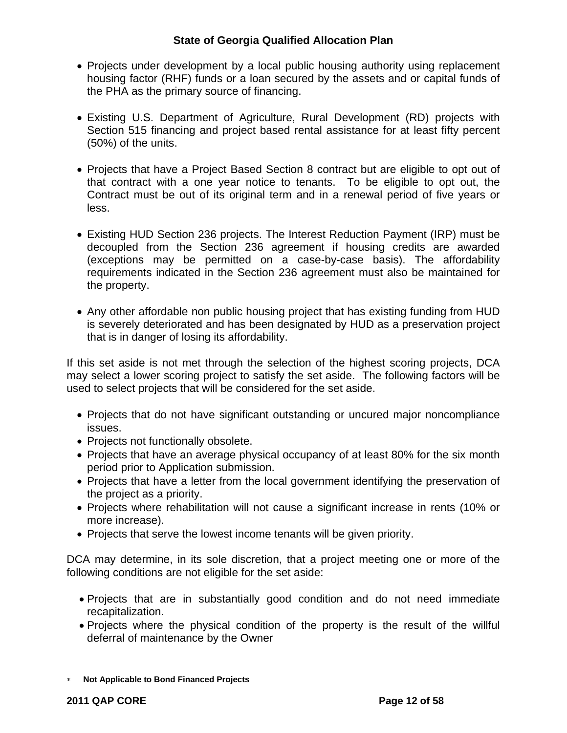- Projects under development by a local public housing authority using replacement housing factor (RHF) funds or a loan secured by the assets and or capital funds of the PHA as the primary source of financing.

- Existing U.S. Department of Agriculture, Rural Development (RD) projects with Section 515 financing and project based rental assistance for at least fifty percent (50%) of the units.

- Projects that have a Project Based Section 8 contract but are eligible to opt out of that contract with a one year notice to tenants. To be eligible to opt out, the Contract must be out of its original term and in a renewal period of five years or less.

- Existing HUD Section 236 projects. The Interest Reduction Payment (IRP) must be decoupled from the Section 236 agreement if housing credits are awarded (exceptions may be permitted on a case-by-case basis). The affordability requirements indicated in the Section 236 agreement must also be maintained for the property.

- Any other affordable non public housing project that has existing funding from HUD is severely deteriorated and has been designated by HUD as a preservation project that is in danger of losing its affordability.

If this set aside is not met through the selection of the highest scoring projects, DCA may select a lower scoring project to satisfy the set aside. The following factors will be used to select projects that will be considered for the set aside.

- Projects that do not have significant outstanding or uncured major noncompliance issues.
- Projects not functionally obsolete.
- Projects that have an average physical occupancy of at least 80% for the six month period prior to Application submission.
- Projects that have a letter from the local government identifying the preservation of the project as a priority.
- Projects where rehabilitation will not cause a significant increase in rents (10% or more increase).
- Projects that serve the lowest income tenants will be given priority.

DCA may determine, in its sole discretion, that a project meeting one or more of the following conditions are not eligible for the set aside:

- Projects that are in substantially good condition and do not need immediate recapitalization.
- Projects where the physical condition of the property is the result of the willful deferral of maintenance by the Owner

* **Not Applicable to Bond Financed Projects**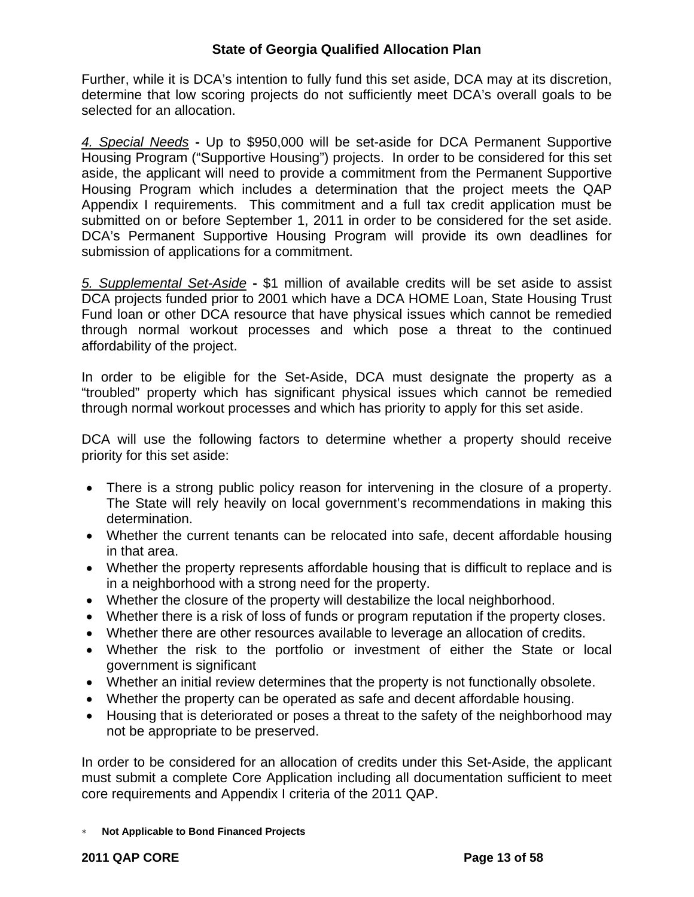Further, while it is DCA's intention to fully fund this set aside, DCA may at its discretion, determine that low scoring projects do not sufficiently meet DCA's overall goals to be selected for an allocation.

*4. Special Needs* **-** Up to $950,000 will be set-aside for DCA Permanent Supportive Housing Program ("Supportive Housing") projects. In order to be considered for this set aside, the applicant will need to provide a commitment from the Permanent Supportive Housing Program which includes a determination that the project meets the QAP Appendix I requirements. This commitment and a full tax credit application must be submitted on or before September 1, 2011 in order to be considered for the set aside. DCA's Permanent Supportive Housing Program will provide its own deadlines for submission of applications for a commitment.

*5. Supplemental Set-Aside* **-** $1 million of available credits will be set aside to assist DCA projects funded prior to 2001 which have a DCA HOME Loan, State Housing Trust Fund loan or other DCA resource that have physical issues which cannot be remedied through normal workout processes and which pose a threat to the continued affordability of the project.

In order to be eligible for the Set-Aside, DCA must designate the property as a "troubled" property which has significant physical issues which cannot be remedied through normal workout processes and which has priority to apply for this set aside.

DCA will use the following factors to determine whether a property should receive priority for this set aside:

- There is a strong public policy reason for intervening in the closure of a property. The State will rely heavily on local government's recommendations in making this determination.
- Whether the current tenants can be relocated into safe, decent affordable housing in that area.
- Whether the property represents affordable housing that is difficult to replace and is in a neighborhood with a strong need for the property.
- Whether the closure of the property will destabilize the local neighborhood.
- Whether there is a risk of loss of funds or program reputation if the property closes.
- Whether there are other resources available to leverage an allocation of credits.
- Whether the risk to the portfolio or investment of either the State or local government is significant
- Whether an initial review determines that the property is not functionally obsolete.
- Whether the property can be operated as safe and decent affordable housing.
- Housing that is deteriorated or poses a threat to the safety of the neighborhood may not be appropriate to be preserved.

In order to be considered for an allocation of credits under this Set-Aside, the applicant must submit a complete Core Application including all documentation sufficient to meet core requirements and Appendix I criteria of the 2011 QAP.

* **Not Applicable to Bond Financed Projects**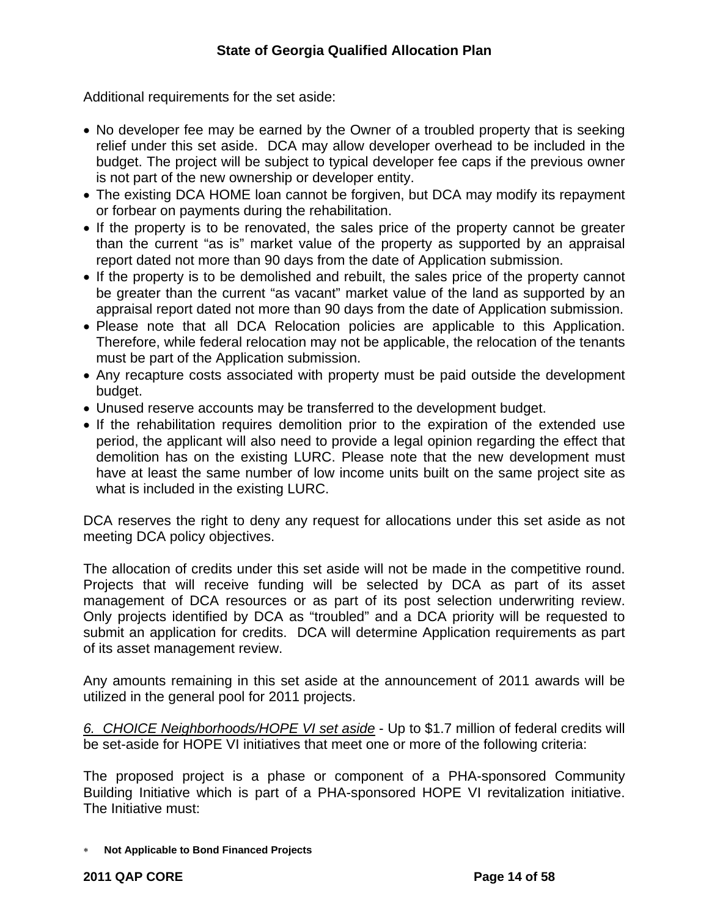Additional requirements for the set aside:

- No developer fee may be earned by the Owner of a troubled property that is seeking relief under this set aside. DCA may allow developer overhead to be included in the budget. The project will be subject to typical developer fee caps if the previous owner is not part of the new ownership or developer entity.
- The existing DCA HOME loan cannot be forgiven, but DCA may modify its repayment or forbear on payments during the rehabilitation.
- If the property is to be renovated, the sales price of the property cannot be greater than the current "as is" market value of the property as supported by an appraisal report dated not more than 90 days from the date of Application submission.
- If the property is to be demolished and rebuilt, the sales price of the property cannot be greater than the current "as vacant" market value of the land as supported by an appraisal report dated not more than 90 days from the date of Application submission.
- Please note that all DCA Relocation policies are applicable to this Application. Therefore, while federal relocation may not be applicable, the relocation of the tenants must be part of the Application submission.
- Any recapture costs associated with property must be paid outside the development budget.
- Unused reserve accounts may be transferred to the development budget.
- If the rehabilitation requires demolition prior to the expiration of the extended use period, the applicant will also need to provide a legal opinion regarding the effect that demolition has on the existing LURC. Please note that the new development must have at least the same number of low income units built on the same project site as what is included in the existing LURC.

DCA reserves the right to deny any request for allocations under this set aside as not meeting DCA policy objectives.

The allocation of credits under this set aside will not be made in the competitive round. Projects that will receive funding will be selected by DCA as part of its asset management of DCA resources or as part of its post selection underwriting review. Only projects identified by DCA as "troubled" and a DCA priority will be requested to submit an application for credits. DCA will determine Application requirements as part of its asset management review.

Any amounts remaining in this set aside at the announcement of 2011 awards will be utilized in the general pool for 2011 projects.

*6. CHOICE Neighborhoods/HOPE VI set aside* - Up to $1.7 million of federal credits will be set-aside for HOPE VI initiatives that meet one or more of the following criteria:

The proposed project is a phase or component of a PHA-sponsored Community Building Initiative which is part of a PHA-sponsored HOPE VI revitalization initiative. The Initiative must:

∗ **Not Applicable to Bond Financed Projects**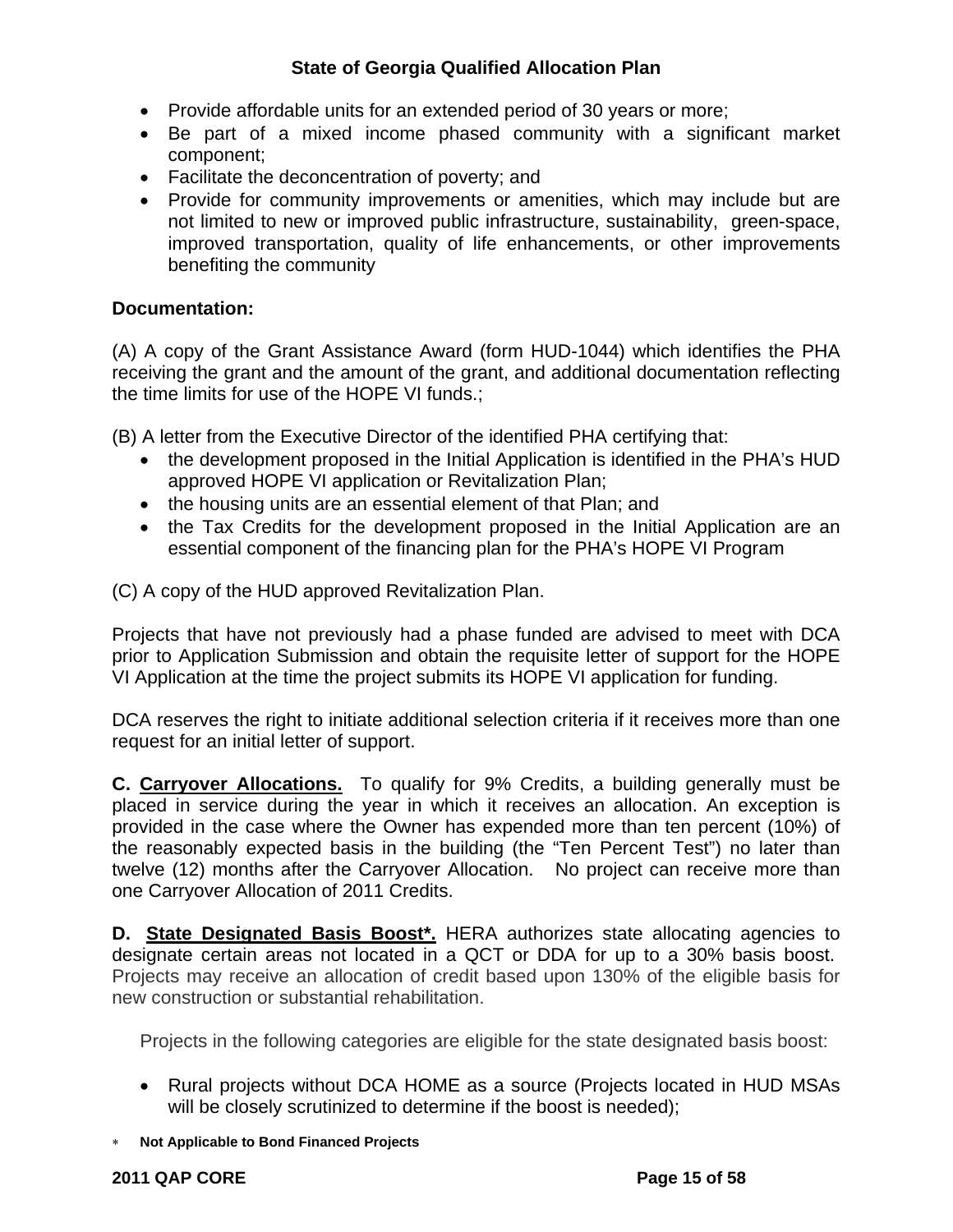- Provide affordable units for an extended period of 30 years or more;
- Be part of a mixed income phased community with a significant market component;
- Facilitate the deconcentration of poverty; and
- Provide for community improvements or amenities, which may include but are not limited to new or improved public infrastructure, sustainability, green-space, improved transportation, quality of life enhancements, or other improvements benefiting the community

**Documentation:**

(A) A copy of the Grant Assistance Award (form HUD-1044) which identifies the PHA receiving the grant and the amount of the grant, and additional documentation reflecting the time limits for use of the HOPE VI funds.;

(B) A letter from the Executive Director of the identified PHA certifying that:

- the development proposed in the Initial Application is identified in the PHA's HUD approved HOPE VI application or Revitalization Plan;
- the housing units are an essential element of that Plan; and
- the Tax Credits for the development proposed in the Initial Application are an essential component of the financing plan for the PHA's HOPE VI Program

(C) A copy of the HUD approved Revitalization Plan.

Projects that have not previously had a phase funded are advised to meet with DCA prior to Application Submission and obtain the requisite letter of support for the HOPE VI Application at the time the project submits its HOPE VI application for funding.

DCA reserves the right to initiate additional selection criteria if it receives more than one request for an initial letter of support.

**C. Carryover Allocations.** To qualify for 9% Credits, a building generally must be placed in service during the year in which it receives an allocation. An exception is provided in the case where the Owner has expended more than ten percent (10%) of the reasonably expected basis in the building (the "Ten Percent Test") no later than twelve (12) months after the Carryover Allocation. No project can receive more than one Carryover Allocation of 2011 Credits.

**D. State Designated Basis Boost*.** HERA authorizes state allocating agencies to designate certain areas not located in a QCT or DDA for up to a 30% basis boost. Projects may receive an allocation of credit based upon 130% of the eligible basis for new construction or substantial rehabilitation.

Projects in the following categories are eligible for the state designated basis boost:

- Rural projects without DCA HOME as a source (Projects located in HUD MSAs will be closely scrutinized to determine if the boost is needed);

* **Not Applicable to Bond Financed Projects**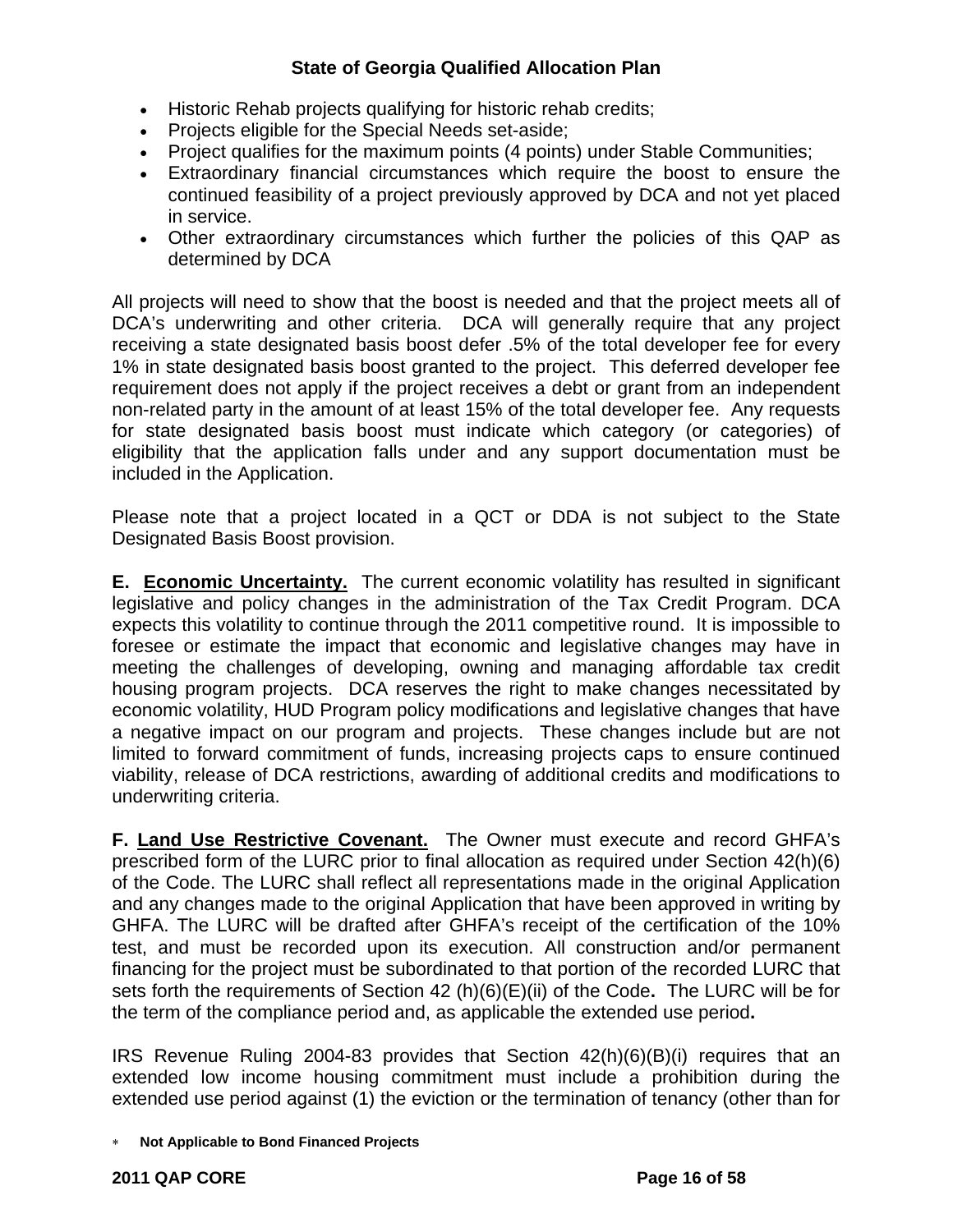- Historic Rehab projects qualifying for historic rehab credits;
- Projects eligible for the Special Needs set-aside;
- Project qualifies for the maximum points (4 points) under Stable Communities;
- Extraordinary financial circumstances which require the boost to ensure the continued feasibility of a project previously approved by DCA and not yet placed in service.
- Other extraordinary circumstances which further the policies of this QAP as determined by DCA

All projects will need to show that the boost is needed and that the project meets all of DCA's underwriting and other criteria. DCA will generally require that any project receiving a state designated basis boost defer .5% of the total developer fee for every 1% in state designated basis boost granted to the project. This deferred developer fee requirement does not apply if the project receives a debt or grant from an independent non-related party in the amount of at least 15% of the total developer fee. Any requests for state designated basis boost must indicate which category (or categories) of eligibility that the application falls under and any support documentation must be included in the Application.

Please note that a project located in a QCT or DDA is not subject to the State Designated Basis Boost provision.

**E. <u>Economic Uncertainty.</u>** The current economic volatility has resulted in significant legislative and policy changes in the administration of the Tax Credit Program. DCA expects this volatility to continue through the 2011 competitive round. It is impossible to foresee or estimate the impact that economic and legislative changes may have in meeting the challenges of developing, owning and managing affordable tax credit housing program projects. DCA reserves the right to make changes necessitated by economic volatility, HUD Program policy modifications and legislative changes that have a negative impact on our program and projects. These changes include but are not limited to forward commitment of funds, increasing projects caps to ensure continued viability, release of DCA restrictions, awarding of additional credits and modifications to underwriting criteria.

**F. <u>Land Use Restrictive Covenant.</u>** The Owner must execute and record GHFA's prescribed form of the LURC prior to final allocation as required under Section 42(h)(6) of the Code. The LURC shall reflect all representations made in the original Application and any changes made to the original Application that have been approved in writing by GHFA. The LURC will be drafted after GHFA's receipt of the certification of the 10% test, and must be recorded upon its execution. All construction and/or permanent financing for the project must be subordinated to that portion of the recorded LURC that sets forth the requirements of Section 42 (h)(6)(E)(ii) of the Code**.** The LURC will be for the term of the compliance period and, as applicable the extended use period**.**

IRS Revenue Ruling 2004-83 provides that Section 42(h)(6)(B)(i) requires that an extended low income housing commitment must include a prohibition during the extended use period against (1) the eviction or the termination of tenancy (other than for

\* **Not Applicable to Bond Financed Projects**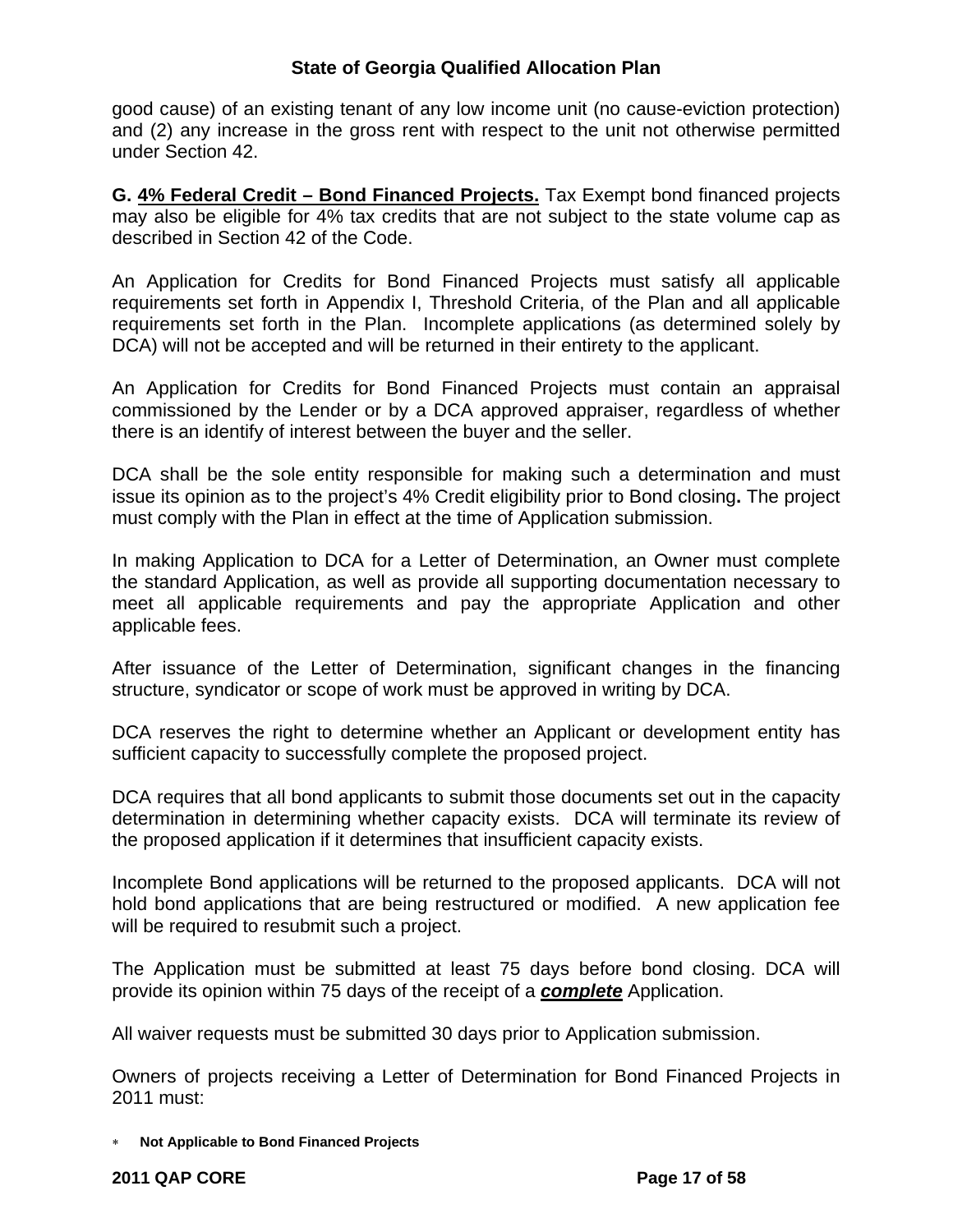good cause) of an existing tenant of any low income unit (no cause-eviction protection) and (2) any increase in the gross rent with respect to the unit not otherwise permitted under Section 42.

**G. <u>4% Federal Credit – Bond Financed Projects.</u>** Tax Exempt bond financed projects may also be eligible for 4% tax credits that are not subject to the state volume cap as described in Section 42 of the Code.

An Application for Credits for Bond Financed Projects must satisfy all applicable requirements set forth in Appendix I, Threshold Criteria, of the Plan and all applicable requirements set forth in the Plan. Incomplete applications (as determined solely by DCA) will not be accepted and will be returned in their entirety to the applicant.

An Application for Credits for Bond Financed Projects must contain an appraisal commissioned by the Lender or by a DCA approved appraiser, regardless of whether there is an identify of interest between the buyer and the seller.

DCA shall be the sole entity responsible for making such a determination and must issue its opinion as to the project's 4% Credit eligibility prior to Bond closing**.** The project must comply with the Plan in effect at the time of Application submission.

In making Application to DCA for a Letter of Determination, an Owner must complete the standard Application, as well as provide all supporting documentation necessary to meet all applicable requirements and pay the appropriate Application and other applicable fees.

After issuance of the Letter of Determination, significant changes in the financing structure, syndicator or scope of work must be approved in writing by DCA.

DCA reserves the right to determine whether an Applicant or development entity has sufficient capacity to successfully complete the proposed project.

DCA requires that all bond applicants to submit those documents set out in the capacity determination in determining whether capacity exists. DCA will terminate its review of the proposed application if it determines that insufficient capacity exists.

Incomplete Bond applications will be returned to the proposed applicants. DCA will not hold bond applications that are being restructured or modified. A new application fee will be required to resubmit such a project.

The Application must be submitted at least 75 days before bond closing. DCA will provide its opinion within 75 days of the receipt of a ***<u>complete</u>*** Application.

All waiver requests must be submitted 30 days prior to Application submission.

Owners of projects receiving a Letter of Determination for Bond Financed Projects in 2011 must:

* **Not Applicable to Bond Financed Projects**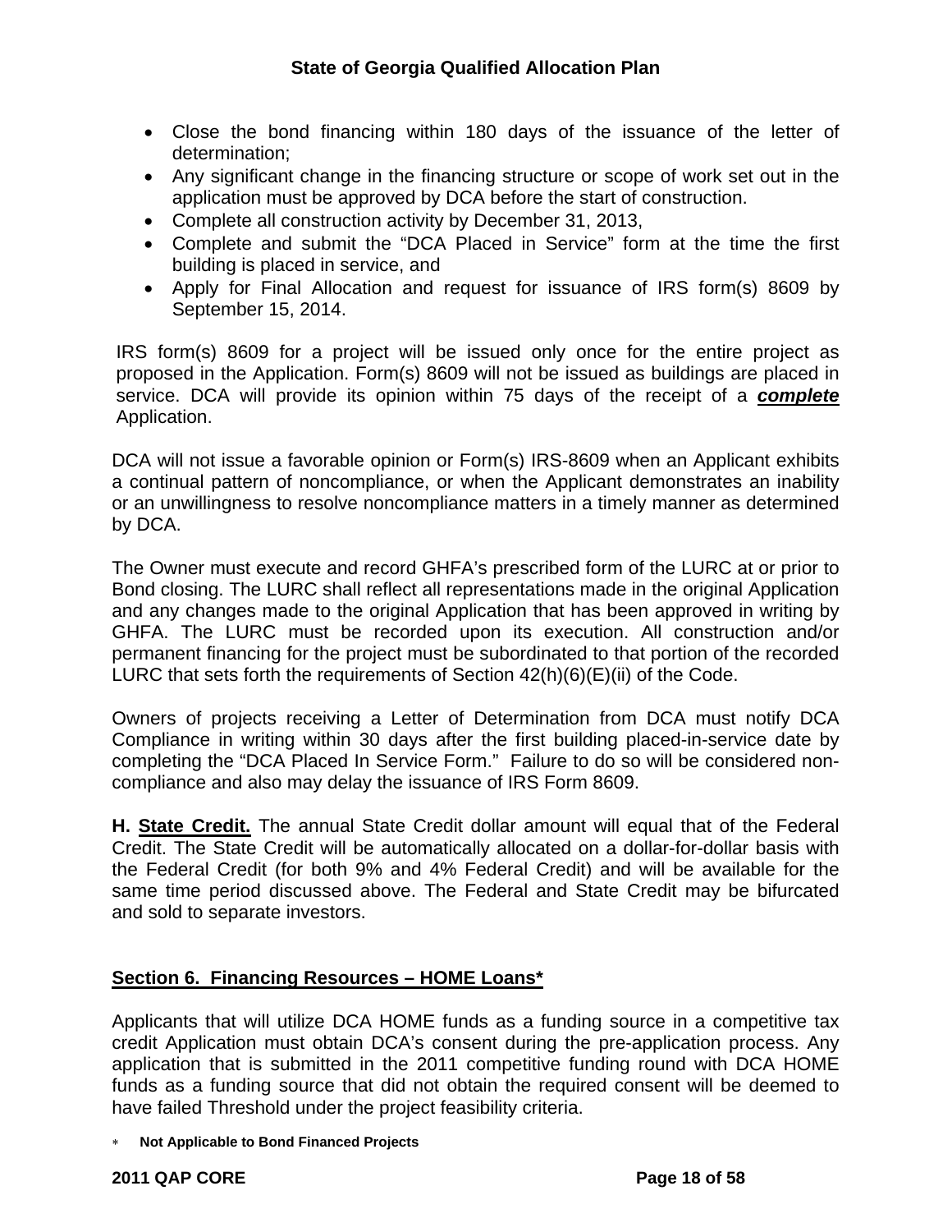- Close the bond financing within 180 days of the issuance of the letter of determination;
- Any significant change in the financing structure or scope of work set out in the application must be approved by DCA before the start of construction.
- Complete all construction activity by December 31, 2013,
- Complete and submit the "DCA Placed in Service" form at the time the first building is placed in service, and
- Apply for Final Allocation and request for issuance of IRS form(s) 8609 by September 15, 2014.

IRS form(s) 8609 for a project will be issued only once for the entire project as proposed in the Application. Form(s) 8609 will not be issued as buildings are placed in service. DCA will provide its opinion within 75 days of the receipt of a ***complete*** Application.

DCA will not issue a favorable opinion or Form(s) IRS-8609 when an Applicant exhibits a continual pattern of noncompliance, or when the Applicant demonstrates an inability or an unwillingness to resolve noncompliance matters in a timely manner as determined by DCA.

The Owner must execute and record GHFA's prescribed form of the LURC at or prior to Bond closing. The LURC shall reflect all representations made in the original Application and any changes made to the original Application that has been approved in writing by GHFA. The LURC must be recorded upon its execution. All construction and/or permanent financing for the project must be subordinated to that portion of the recorded LURC that sets forth the requirements of Section 42(h)(6)(E)(ii) of the Code.

Owners of projects receiving a Letter of Determination from DCA must notify DCA Compliance in writing within 30 days after the first building placed-in-service date by completing the "DCA Placed In Service Form." Failure to do so will be considered non-compliance and also may delay the issuance of IRS Form 8609.

**H. State Credit.** The annual State Credit dollar amount will equal that of the Federal Credit. The State Credit will be automatically allocated on a dollar-for-dollar basis with the Federal Credit (for both 9% and 4% Federal Credit) and will be available for the same time period discussed above. The Federal and State Credit may be bifurcated and sold to separate investors.

## Section 6. Financing Resources – HOME Loans*

Applicants that will utilize DCA HOME funds as a funding source in a competitive tax credit Application must obtain DCA's consent during the pre-application process. Any application that is submitted in the 2011 competitive funding round with DCA HOME funds as a funding source that did not obtain the required consent will be deemed to have failed Threshold under the project feasibility criteria.

* **Not Applicable to Bond Financed Projects**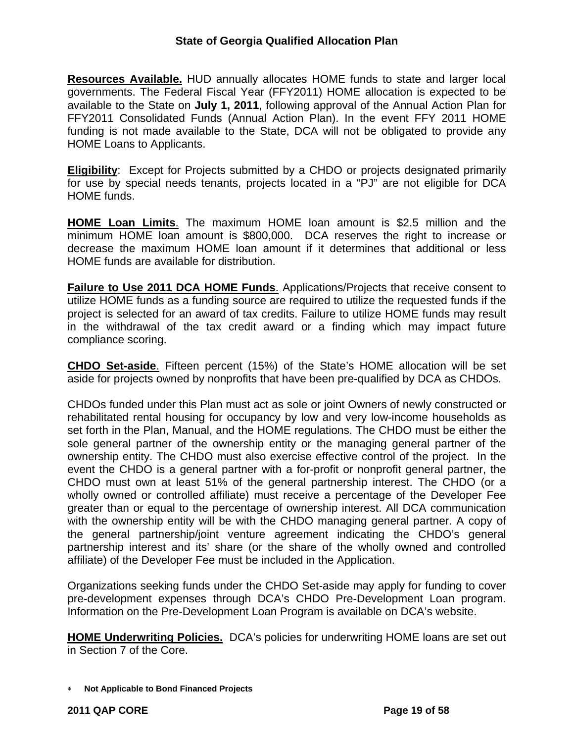**Resources Available.** HUD annually allocates HOME funds to state and larger local governments. The Federal Fiscal Year (FFY2011) HOME allocation is expected to be available to the State on **July 1, 2011**, following approval of the Annual Action Plan for FFY2011 Consolidated Funds (Annual Action Plan). In the event FFY 2011 HOME funding is not made available to the State, DCA will not be obligated to provide any HOME Loans to Applicants.

**Eligibility**: Except for Projects submitted by a CHDO or projects designated primarily for use by special needs tenants, projects located in a "PJ" are not eligible for DCA HOME funds.

**HOME Loan Limits**. The maximum HOME loan amount is $2.5 million and the minimum HOME loan amount is $800,000. DCA reserves the right to increase or decrease the maximum HOME loan amount if it determines that additional or less HOME funds are available for distribution.

**Failure to Use 2011 DCA HOME Funds**. Applications/Projects that receive consent to utilize HOME funds as a funding source are required to utilize the requested funds if the project is selected for an award of tax credits. Failure to utilize HOME funds may result in the withdrawal of the tax credit award or a finding which may impact future compliance scoring.

**CHDO Set-aside**. Fifteen percent (15%) of the State's HOME allocation will be set aside for projects owned by nonprofits that have been pre-qualified by DCA as CHDOs.

CHDOs funded under this Plan must act as sole or joint Owners of newly constructed or rehabilitated rental housing for occupancy by low and very low-income households as set forth in the Plan, Manual, and the HOME regulations. The CHDO must be either the sole general partner of the ownership entity or the managing general partner of the ownership entity. The CHDO must also exercise effective control of the project. In the event the CHDO is a general partner with a for-profit or nonprofit general partner, the CHDO must own at least 51% of the general partnership interest. The CHDO (or a wholly owned or controlled affiliate) must receive a percentage of the Developer Fee greater than or equal to the percentage of ownership interest. All DCA communication with the ownership entity will be with the CHDO managing general partner. A copy of the general partnership/joint venture agreement indicating the CHDO's general partnership interest and its' share (or the share of the wholly owned and controlled affiliate) of the Developer Fee must be included in the Application.

Organizations seeking funds under the CHDO Set-aside may apply for funding to cover pre-development expenses through DCA's CHDO Pre-Development Loan program. Information on the Pre-Development Loan Program is available on DCA's website.

**HOME Underwriting Policies.** DCA's policies for underwriting HOME loans are set out in Section 7 of the Core.

* **Not Applicable to Bond Financed Projects**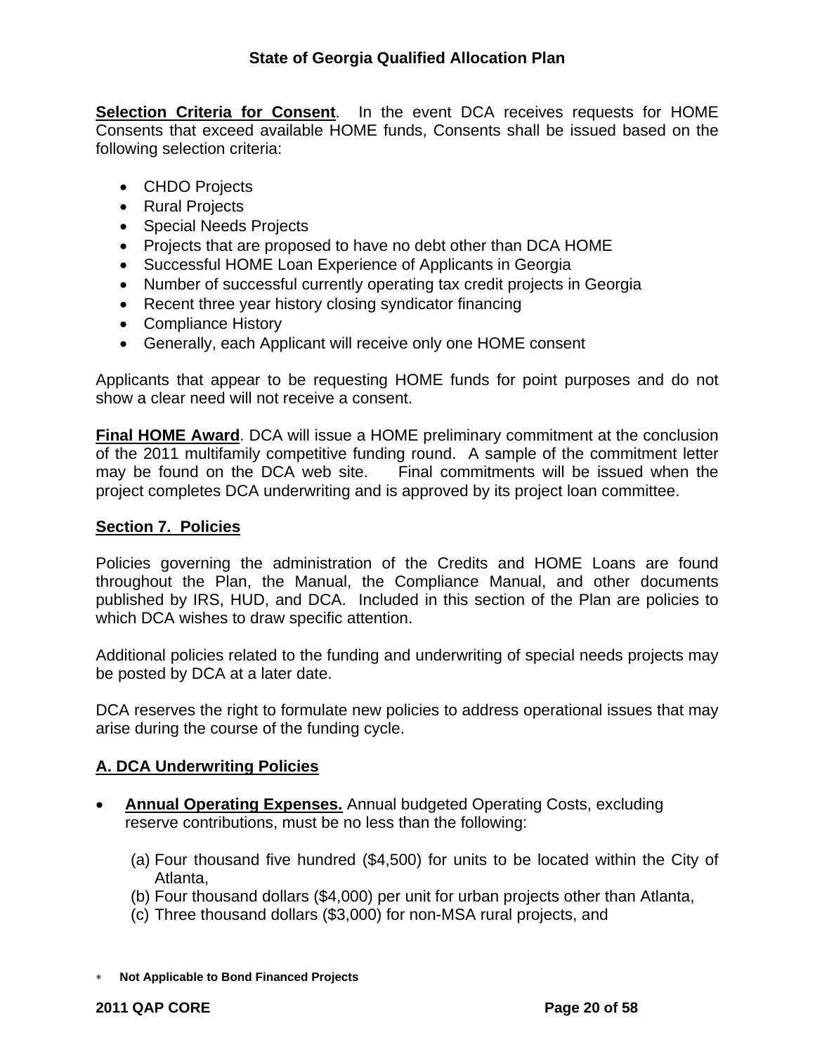**Selection Criteria for Consent**. In the event DCA receives requests for HOME Consents that exceed available HOME funds, Consents shall be issued based on the following selection criteria:

- CHDO Projects
- Rural Projects
- Special Needs Projects
- Projects that are proposed to have no debt other than DCA HOME
- Successful HOME Loan Experience of Applicants in Georgia
- Number of successful currently operating tax credit projects in Georgia
- Recent three year history closing syndicator financing
- Compliance History
- Generally, each Applicant will receive only one HOME consent

Applicants that appear to be requesting HOME funds for point purposes and do not show a clear need will not receive a consent.

**Final HOME Award**. DCA will issue a HOME preliminary commitment at the conclusion of the 2011 multifamily competitive funding round. A sample of the commitment letter may be found on the DCA web site. Final commitments will be issued when the project completes DCA underwriting and is approved by its project loan committee.

## Section 7. Policies

Policies governing the administration of the Credits and HOME Loans are found throughout the Plan, the Manual, the Compliance Manual, and other documents published by IRS, HUD, and DCA. Included in this section of the Plan are policies to which DCA wishes to draw specific attention.

Additional policies related to the funding and underwriting of special needs projects may be posted by DCA at a later date.

DCA reserves the right to formulate new policies to address operational issues that may arise during the course of the funding cycle.

### A. DCA Underwriting Policies

- **Annual Operating Expenses.** Annual budgeted Operating Costs, excluding reserve contributions, must be no less than the following:

  (a) Four thousand five hundred ($4,500) for units to be located within the City of Atlanta,
  (b) Four thousand dollars ($4,000) per unit for urban projects other than Atlanta,
  (c) Three thousand dollars ($3,000) for non-MSA rural projects, and

∗ **Not Applicable to Bond Financed Projects**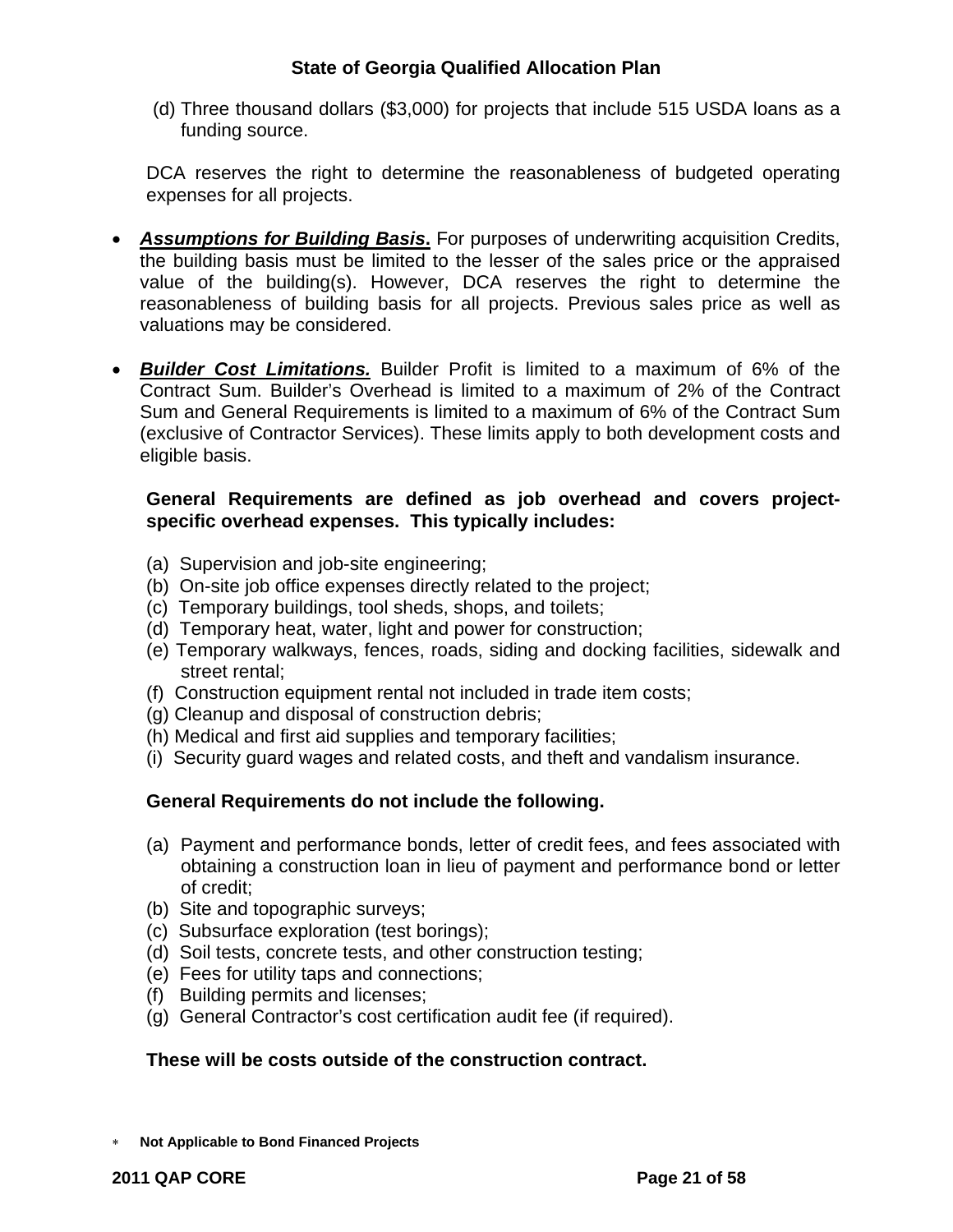(d) Three thousand dollars ($3,000) for projects that include 515 USDA loans as a funding source.

DCA reserves the right to determine the reasonableness of budgeted operating expenses for all projects.

- ***Assumptions for Building Basis*.** For purposes of underwriting acquisition Credits, the building basis must be limited to the lesser of the sales price or the appraised value of the building(s). However, DCA reserves the right to determine the reasonableness of building basis for all projects. Previous sales price as well as valuations may be considered.

- ***Builder Cost Limitations.*** Builder Profit is limited to a maximum of 6% of the Contract Sum. Builder's Overhead is limited to a maximum of 2% of the Contract Sum and General Requirements is limited to a maximum of 6% of the Contract Sum (exclusive of Contractor Services). These limits apply to both development costs and eligible basis.

**General Requirements are defined as job overhead and covers project-specific overhead expenses. This typically includes:**

(a) Supervision and job-site engineering;
(b) On-site job office expenses directly related to the project;
(c) Temporary buildings, tool sheds, shops, and toilets;
(d) Temporary heat, water, light and power for construction;
(e) Temporary walkways, fences, roads, siding and docking facilities, sidewalk and street rental;
(f) Construction equipment rental not included in trade item costs;
(g) Cleanup and disposal of construction debris;
(h) Medical and first aid supplies and temporary facilities;
(i) Security guard wages and related costs, and theft and vandalism insurance.

**General Requirements do not include the following.**

(a) Payment and performance bonds, letter of credit fees, and fees associated with obtaining a construction loan in lieu of payment and performance bond or letter of credit;
(b) Site and topographic surveys;
(c) Subsurface exploration (test borings);
(d) Soil tests, concrete tests, and other construction testing;
(e) Fees for utility taps and connections;
(f) Building permits and licenses;
(g) General Contractor's cost certification audit fee (if required).

**These will be costs outside of the construction contract.**

* **Not Applicable to Bond Financed Projects**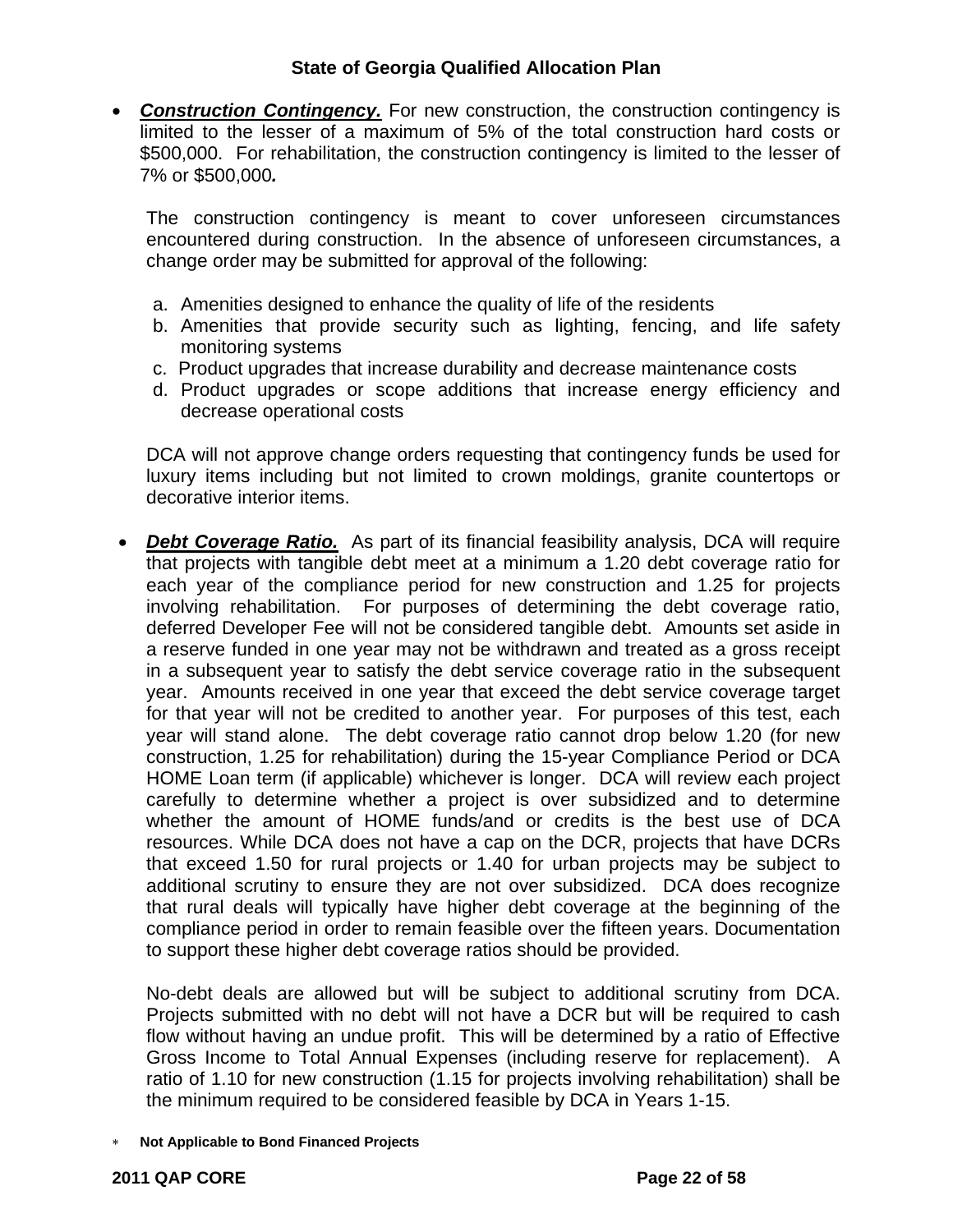- ***Construction Contingency.*** For new construction, the construction contingency is limited to the lesser of a maximum of 5% of the total construction hard costs or $500,000. For rehabilitation, the construction contingency is limited to the lesser of 7% or $500,000***.***

  The construction contingency is meant to cover unforeseen circumstances encountered during construction. In the absence of unforeseen circumstances, a change order may be submitted for approval of the following:

  a. Amenities designed to enhance the quality of life of the residents
  b. Amenities that provide security such as lighting, fencing, and life safety monitoring systems
  c. Product upgrades that increase durability and decrease maintenance costs
  d. Product upgrades or scope additions that increase energy efficiency and decrease operational costs

  DCA will not approve change orders requesting that contingency funds be used for luxury items including but not limited to crown moldings, granite countertops or decorative interior items.

- ***Debt Coverage Ratio.*** As part of its financial feasibility analysis, DCA will require that projects with tangible debt meet at a minimum a 1.20 debt coverage ratio for each year of the compliance period for new construction and 1.25 for projects involving rehabilitation. For purposes of determining the debt coverage ratio, deferred Developer Fee will not be considered tangible debt. Amounts set aside in a reserve funded in one year may not be withdrawn and treated as a gross receipt in a subsequent year to satisfy the debt service coverage ratio in the subsequent year. Amounts received in one year that exceed the debt service coverage target for that year will not be credited to another year. For purposes of this test, each year will stand alone. The debt coverage ratio cannot drop below 1.20 (for new construction, 1.25 for rehabilitation) during the 15-year Compliance Period or DCA HOME Loan term (if applicable) whichever is longer. DCA will review each project carefully to determine whether a project is over subsidized and to determine whether the amount of HOME funds/and or credits is the best use of DCA resources. While DCA does not have a cap on the DCR, projects that have DCRs that exceed 1.50 for rural projects or 1.40 for urban projects may be subject to additional scrutiny to ensure they are not over subsidized. DCA does recognize that rural deals will typically have higher debt coverage at the beginning of the compliance period in order to remain feasible over the fifteen years. Documentation to support these higher debt coverage ratios should be provided.

  No-debt deals are allowed but will be subject to additional scrutiny from DCA. Projects submitted with no debt will not have a DCR but will be required to cash flow without having an undue profit. This will be determined by a ratio of Effective Gross Income to Total Annual Expenses (including reserve for replacement). A ratio of 1.10 for new construction (1.15 for projects involving rehabilitation) shall be the minimum required to be considered feasible by DCA in Years 1-15.

∗ **Not Applicable to Bond Financed Projects**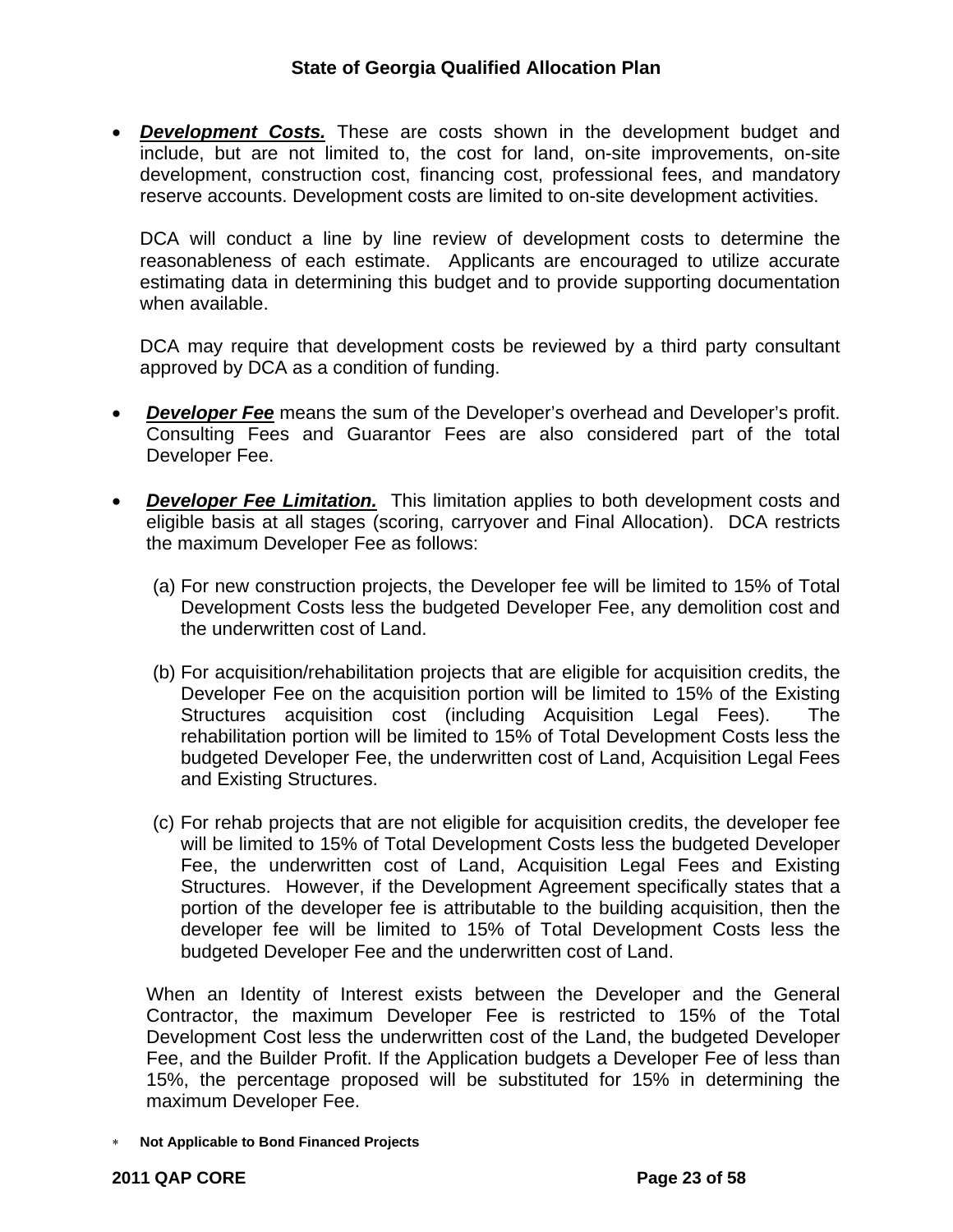- ***Development Costs.*** These are costs shown in the development budget and include, but are not limited to, the cost for land, on-site improvements, on-site development, construction cost, financing cost, professional fees, and mandatory reserve accounts. Development costs are limited to on-site development activities.

  DCA will conduct a line by line review of development costs to determine the reasonableness of each estimate. Applicants are encouraged to utilize accurate estimating data in determining this budget and to provide supporting documentation when available.

  DCA may require that development costs be reviewed by a third party consultant approved by DCA as a condition of funding.

- ***Developer Fee*** means the sum of the Developer's overhead and Developer's profit. Consulting Fees and Guarantor Fees are also considered part of the total Developer Fee.

- ***Developer Fee Limitation.*** This limitation applies to both development costs and eligible basis at all stages (scoring, carryover and Final Allocation). DCA restricts the maximum Developer Fee as follows:

  (a) For new construction projects, the Developer fee will be limited to 15% of Total Development Costs less the budgeted Developer Fee, any demolition cost and the underwritten cost of Land.

  (b) For acquisition/rehabilitation projects that are eligible for acquisition credits, the Developer Fee on the acquisition portion will be limited to 15% of the Existing Structures acquisition cost (including Acquisition Legal Fees). The rehabilitation portion will be limited to 15% of Total Development Costs less the budgeted Developer Fee, the underwritten cost of Land, Acquisition Legal Fees and Existing Structures.

  (c) For rehab projects that are not eligible for acquisition credits, the developer fee will be limited to 15% of Total Development Costs less the budgeted Developer Fee, the underwritten cost of Land, Acquisition Legal Fees and Existing Structures. However, if the Development Agreement specifically states that a portion of the developer fee is attributable to the building acquisition, then the developer fee will be limited to 15% of Total Development Costs less the budgeted Developer Fee and the underwritten cost of Land.

  When an Identity of Interest exists between the Developer and the General Contractor, the maximum Developer Fee is restricted to 15% of the Total Development Cost less the underwritten cost of the Land, the budgeted Developer Fee, and the Builder Profit. If the Application budgets a Developer Fee of less than 15%, the percentage proposed will be substituted for 15% in determining the maximum Developer Fee.

∗ **Not Applicable to Bond Financed Projects**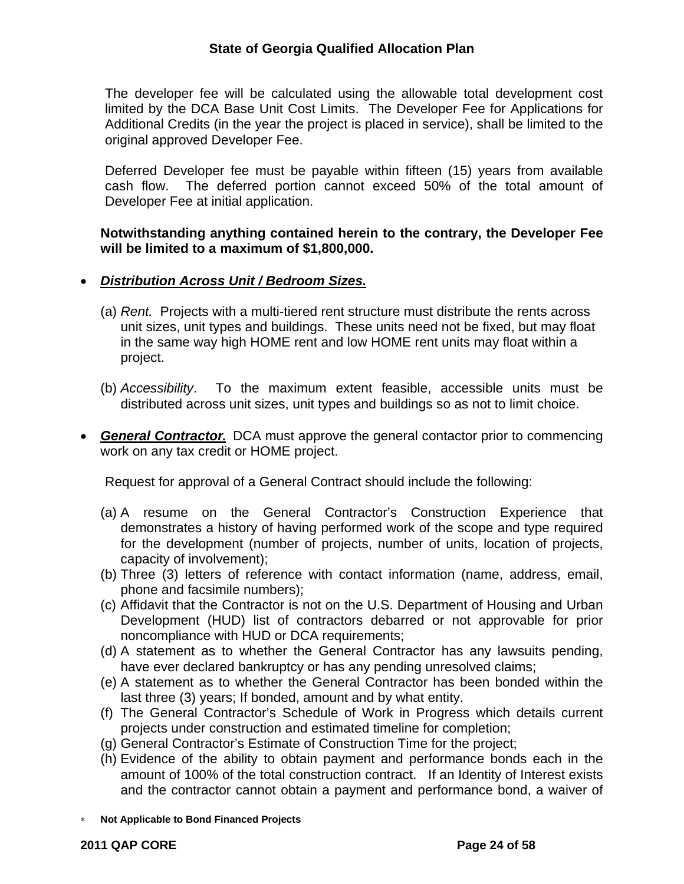The developer fee will be calculated using the allowable total development cost limited by the DCA Base Unit Cost Limits. The Developer Fee for Applications for Additional Credits (in the year the project is placed in service), shall be limited to the original approved Developer Fee.

Deferred Developer fee must be payable within fifteen (15) years from available cash flow. The deferred portion cannot exceed 50% of the total amount of Developer Fee at initial application.

**Notwithstanding anything contained herein to the contrary, the Developer Fee will be limited to a maximum of $1,800,000.**

- ***Distribution Across Unit / Bedroom Sizes.***

  (a) *Rent.* Projects with a multi-tiered rent structure must distribute the rents across unit sizes, unit types and buildings. These units need not be fixed, but may float in the same way high HOME rent and low HOME rent units may float within a project.

  (b) *Accessibility*. To the maximum extent feasible, accessible units must be distributed across unit sizes, unit types and buildings so as not to limit choice.

- ***General Contractor.*** DCA must approve the general contactor prior to commencing work on any tax credit or HOME project.

  Request for approval of a General Contract should include the following:

  (a) A resume on the General Contractor's Construction Experience that demonstrates a history of having performed work of the scope and type required for the development (number of projects, number of units, location of projects, capacity of involvement);
  (b) Three (3) letters of reference with contact information (name, address, email, phone and facsimile numbers);
  (c) Affidavit that the Contractor is not on the U.S. Department of Housing and Urban Development (HUD) list of contractors debarred or not approvable for prior noncompliance with HUD or DCA requirements;
  (d) A statement as to whether the General Contractor has any lawsuits pending, have ever declared bankruptcy or has any pending unresolved claims;
  (e) A statement as to whether the General Contractor has been bonded within the last three (3) years; If bonded, amount and by what entity.
  (f) The General Contractor's Schedule of Work in Progress which details current projects under construction and estimated timeline for completion;
  (g) General Contractor's Estimate of Construction Time for the project;
  (h) Evidence of the ability to obtain payment and performance bonds each in the amount of 100% of the total construction contract. If an Identity of Interest exists and the contractor cannot obtain a payment and performance bond, a waiver of

\* **Not Applicable to Bond Financed Projects**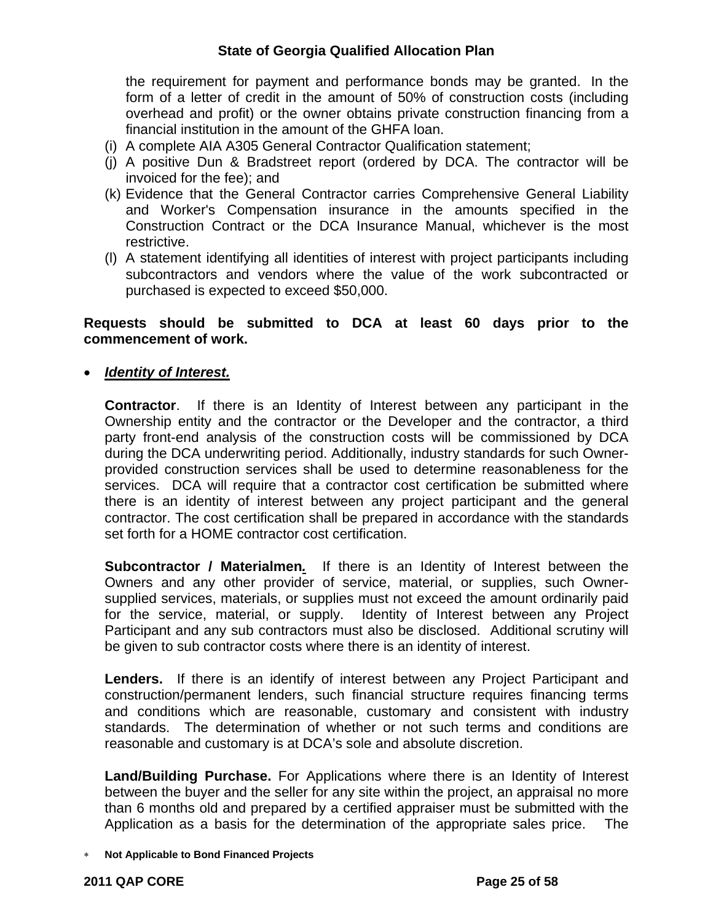the requirement for payment and performance bonds may be granted. In the form of a letter of credit in the amount of 50% of construction costs (including overhead and profit) or the owner obtains private construction financing from a financial institution in the amount of the GHFA loan.

(i) A complete AIA A305 General Contractor Qualification statement;

(j) A positive Dun & Bradstreet report (ordered by DCA. The contractor will be invoiced for the fee); and

(k) Evidence that the General Contractor carries Comprehensive General Liability and Worker's Compensation insurance in the amounts specified in the Construction Contract or the DCA Insurance Manual, whichever is the most restrictive.

(l) A statement identifying all identities of interest with project participants including subcontractors and vendors where the value of the work subcontracted or purchased is expected to exceed $50,000.

**Requests should be submitted to DCA at least 60 days prior to the commencement of work.**

- ***Identity of Interest.***

  **Contractor**. If there is an Identity of Interest between any participant in the Ownership entity and the contractor or the Developer and the contractor, a third party front-end analysis of the construction costs will be commissioned by DCA during the DCA underwriting period. Additionally, industry standards for such Owner-provided construction services shall be used to determine reasonableness for the services. DCA will require that a contractor cost certification be submitted where there is an identity of interest between any project participant and the general contractor. The cost certification shall be prepared in accordance with the standards set forth for a HOME contractor cost certification.

  **Subcontractor / Materialmen.** If there is an Identity of Interest between the Owners and any other provider of service, material, or supplies, such Owner-supplied services, materials, or supplies must not exceed the amount ordinarily paid for the service, material, or supply. Identity of Interest between any Project Participant and any sub contractors must also be disclosed. Additional scrutiny will be given to sub contractor costs where there is an identity of interest.

  **Lenders.** If there is an identify of interest between any Project Participant and construction/permanent lenders, such financial structure requires financing terms and conditions which are reasonable, customary and consistent with industry standards. The determination of whether or not such terms and conditions are reasonable and customary is at DCA's sole and absolute discretion.

  **Land/Building Purchase.** For Applications where there is an Identity of Interest between the buyer and the seller for any site within the project, an appraisal no more than 6 months old and prepared by a certified appraiser must be submitted with the Application as a basis for the determination of the appropriate sales price. The

* **Not Applicable to Bond Financed Projects**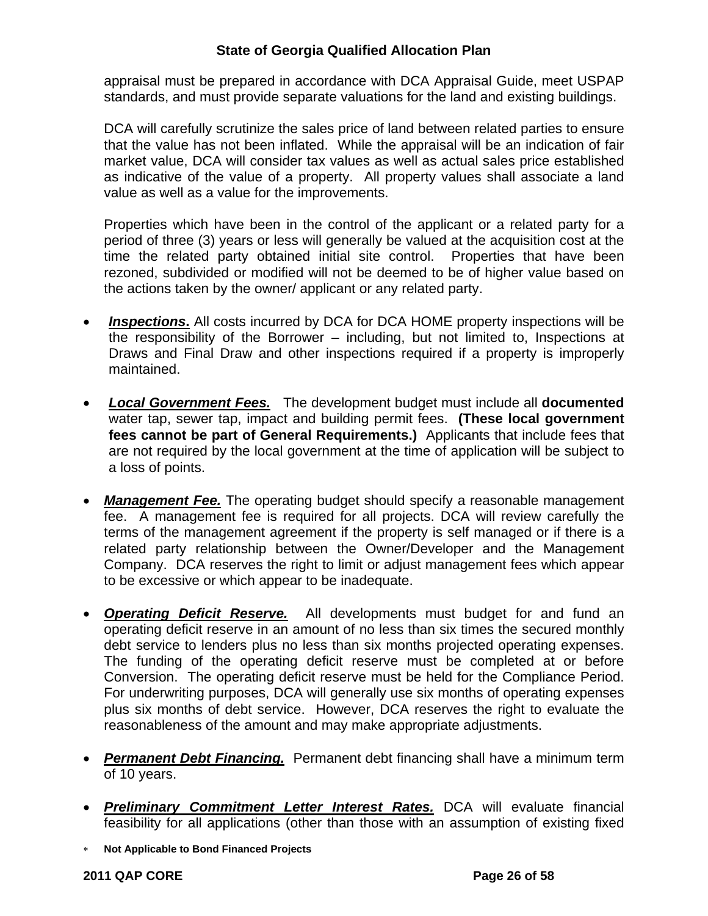appraisal must be prepared in accordance with DCA Appraisal Guide, meet USPAP standards, and must provide separate valuations for the land and existing buildings.

DCA will carefully scrutinize the sales price of land between related parties to ensure that the value has not been inflated. While the appraisal will be an indication of fair market value, DCA will consider tax values as well as actual sales price established as indicative of the value of a property. All property values shall associate a land value as well as a value for the improvements.

Properties which have been in the control of the applicant or a related party for a period of three (3) years or less will generally be valued at the acquisition cost at the time the related party obtained initial site control. Properties that have been rezoned, subdivided or modified will not be deemed to be of higher value based on the actions taken by the owner/ applicant or any related party.

- ***Inspections*.** All costs incurred by DCA for DCA HOME property inspections will be the responsibility of the Borrower – including, but not limited to, Inspections at Draws and Final Draw and other inspections required if a property is improperly maintained.

- ***Local Government Fees.*** The development budget must include all **documented** water tap, sewer tap, impact and building permit fees. **(These local government fees cannot be part of General Requirements.)** Applicants that include fees that are not required by the local government at the time of application will be subject to a loss of points.

- ***Management Fee.*** The operating budget should specify a reasonable management fee. A management fee is required for all projects. DCA will review carefully the terms of the management agreement if the property is self managed or if there is a related party relationship between the Owner/Developer and the Management Company. DCA reserves the right to limit or adjust management fees which appear to be excessive or which appear to be inadequate.

- ***Operating Deficit Reserve.*** All developments must budget for and fund an operating deficit reserve in an amount of no less than six times the secured monthly debt service to lenders plus no less than six months projected operating expenses. The funding of the operating deficit reserve must be completed at or before Conversion. The operating deficit reserve must be held for the Compliance Period. For underwriting purposes, DCA will generally use six months of operating expenses plus six months of debt service. However, DCA reserves the right to evaluate the reasonableness of the amount and may make appropriate adjustments.

- ***Permanent Debt Financing.*** Permanent debt financing shall have a minimum term of 10 years.

- ***Preliminary Commitment Letter Interest Rates.*** DCA will evaluate financial feasibility for all applications (other than those with an assumption of existing fixed

* **Not Applicable to Bond Financed Projects**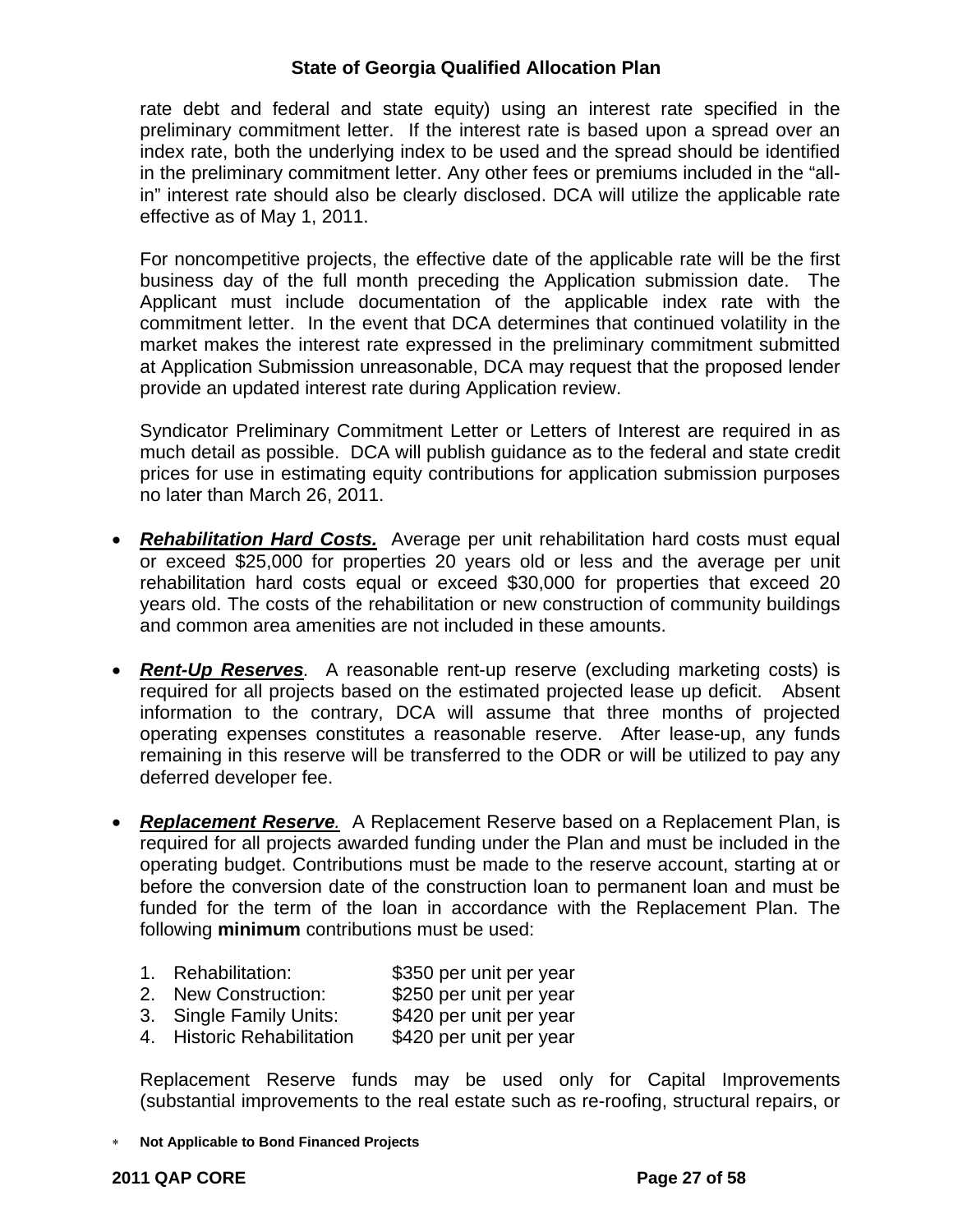rate debt and federal and state equity) using an interest rate specified in the preliminary commitment letter. If the interest rate is based upon a spread over an index rate, both the underlying index to be used and the spread should be identified in the preliminary commitment letter. Any other fees or premiums included in the "all-in" interest rate should also be clearly disclosed. DCA will utilize the applicable rate effective as of May 1, 2011.

For noncompetitive projects, the effective date of the applicable rate will be the first business day of the full month preceding the Application submission date. The Applicant must include documentation of the applicable index rate with the commitment letter. In the event that DCA determines that continued volatility in the market makes the interest rate expressed in the preliminary commitment submitted at Application Submission unreasonable, DCA may request that the proposed lender provide an updated interest rate during Application review.

Syndicator Preliminary Commitment Letter or Letters of Interest are required in as much detail as possible. DCA will publish guidance as to the federal and state credit prices for use in estimating equity contributions for application submission purposes no later than March 26, 2011.

- ***Rehabilitation Hard Costs.*** Average per unit rehabilitation hard costs must equal or exceed $25,000 for properties 20 years old or less and the average per unit rehabilitation hard costs equal or exceed $30,000 for properties that exceed 20 years old. The costs of the rehabilitation or new construction of community buildings and common area amenities are not included in these amounts.

- ***Rent-Up Reserves***. A reasonable rent-up reserve (excluding marketing costs) is required for all projects based on the estimated projected lease up deficit. Absent information to the contrary, DCA will assume that three months of projected operating expenses constitutes a reasonable reserve. After lease-up, any funds remaining in this reserve will be transferred to the ODR or will be utilized to pay any deferred developer fee.

- ***Replacement Reserve***. A Replacement Reserve based on a Replacement Plan, is required for all projects awarded funding under the Plan and must be included in the operating budget. Contributions must be made to the reserve account, starting at or before the conversion date of the construction loan to permanent loan and must be funded for the term of the loan in accordance with the Replacement Plan. The following **minimum** contributions must be used:

  1. Rehabilitation: $350 per unit per year
  2. New Construction: $250 per unit per year
  3. Single Family Units: $420 per unit per year
  4. Historic Rehabilitation $420 per unit per year

  Replacement Reserve funds may be used only for Capital Improvements (substantial improvements to the real estate such as re-roofing, structural repairs, or

∗ **Not Applicable to Bond Financed Projects**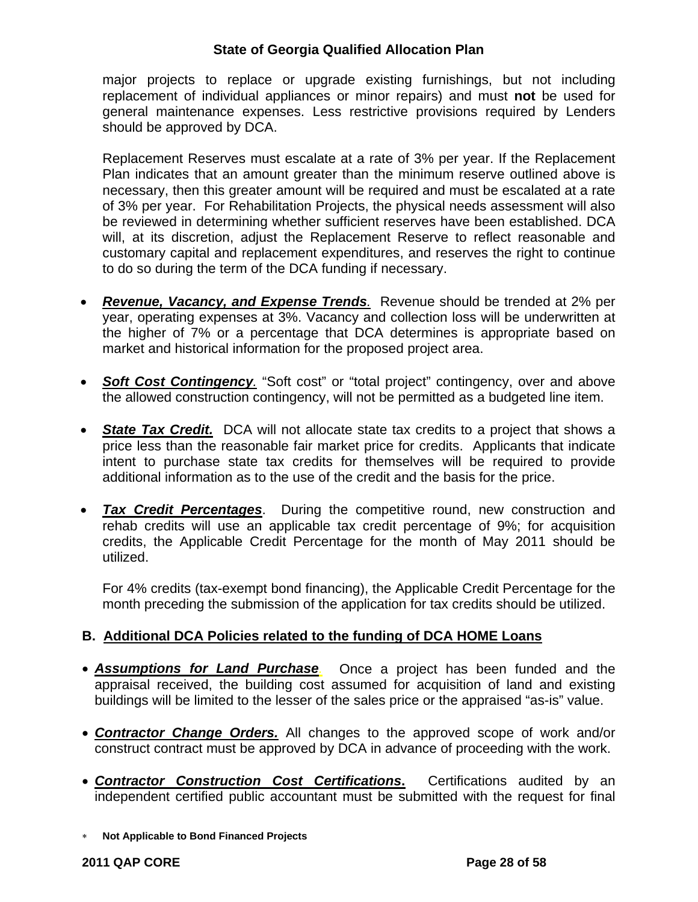major projects to replace or upgrade existing furnishings, but not including replacement of individual appliances or minor repairs) and must **not** be used for general maintenance expenses. Less restrictive provisions required by Lenders should be approved by DCA.

Replacement Reserves must escalate at a rate of 3% per year. If the Replacement Plan indicates that an amount greater than the minimum reserve outlined above is necessary, then this greater amount will be required and must be escalated at a rate of 3% per year. For Rehabilitation Projects, the physical needs assessment will also be reviewed in determining whether sufficient reserves have been established. DCA will, at its discretion, adjust the Replacement Reserve to reflect reasonable and customary capital and replacement expenditures, and reserves the right to continue to do so during the term of the DCA funding if necessary.

- ***Revenue, Vacancy, and Expense Trends**.* Revenue should be trended at 2% per year, operating expenses at 3%. Vacancy and collection loss will be underwritten at the higher of 7% or a percentage that DCA determines is appropriate based on market and historical information for the proposed project area.

- ***Soft Cost Contingency**.* "Soft cost" or "total project" contingency, over and above the allowed construction contingency, will not be permitted as a budgeted line item.

- ***State Tax Credit.*** DCA will not allocate state tax credits to a project that shows a price less than the reasonable fair market price for credits. Applicants that indicate intent to purchase state tax credits for themselves will be required to provide additional information as to the use of the credit and the basis for the price.

- ***Tax Credit Percentages***. During the competitive round, new construction and rehab credits will use an applicable tax credit percentage of 9%; for acquisition credits, the Applicable Credit Percentage for the month of May 2011 should be utilized.

  For 4% credits (tax-exempt bond financing), the Applicable Credit Percentage for the month preceding the submission of the application for tax credits should be utilized.

## B. Additional DCA Policies related to the funding of DCA HOME Loans

- ***Assumptions for Land Purchase**.* Once a project has been funded and the appraisal received, the building cost assumed for acquisition of land and existing buildings will be limited to the lesser of the sales price or the appraised "as-is" value.

- ***Contractor Change Orders.*** All changes to the approved scope of work and/or construct contract must be approved by DCA in advance of proceeding with the work.

- ***Contractor Construction Cost Certifications.*** Certifications audited by an independent certified public accountant must be submitted with the request for final

∗ **Not Applicable to Bond Financed Projects**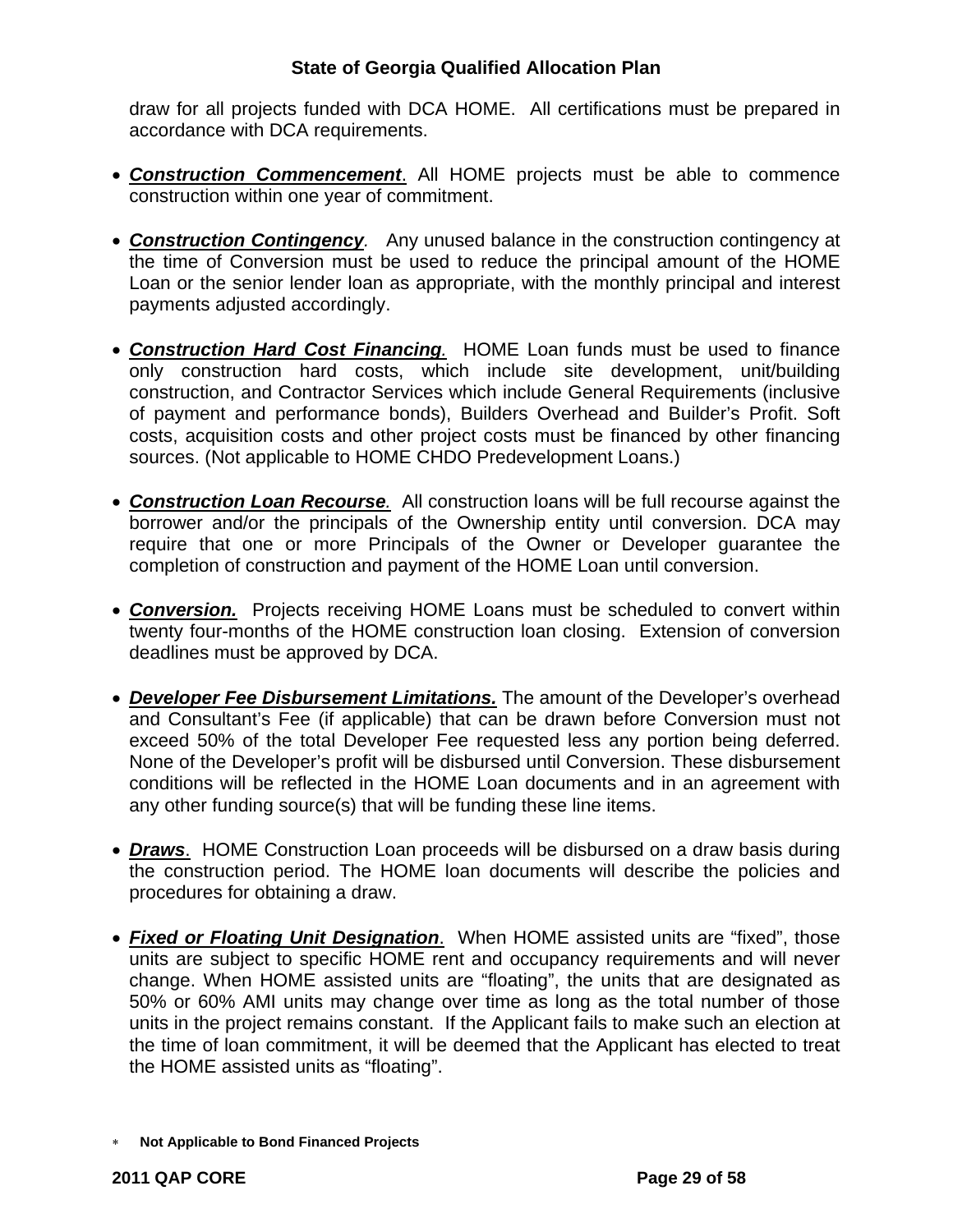draw for all projects funded with DCA HOME. All certifications must be prepared in accordance with DCA requirements.

- ***Construction Commencement***. All HOME projects must be able to commence construction within one year of commitment.

- ***Construction Contingency***. Any unused balance in the construction contingency at the time of Conversion must be used to reduce the principal amount of the HOME Loan or the senior lender loan as appropriate, with the monthly principal and interest payments adjusted accordingly.

- ***Construction Hard Cost Financing***. HOME Loan funds must be used to finance only construction hard costs, which include site development, unit/building construction, and Contractor Services which include General Requirements (inclusive of payment and performance bonds), Builders Overhead and Builder's Profit. Soft costs, acquisition costs and other project costs must be financed by other financing sources. (Not applicable to HOME CHDO Predevelopment Loans.)

- ***Construction Loan Recourse***. All construction loans will be full recourse against the borrower and/or the principals of the Ownership entity until conversion. DCA may require that one or more Principals of the Owner or Developer guarantee the completion of construction and payment of the HOME Loan until conversion.

- ***Conversion.*** Projects receiving HOME Loans must be scheduled to convert within twenty four-months of the HOME construction loan closing. Extension of conversion deadlines must be approved by DCA.

- ***Developer Fee Disbursement Limitations.*** The amount of the Developer's overhead and Consultant's Fee (if applicable) that can be drawn before Conversion must not exceed 50% of the total Developer Fee requested less any portion being deferred. None of the Developer's profit will be disbursed until Conversion. These disbursement conditions will be reflected in the HOME Loan documents and in an agreement with any other funding source(s) that will be funding these line items.

- ***Draws***. HOME Construction Loan proceeds will be disbursed on a draw basis during the construction period. The HOME loan documents will describe the policies and procedures for obtaining a draw.

- ***Fixed or Floating Unit Designation***. When HOME assisted units are "fixed", those units are subject to specific HOME rent and occupancy requirements and will never change. When HOME assisted units are "floating", the units that are designated as 50% or 60% AMI units may change over time as long as the total number of those units in the project remains constant. If the Applicant fails to make such an election at the time of loan commitment, it will be deemed that the Applicant has elected to treat the HOME assisted units as "floating".

* **Not Applicable to Bond Financed Projects**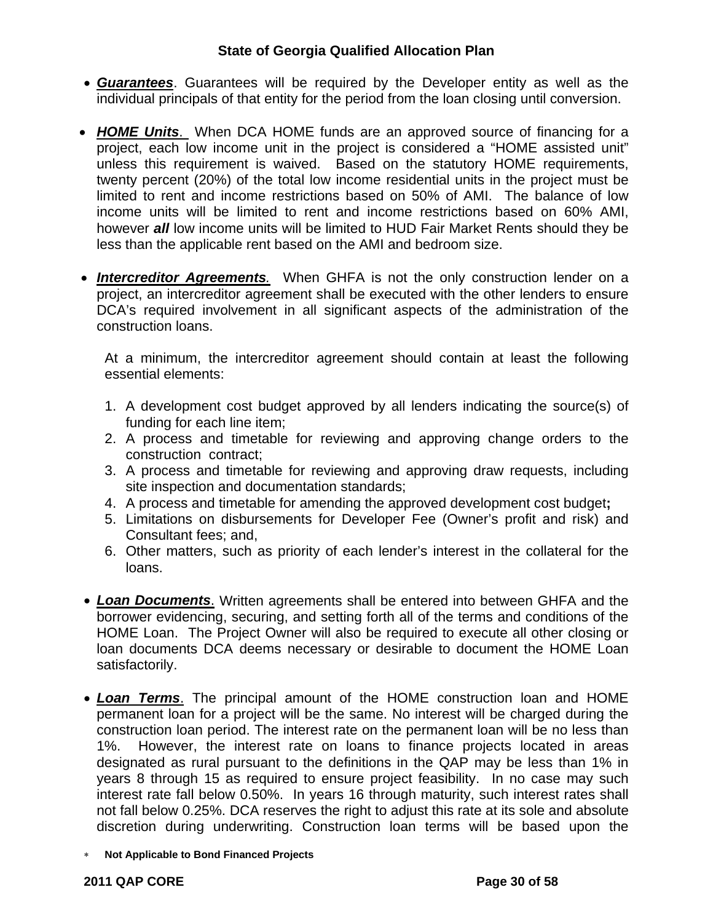- ***Guarantees***. Guarantees will be required by the Developer entity as well as the individual principals of that entity for the period from the loan closing until conversion.

- ***HOME Units***. When DCA HOME funds are an approved source of financing for a project, each low income unit in the project is considered a "HOME assisted unit" unless this requirement is waived. Based on the statutory HOME requirements, twenty percent (20%) of the total low income residential units in the project must be limited to rent and income restrictions based on 50% of AMI. The balance of low income units will be limited to rent and income restrictions based on 60% AMI, however ***all*** low income units will be limited to HUD Fair Market Rents should they be less than the applicable rent based on the AMI and bedroom size.

- ***Intercreditor Agreements***. When GHFA is not the only construction lender on a project, an intercreditor agreement shall be executed with the other lenders to ensure DCA's required involvement in all significant aspects of the administration of the construction loans.

  At a minimum, the intercreditor agreement should contain at least the following essential elements:

  1. A development cost budget approved by all lenders indicating the source(s) of funding for each line item;
  2. A process and timetable for reviewing and approving change orders to the construction contract;
  3. A process and timetable for reviewing and approving draw requests, including site inspection and documentation standards;
  4. A process and timetable for amending the approved development cost budget**;**
  5. Limitations on disbursements for Developer Fee (Owner's profit and risk) and Consultant fees; and,
  6. Other matters, such as priority of each lender's interest in the collateral for the loans.

- ***Loan Documents***. Written agreements shall be entered into between GHFA and the borrower evidencing, securing, and setting forth all of the terms and conditions of the HOME Loan. The Project Owner will also be required to execute all other closing or loan documents DCA deems necessary or desirable to document the HOME Loan satisfactorily.

- ***Loan Terms***. The principal amount of the HOME construction loan and HOME permanent loan for a project will be the same. No interest will be charged during the construction loan period. The interest rate on the permanent loan will be no less than 1%. However, the interest rate on loans to finance projects located in areas designated as rural pursuant to the definitions in the QAP may be less than 1% in years 8 through 15 as required to ensure project feasibility. In no case may such interest rate fall below 0.50%. In years 16 through maturity, such interest rates shall not fall below 0.25%. DCA reserves the right to adjust this rate at its sole and absolute discretion during underwriting. Construction loan terms will be based upon the

\* **Not Applicable to Bond Financed Projects**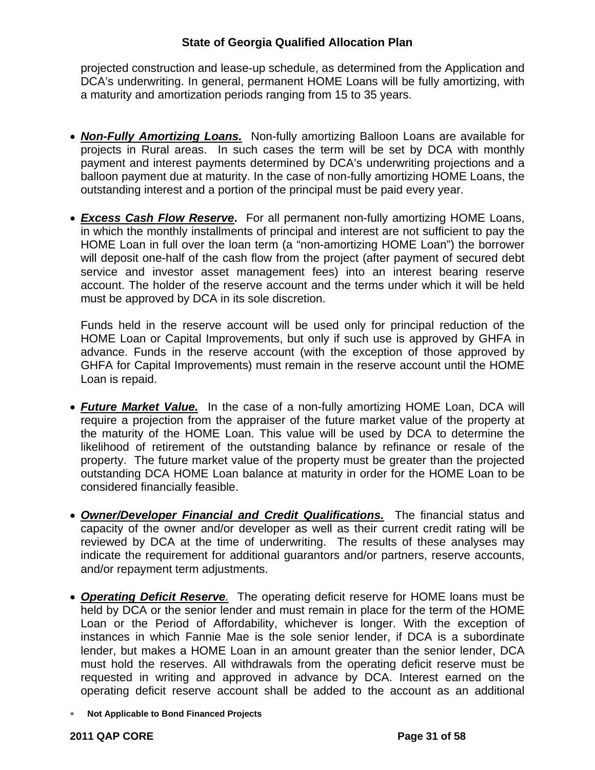projected construction and lease-up schedule, as determined from the Application and DCA's underwriting. In general, permanent HOME Loans will be fully amortizing, with a maturity and amortization periods ranging from 15 to 35 years.

- ***Non-Fully Amortizing Loans.*** Non-fully amortizing Balloon Loans are available for projects in Rural areas. In such cases the term will be set by DCA with monthly payment and interest payments determined by DCA's underwriting projections and a balloon payment due at maturity. In the case of non-fully amortizing HOME Loans, the outstanding interest and a portion of the principal must be paid every year.

- ***Excess Cash Flow Reserve*.** For all permanent non-fully amortizing HOME Loans, in which the monthly installments of principal and interest are not sufficient to pay the HOME Loan in full over the loan term (a "non-amortizing HOME Loan") the borrower will deposit one-half of the cash flow from the project (after payment of secured debt service and investor asset management fees) into an interest bearing reserve account. The holder of the reserve account and the terms under which it will be held must be approved by DCA in its sole discretion.

  Funds held in the reserve account will be used only for principal reduction of the HOME Loan or Capital Improvements, but only if such use is approved by GHFA in advance. Funds in the reserve account (with the exception of those approved by GHFA for Capital Improvements) must remain in the reserve account until the HOME Loan is repaid.

- ***Future Market Value.*** In the case of a non-fully amortizing HOME Loan, DCA will require a projection from the appraiser of the future market value of the property at the maturity of the HOME Loan. This value will be used by DCA to determine the likelihood of retirement of the outstanding balance by refinance or resale of the property. The future market value of the property must be greater than the projected outstanding DCA HOME Loan balance at maturity in order for the HOME Loan to be considered financially feasible.

- ***Owner/Developer Financial and Credit Qualifications.*** The financial status and capacity of the owner and/or developer as well as their current credit rating will be reviewed by DCA at the time of underwriting. The results of these analyses may indicate the requirement for additional guarantors and/or partners, reserve accounts, and/or repayment term adjustments.

- ***Operating Deficit Reserve*.** The operating deficit reserve for HOME loans must be held by DCA or the senior lender and must remain in place for the term of the HOME Loan or the Period of Affordability, whichever is longer. With the exception of instances in which Fannie Mae is the sole senior lender, if DCA is a subordinate lender, but makes a HOME Loan in an amount greater than the senior lender, DCA must hold the reserves. All withdrawals from the operating deficit reserve must be requested in writing and approved in advance by DCA. Interest earned on the operating deficit reserve account shall be added to the account as an additional

\* **Not Applicable to Bond Financed Projects**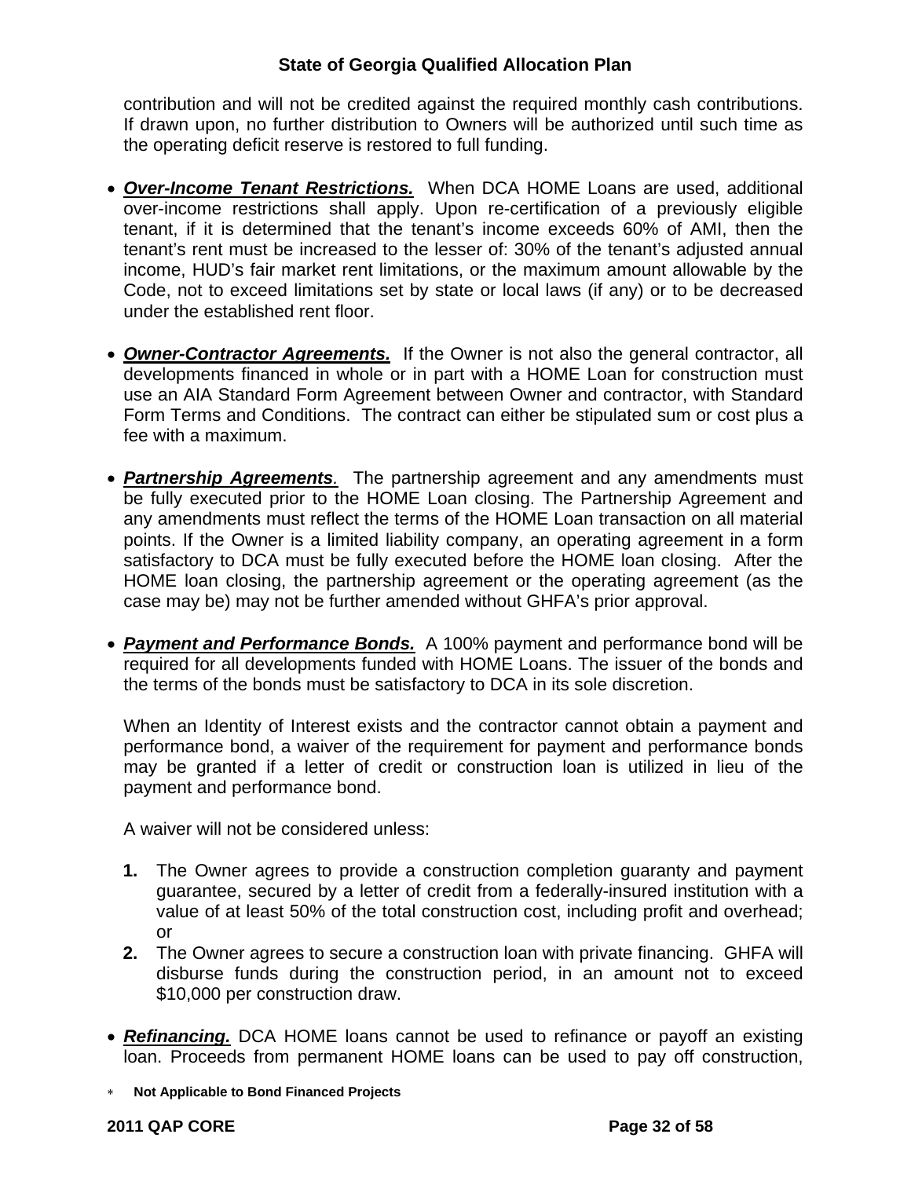contribution and will not be credited against the required monthly cash contributions. If drawn upon, no further distribution to Owners will be authorized until such time as the operating deficit reserve is restored to full funding.

- ***Over-Income Tenant Restrictions.*** When DCA HOME Loans are used, additional over-income restrictions shall apply. Upon re-certification of a previously eligible tenant, if it is determined that the tenant's income exceeds 60% of AMI, then the tenant's rent must be increased to the lesser of: 30% of the tenant's adjusted annual income, HUD's fair market rent limitations, or the maximum amount allowable by the Code, not to exceed limitations set by state or local laws (if any) or to be decreased under the established rent floor.

- ***Owner-Contractor Agreements.*** If the Owner is not also the general contractor, all developments financed in whole or in part with a HOME Loan for construction must use an AIA Standard Form Agreement between Owner and contractor, with Standard Form Terms and Conditions. The contract can either be stipulated sum or cost plus a fee with a maximum.

- ***Partnership Agreements.*** The partnership agreement and any amendments must be fully executed prior to the HOME Loan closing. The Partnership Agreement and any amendments must reflect the terms of the HOME Loan transaction on all material points. If the Owner is a limited liability company, an operating agreement in a form satisfactory to DCA must be fully executed before the HOME loan closing. After the HOME loan closing, the partnership agreement or the operating agreement (as the case may be) may not be further amended without GHFA's prior approval.

- ***Payment and Performance Bonds.*** A 100% payment and performance bond will be required for all developments funded with HOME Loans. The issuer of the bonds and the terms of the bonds must be satisfactory to DCA in its sole discretion.

  When an Identity of Interest exists and the contractor cannot obtain a payment and performance bond, a waiver of the requirement for payment and performance bonds may be granted if a letter of credit or construction loan is utilized in lieu of the payment and performance bond.

  A waiver will not be considered unless:

  **1.** The Owner agrees to provide a construction completion guaranty and payment guarantee, secured by a letter of credit from a federally-insured institution with a value of at least 50% of the total construction cost, including profit and overhead; or

  **2.** The Owner agrees to secure a construction loan with private financing. GHFA will disburse funds during the construction period, in an amount not to exceed $10,000 per construction draw.

- ***Refinancing.*** DCA HOME loans cannot be used to refinance or payoff an existing loan. Proceeds from permanent HOME loans can be used to pay off construction,

∗ **Not Applicable to Bond Financed Projects**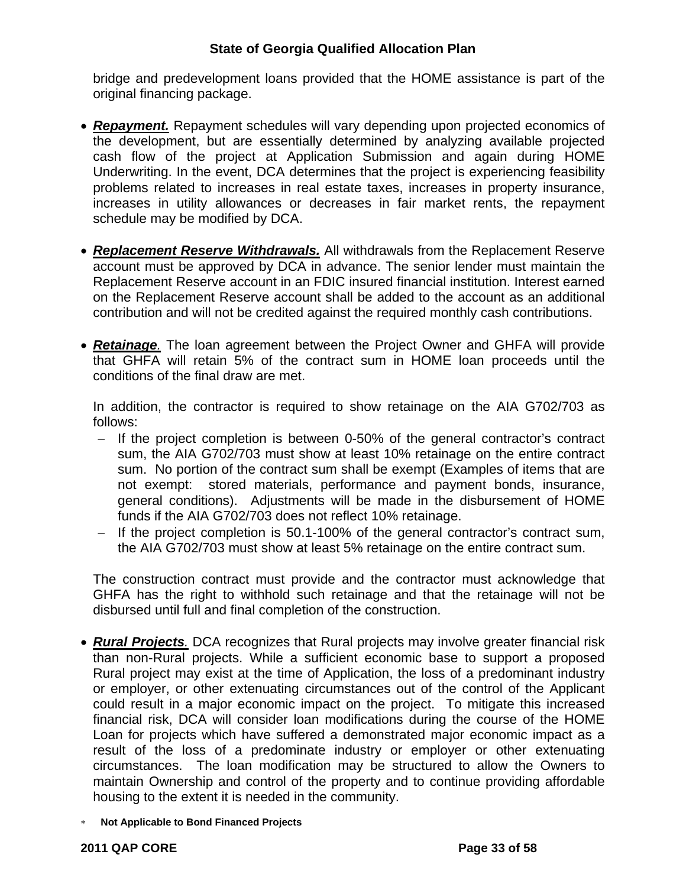bridge and predevelopment loans provided that the HOME assistance is part of the original financing package.

- ***Repayment.*** Repayment schedules will vary depending upon projected economics of the development, but are essentially determined by analyzing available projected cash flow of the project at Application Submission and again during HOME Underwriting. In the event, DCA determines that the project is experiencing feasibility problems related to increases in real estate taxes, increases in property insurance, increases in utility allowances or decreases in fair market rents, the repayment schedule may be modified by DCA.

- ***Replacement Reserve Withdrawals.*** All withdrawals from the Replacement Reserve account must be approved by DCA in advance. The senior lender must maintain the Replacement Reserve account in an FDIC insured financial institution. Interest earned on the Replacement Reserve account shall be added to the account as an additional contribution and will not be credited against the required monthly cash contributions.

- ***Retainage.*** The loan agreement between the Project Owner and GHFA will provide that GHFA will retain 5% of the contract sum in HOME loan proceeds until the conditions of the final draw are met.

  In addition, the contractor is required to show retainage on the AIA G702/703 as follows:
  - If the project completion is between 0-50% of the general contractor's contract sum, the AIA G702/703 must show at least 10% retainage on the entire contract sum. No portion of the contract sum shall be exempt (Examples of items that are not exempt: stored materials, performance and payment bonds, insurance, general conditions). Adjustments will be made in the disbursement of HOME funds if the AIA G702/703 does not reflect 10% retainage.
  - If the project completion is 50.1-100% of the general contractor's contract sum, the AIA G702/703 must show at least 5% retainage on the entire contract sum.

  The construction contract must provide and the contractor must acknowledge that GHFA has the right to withhold such retainage and that the retainage will not be disbursed until full and final completion of the construction.

- ***Rural Projects.*** DCA recognizes that Rural projects may involve greater financial risk than non-Rural projects. While a sufficient economic base to support a proposed Rural project may exist at the time of Application, the loss of a predominant industry or employer, or other extenuating circumstances out of the control of the Applicant could result in a major economic impact on the project. To mitigate this increased financial risk, DCA will consider loan modifications during the course of the HOME Loan for projects which have suffered a demonstrated major economic impact as a result of the loss of a predominate industry or employer or other extenuating circumstances. The loan modification may be structured to allow the Owners to maintain Ownership and control of the property and to continue providing affordable housing to the extent it is needed in the community.

∗ **Not Applicable to Bond Financed Projects**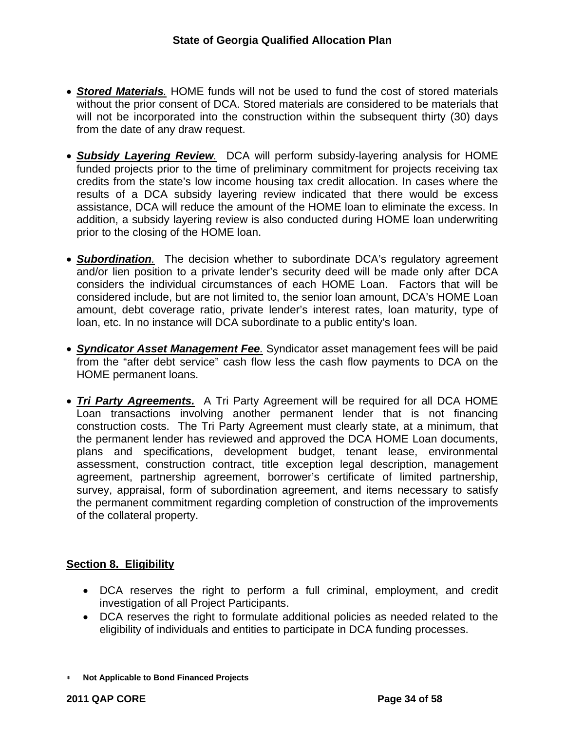- ***Stored Materials**.* HOME funds will not be used to fund the cost of stored materials without the prior consent of DCA. Stored materials are considered to be materials that will not be incorporated into the construction within the subsequent thirty (30) days from the date of any draw request.

- ***Subsidy Layering Review**.* DCA will perform subsidy-layering analysis for HOME funded projects prior to the time of preliminary commitment for projects receiving tax credits from the state's low income housing tax credit allocation. In cases where the results of a DCA subsidy layering review indicated that there would be excess assistance, DCA will reduce the amount of the HOME loan to eliminate the excess. In addition, a subsidy layering review is also conducted during HOME loan underwriting prior to the closing of the HOME loan.

- ***Subordination**.* The decision whether to subordinate DCA's regulatory agreement and/or lien position to a private lender's security deed will be made only after DCA considers the individual circumstances of each HOME Loan. Factors that will be considered include, but are not limited to, the senior loan amount, DCA's HOME Loan amount, debt coverage ratio, private lender's interest rates, loan maturity, type of loan, etc. In no instance will DCA subordinate to a public entity's loan.

- ***Syndicator Asset Management Fee**.* Syndicator asset management fees will be paid from the "after debt service" cash flow less the cash flow payments to DCA on the HOME permanent loans.

- ***Tri Party Agreements.*** A Tri Party Agreement will be required for all DCA HOME Loan transactions involving another permanent lender that is not financing construction costs. The Tri Party Agreement must clearly state, at a minimum, that the permanent lender has reviewed and approved the DCA HOME Loan documents, plans and specifications, development budget, tenant lease, environmental assessment, construction contract, title exception legal description, management agreement, partnership agreement, borrower's certificate of limited partnership, survey, appraisal, form of subordination agreement, and items necessary to satisfy the permanent commitment regarding completion of construction of the improvements of the collateral property.

## Section 8. Eligibility

- DCA reserves the right to perform a full criminal, employment, and credit investigation of all Project Participants.
- DCA reserves the right to formulate additional policies as needed related to the eligibility of individuals and entities to participate in DCA funding processes.

\* **Not Applicable to Bond Financed Projects**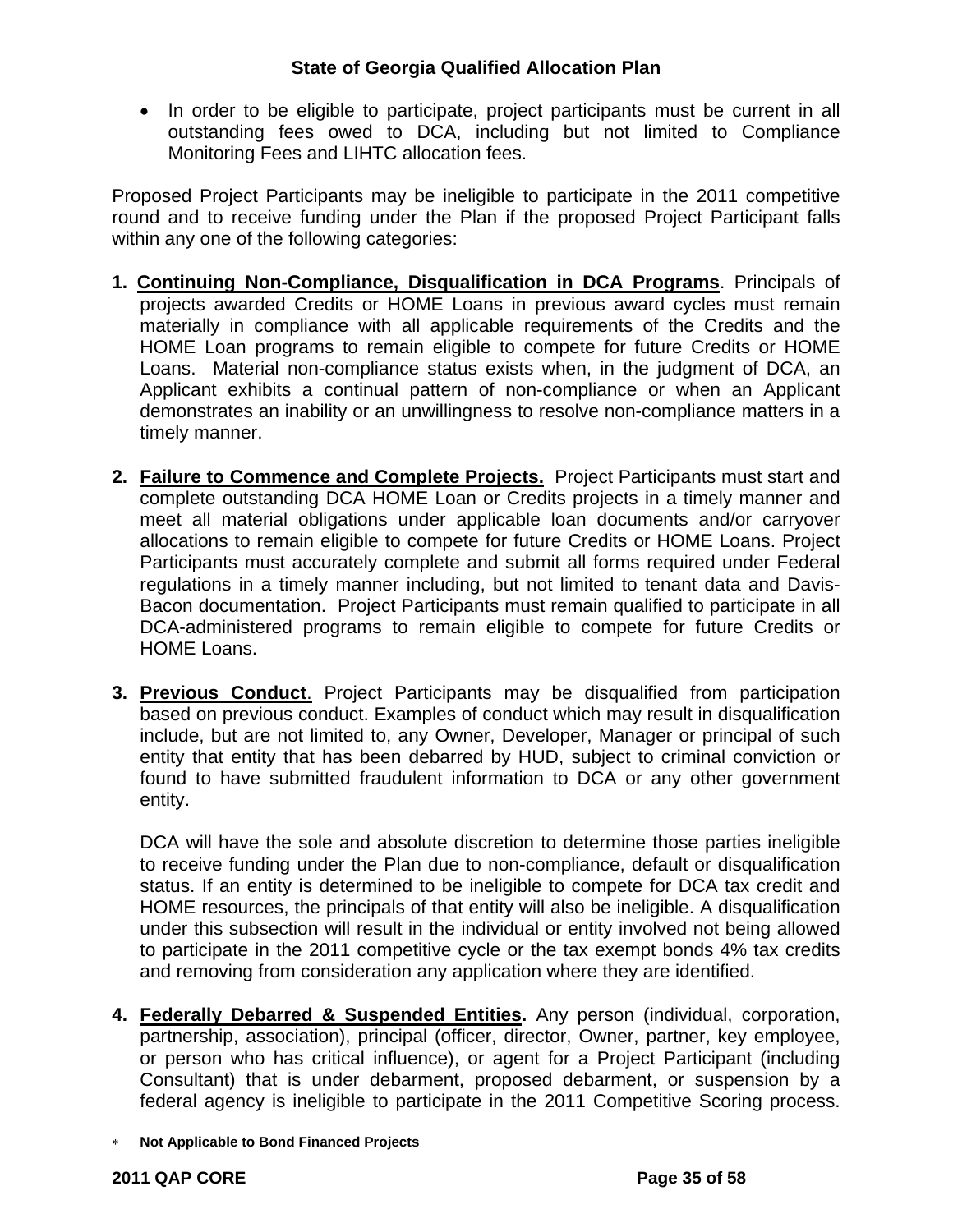- In order to be eligible to participate, project participants must be current in all outstanding fees owed to DCA, including but not limited to Compliance Monitoring Fees and LIHTC allocation fees.

Proposed Project Participants may be ineligible to participate in the 2011 competitive round and to receive funding under the Plan if the proposed Project Participant falls within any one of the following categories:

1. **Continuing Non-Compliance, Disqualification in DCA Programs**. Principals of projects awarded Credits or HOME Loans in previous award cycles must remain materially in compliance with all applicable requirements of the Credits and the HOME Loan programs to remain eligible to compete for future Credits or HOME Loans. Material non-compliance status exists when, in the judgment of DCA, an Applicant exhibits a continual pattern of non-compliance or when an Applicant demonstrates an inability or an unwillingness to resolve non-compliance matters in a timely manner.

2. **Failure to Commence and Complete Projects.** Project Participants must start and complete outstanding DCA HOME Loan or Credits projects in a timely manner and meet all material obligations under applicable loan documents and/or carryover allocations to remain eligible to compete for future Credits or HOME Loans. Project Participants must accurately complete and submit all forms required under Federal regulations in a timely manner including, but not limited to tenant data and Davis-Bacon documentation. Project Participants must remain qualified to participate in all DCA-administered programs to remain eligible to compete for future Credits or HOME Loans.

3. **Previous Conduct**. Project Participants may be disqualified from participation based on previous conduct. Examples of conduct which may result in disqualification include, but are not limited to, any Owner, Developer, Manager or principal of such entity that entity that has been debarred by HUD, subject to criminal conviction or found to have submitted fraudulent information to DCA or any other government entity.

   DCA will have the sole and absolute discretion to determine those parties ineligible to receive funding under the Plan due to non-compliance, default or disqualification status. If an entity is determined to be ineligible to compete for DCA tax credit and HOME resources, the principals of that entity will also be ineligible. A disqualification under this subsection will result in the individual or entity involved not being allowed to participate in the 2011 competitive cycle or the tax exempt bonds 4% tax credits and removing from consideration any application where they are identified.

4. **Federally Debarred & Suspended Entities.** Any person (individual, corporation, partnership, association), principal (officer, director, Owner, partner, key employee, or person who has critical influence), or agent for a Project Participant (including Consultant) that is under debarment, proposed debarment, or suspension by a federal agency is ineligible to participate in the 2011 Competitive Scoring process.

* **Not Applicable to Bond Financed Projects**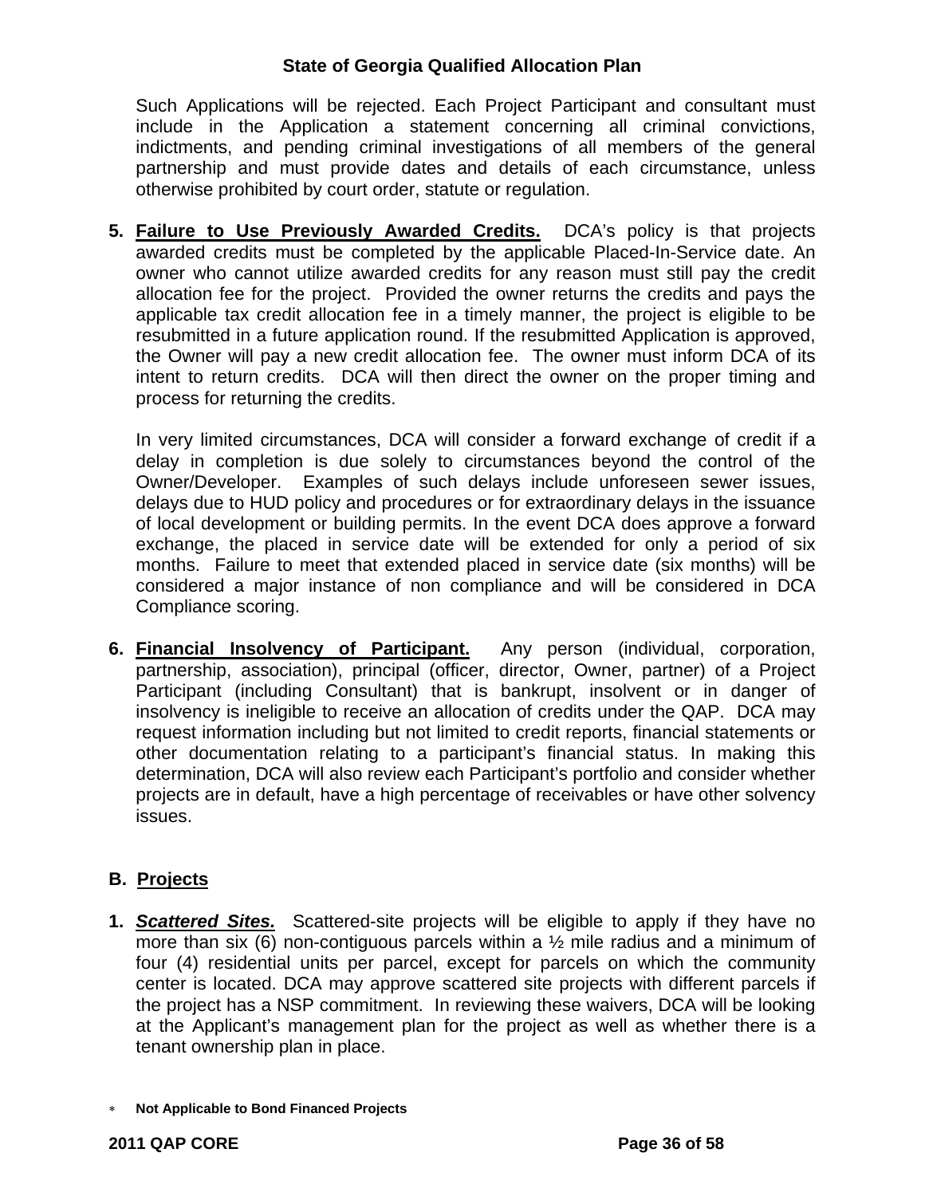Such Applications will be rejected. Each Project Participant and consultant must include in the Application a statement concerning all criminal convictions, indictments, and pending criminal investigations of all members of the general partnership and must provide dates and details of each circumstance, unless otherwise prohibited by court order, statute or regulation.

5. **Failure to Use Previously Awarded Credits.** DCA's policy is that projects awarded credits must be completed by the applicable Placed-In-Service date. An owner who cannot utilize awarded credits for any reason must still pay the credit allocation fee for the project. Provided the owner returns the credits and pays the applicable tax credit allocation fee in a timely manner, the project is eligible to be resubmitted in a future application round. If the resubmitted Application is approved, the Owner will pay a new credit allocation fee. The owner must inform DCA of its intent to return credits. DCA will then direct the owner on the proper timing and process for returning the credits.

   In very limited circumstances, DCA will consider a forward exchange of credit if a delay in completion is due solely to circumstances beyond the control of the Owner/Developer. Examples of such delays include unforeseen sewer issues, delays due to HUD policy and procedures or for extraordinary delays in the issuance of local development or building permits. In the event DCA does approve a forward exchange, the placed in service date will be extended for only a period of six months. Failure to meet that extended placed in service date (six months) will be considered a major instance of non compliance and will be considered in DCA Compliance scoring.

6. **Financial Insolvency of Participant.** Any person (individual, corporation, partnership, association), principal (officer, director, Owner, partner) of a Project Participant (including Consultant) that is bankrupt, insolvent or in danger of insolvency is ineligible to receive an allocation of credits under the QAP. DCA may request information including but not limited to credit reports, financial statements or other documentation relating to a participant's financial status. In making this determination, DCA will also review each Participant's portfolio and consider whether projects are in default, have a high percentage of receivables or have other solvency issues.

## B. Projects

1. ***Scattered Sites.*** Scattered-site projects will be eligible to apply if they have no more than six (6) non-contiguous parcels within a ½ mile radius and a minimum of four (4) residential units per parcel, except for parcels on which the community center is located. DCA may approve scattered site projects with different parcels if the project has a NSP commitment. In reviewing these waivers, DCA will be looking at the Applicant's management plan for the project as well as whether there is a tenant ownership plan in place.

∗ **Not Applicable to Bond Financed Projects**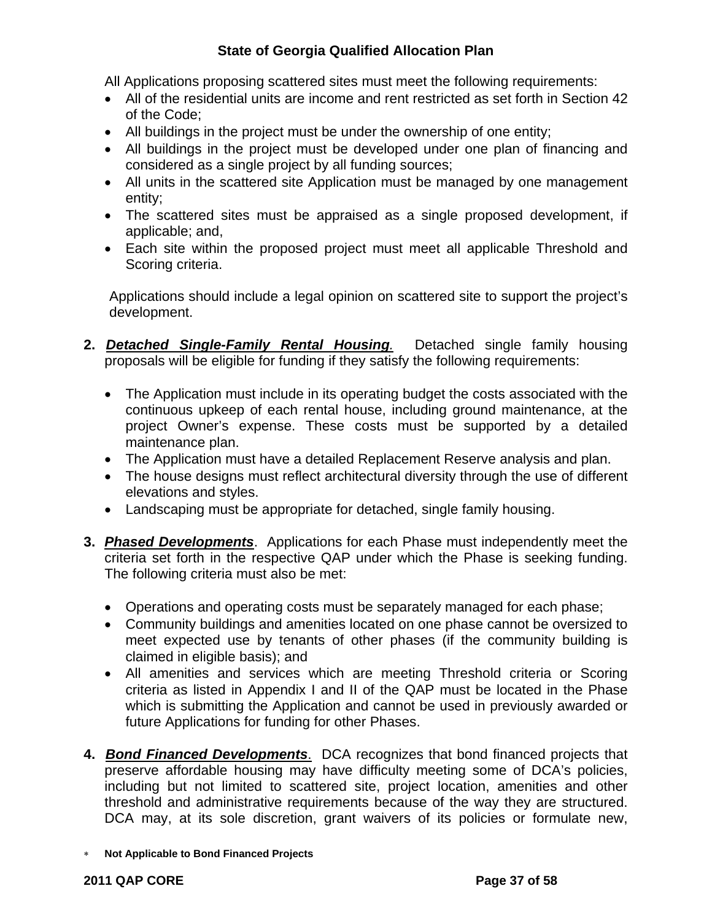All Applications proposing scattered sites must meet the following requirements:

- All of the residential units are income and rent restricted as set forth in Section 42 of the Code;
- All buildings in the project must be under the ownership of one entity;
- All buildings in the project must be developed under one plan of financing and considered as a single project by all funding sources;
- All units in the scattered site Application must be managed by one management entity;
- The scattered sites must be appraised as a single proposed development, if applicable; and,
- Each site within the proposed project must meet all applicable Threshold and Scoring criteria.

Applications should include a legal opinion on scattered site to support the project's development.

**2.** ***Detached Single-Family Rental Housing**.* Detached single family housing proposals will be eligible for funding if they satisfy the following requirements:

- The Application must include in its operating budget the costs associated with the continuous upkeep of each rental house, including ground maintenance, at the project Owner's expense. These costs must be supported by a detailed maintenance plan.
- The Application must have a detailed Replacement Reserve analysis and plan.
- The house designs must reflect architectural diversity through the use of different elevations and styles.
- Landscaping must be appropriate for detached, single family housing.

**3.** ***Phased Developments***. Applications for each Phase must independently meet the criteria set forth in the respective QAP under which the Phase is seeking funding. The following criteria must also be met:

- Operations and operating costs must be separately managed for each phase;
- Community buildings and amenities located on one phase cannot be oversized to meet expected use by tenants of other phases (if the community building is claimed in eligible basis); and
- All amenities and services which are meeting Threshold criteria or Scoring criteria as listed in Appendix I and II of the QAP must be located in the Phase which is submitting the Application and cannot be used in previously awarded or future Applications for funding for other Phases.

**4.** ***Bond Financed Developments***. DCA recognizes that bond financed projects that preserve affordable housing may have difficulty meeting some of DCA's policies, including but not limited to scattered site, project location, amenities and other threshold and administrative requirements because of the way they are structured. DCA may, at its sole discretion, grant waivers of its policies or formulate new,

∗ **Not Applicable to Bond Financed Projects**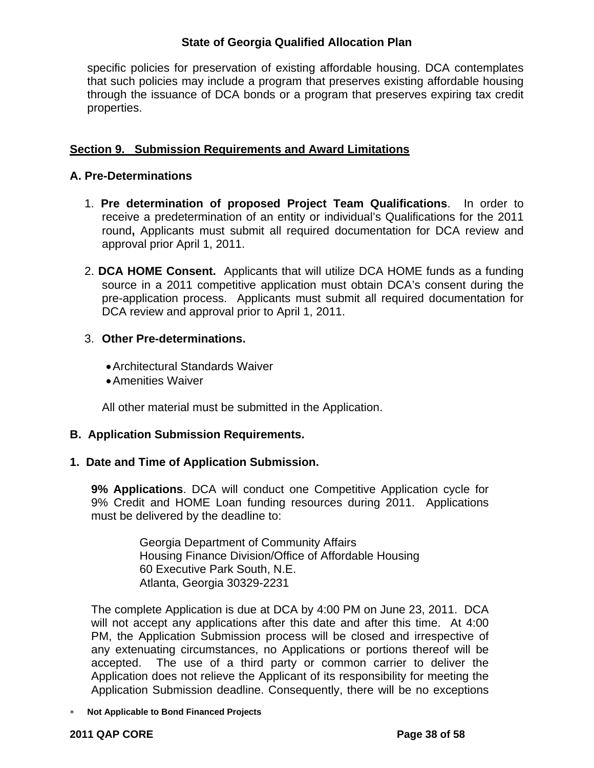specific policies for preservation of existing affordable housing. DCA contemplates that such policies may include a program that preserves existing affordable housing through the issuance of DCA bonds or a program that preserves expiring tax credit properties.

## Section 9. Submission Requirements and Award Limitations

### A. Pre-Determinations

1. **Pre determination of proposed Project Team Qualifications**. In order to receive a predetermination of an entity or individual's Qualifications for the 2011 round**,** Applicants must submit all required documentation for DCA review and approval prior April 1, 2011.

2. **DCA HOME Consent.** Applicants that will utilize DCA HOME funds as a funding source in a 2011 competitive application must obtain DCA's consent during the pre-application process. Applicants must submit all required documentation for DCA review and approval prior to April 1, 2011.

3. **Other Pre-determinations.**

   - Architectural Standards Waiver
   - Amenities Waiver

   All other material must be submitted in the Application.

### B. Application Submission Requirements.

#### 1. Date and Time of Application Submission.

**9% Applications**. DCA will conduct one Competitive Application cycle for 9% Credit and HOME Loan funding resources during 2011. Applications must be delivered by the deadline to:

> Georgia Department of Community Affairs
> Housing Finance Division/Office of Affordable Housing
> 60 Executive Park South, N.E.
> Atlanta, Georgia 30329-2231

The complete Application is due at DCA by 4:00 PM on June 23, 2011. DCA will not accept any applications after this date and after this time. At 4:00 PM, the Application Submission process will be closed and irrespective of any extenuating circumstances, no Applications or portions thereof will be accepted. The use of a third party or common carrier to deliver the Application does not relieve the Applicant of its responsibility for meeting the Application Submission deadline. Consequently, there will be no exceptions

\* **Not Applicable to Bond Financed Projects**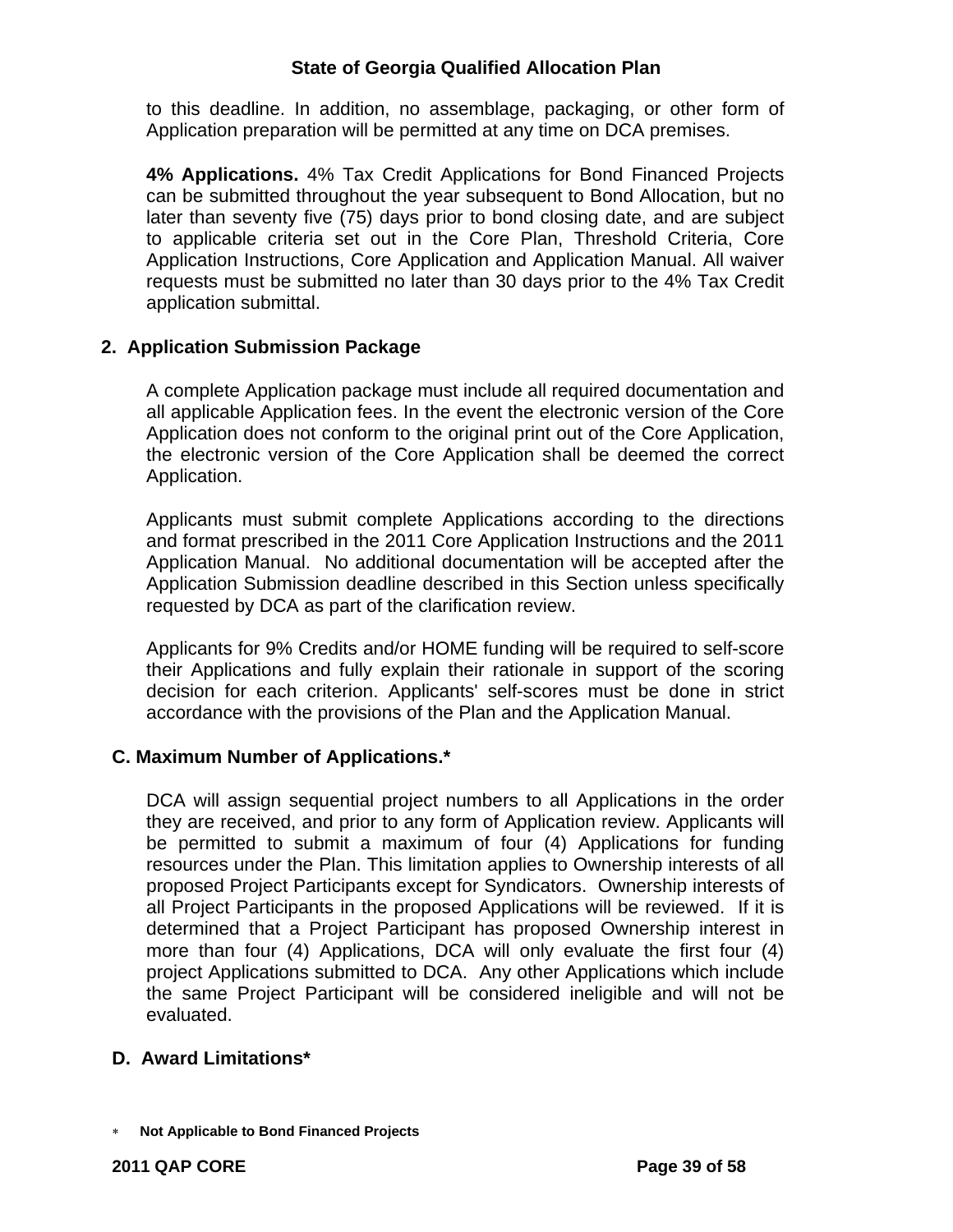to this deadline. In addition, no assemblage, packaging, or other form of Application preparation will be permitted at any time on DCA premises.

**4% Applications.** 4% Tax Credit Applications for Bond Financed Projects can be submitted throughout the year subsequent to Bond Allocation, but no later than seventy five (75) days prior to bond closing date, and are subject to applicable criteria set out in the Core Plan, Threshold Criteria, Core Application Instructions, Core Application and Application Manual. All waiver requests must be submitted no later than 30 days prior to the 4% Tax Credit application submittal.

### 2. Application Submission Package

A complete Application package must include all required documentation and all applicable Application fees. In the event the electronic version of the Core Application does not conform to the original print out of the Core Application, the electronic version of the Core Application shall be deemed the correct Application.

Applicants must submit complete Applications according to the directions and format prescribed in the 2011 Core Application Instructions and the 2011 Application Manual. No additional documentation will be accepted after the Application Submission deadline described in this Section unless specifically requested by DCA as part of the clarification review.

Applicants for 9% Credits and/or HOME funding will be required to self-score their Applications and fully explain their rationale in support of the scoring decision for each criterion. Applicants' self-scores must be done in strict accordance with the provisions of the Plan and the Application Manual.

## C. Maximum Number of Applications.*

DCA will assign sequential project numbers to all Applications in the order they are received, and prior to any form of Application review. Applicants will be permitted to submit a maximum of four (4) Applications for funding resources under the Plan. This limitation applies to Ownership interests of all proposed Project Participants except for Syndicators. Ownership interests of all Project Participants in the proposed Applications will be reviewed. If it is determined that a Project Participant has proposed Ownership interest in more than four (4) Applications, DCA will only evaluate the first four (4) project Applications submitted to DCA. Any other Applications which include the same Project Participant will be considered ineligible and will not be evaluated.

## D. Award Limitations*

* **Not Applicable to Bond Financed Projects**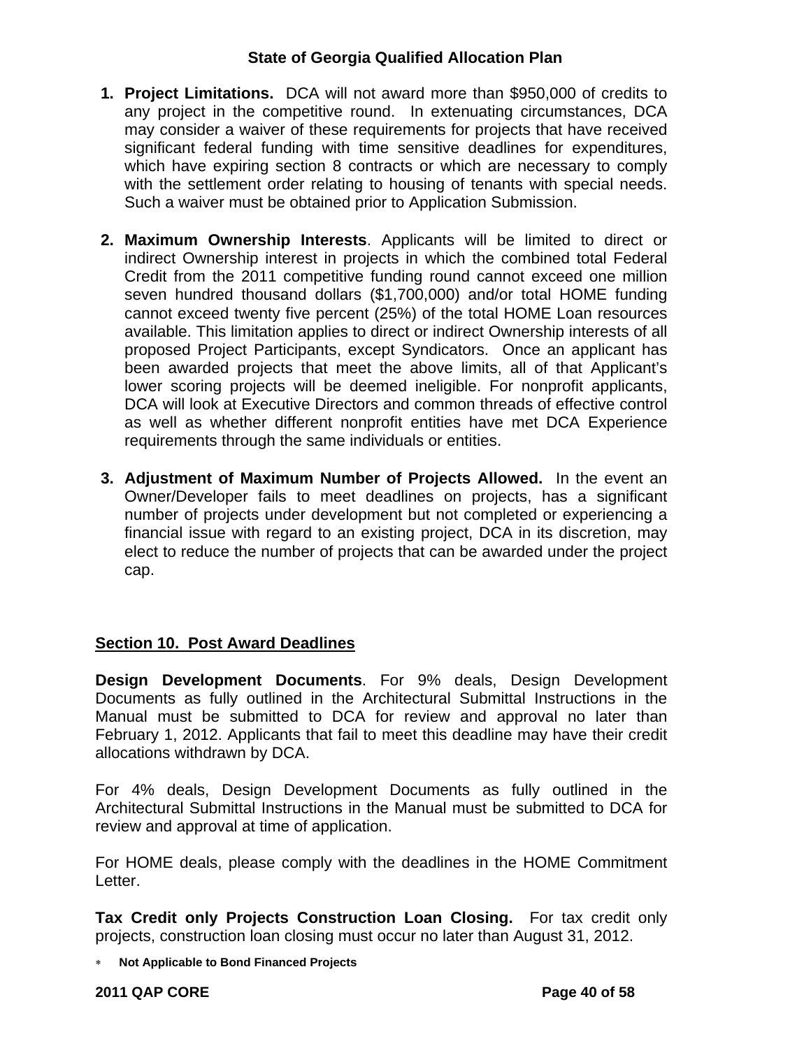1. **Project Limitations.** DCA will not award more than $950,000 of credits to any project in the competitive round. In extenuating circumstances, DCA may consider a waiver of these requirements for projects that have received significant federal funding with time sensitive deadlines for expenditures, which have expiring section 8 contracts or which are necessary to comply with the settlement order relating to housing of tenants with special needs. Such a waiver must be obtained prior to Application Submission.

2. **Maximum Ownership Interests**. Applicants will be limited to direct or indirect Ownership interest in projects in which the combined total Federal Credit from the 2011 competitive funding round cannot exceed one million seven hundred thousand dollars ($1,700,000) and/or total HOME funding cannot exceed twenty five percent (25%) of the total HOME Loan resources available. This limitation applies to direct or indirect Ownership interests of all proposed Project Participants, except Syndicators. Once an applicant has been awarded projects that meet the above limits, all of that Applicant's lower scoring projects will be deemed ineligible. For nonprofit applicants, DCA will look at Executive Directors and common threads of effective control as well as whether different nonprofit entities have met DCA Experience requirements through the same individuals or entities.

3. **Adjustment of Maximum Number of Projects Allowed.** In the event an Owner/Developer fails to meet deadlines on projects, has a significant number of projects under development but not completed or experiencing a financial issue with regard to an existing project, DCA in its discretion, may elect to reduce the number of projects that can be awarded under the project cap.

## Section 10. Post Award Deadlines

**Design Development Documents**. For 9% deals, Design Development Documents as fully outlined in the Architectural Submittal Instructions in the Manual must be submitted to DCA for review and approval no later than February 1, 2012. Applicants that fail to meet this deadline may have their credit allocations withdrawn by DCA.

For 4% deals, Design Development Documents as fully outlined in the Architectural Submittal Instructions in the Manual must be submitted to DCA for review and approval at time of application.

For HOME deals, please comply with the deadlines in the HOME Commitment Letter.

**Tax Credit only Projects Construction Loan Closing.** For tax credit only projects, construction loan closing must occur no later than August 31, 2012.

* **Not Applicable to Bond Financed Projects**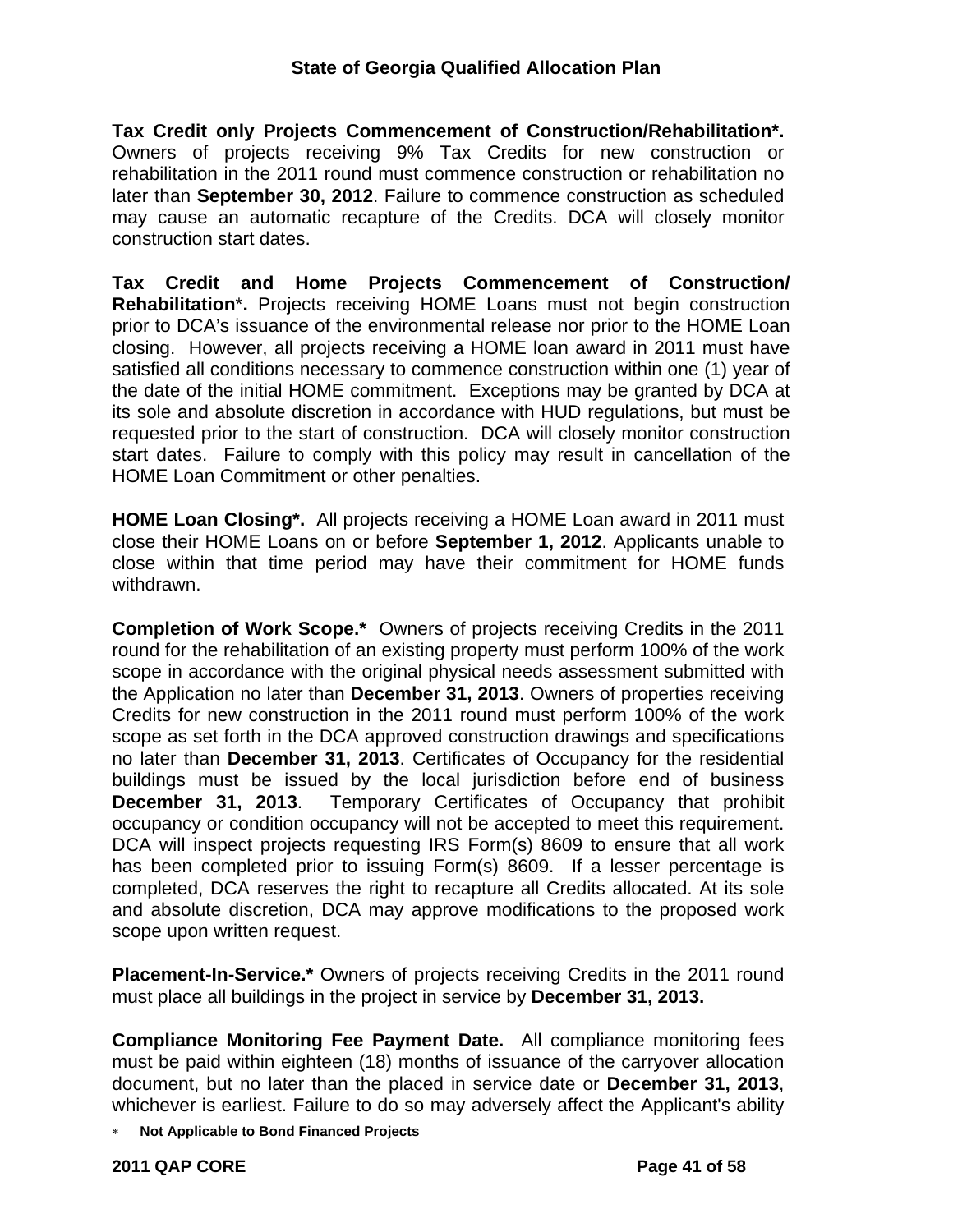**Tax Credit only Projects Commencement of Construction/Rehabilitation*.** Owners of projects receiving 9% Tax Credits for new construction or rehabilitation in the 2011 round must commence construction or rehabilitation no later than **September 30, 2012**. Failure to commence construction as scheduled may cause an automatic recapture of the Credits. DCA will closely monitor construction start dates.

**Tax Credit and Home Projects Commencement of Construction/ Rehabilitation*.** Projects receiving HOME Loans must not begin construction prior to DCA's issuance of the environmental release nor prior to the HOME Loan closing. However, all projects receiving a HOME loan award in 2011 must have satisfied all conditions necessary to commence construction within one (1) year of the date of the initial HOME commitment. Exceptions may be granted by DCA at its sole and absolute discretion in accordance with HUD regulations, but must be requested prior to the start of construction. DCA will closely monitor construction start dates. Failure to comply with this policy may result in cancellation of the HOME Loan Commitment or other penalties.

**HOME Loan Closing*.** All projects receiving a HOME Loan award in 2011 must close their HOME Loans on or before **September 1, 2012**. Applicants unable to close within that time period may have their commitment for HOME funds withdrawn.

**Completion of Work Scope.*** Owners of projects receiving Credits in the 2011 round for the rehabilitation of an existing property must perform 100% of the work scope in accordance with the original physical needs assessment submitted with the Application no later than **December 31, 2013**. Owners of properties receiving Credits for new construction in the 2011 round must perform 100% of the work scope as set forth in the DCA approved construction drawings and specifications no later than **December 31, 2013**. Certificates of Occupancy for the residential buildings must be issued by the local jurisdiction before end of business **December 31, 2013**. Temporary Certificates of Occupancy that prohibit occupancy or condition occupancy will not be accepted to meet this requirement. DCA will inspect projects requesting IRS Form(s) 8609 to ensure that all work has been completed prior to issuing Form(s) 8609. If a lesser percentage is completed, DCA reserves the right to recapture all Credits allocated. At its sole and absolute discretion, DCA may approve modifications to the proposed work scope upon written request.

**Placement-In-Service.*** Owners of projects receiving Credits in the 2011 round must place all buildings in the project in service by **December 31, 2013.**

**Compliance Monitoring Fee Payment Date.** All compliance monitoring fees must be paid within eighteen (18) months of issuance of the carryover allocation document, but no later than the placed in service date or **December 31, 2013**, whichever is earliest. Failure to do so may adversely affect the Applicant's ability

* **Not Applicable to Bond Financed Projects**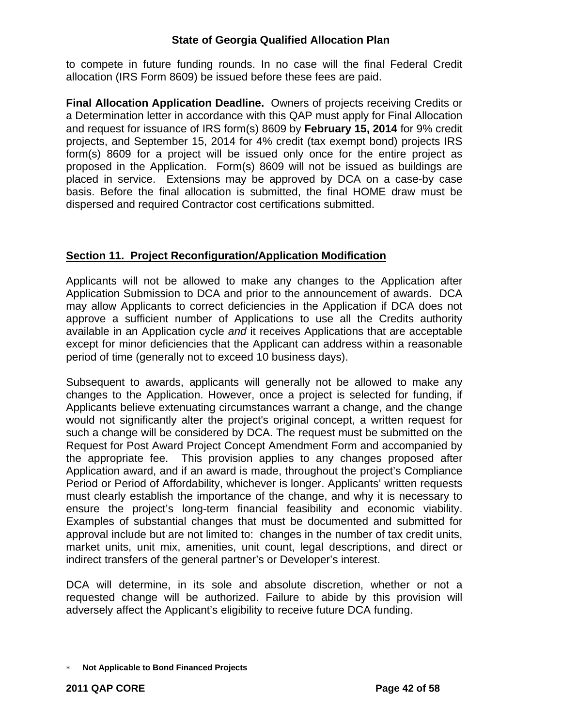to compete in future funding rounds. In no case will the final Federal Credit allocation (IRS Form 8609) be issued before these fees are paid.

**Final Allocation Application Deadline.** Owners of projects receiving Credits or a Determination letter in accordance with this QAP must apply for Final Allocation and request for issuance of IRS form(s) 8609 by **February 15, 2014** for 9% credit projects, and September 15, 2014 for 4% credit (tax exempt bond) projects IRS form(s) 8609 for a project will be issued only once for the entire project as proposed in the Application. Form(s) 8609 will not be issued as buildings are placed in service. Extensions may be approved by DCA on a case-by case basis. Before the final allocation is submitted, the final HOME draw must be dispersed and required Contractor cost certifications submitted.

## Section 11. Project Reconfiguration/Application Modification

Applicants will not be allowed to make any changes to the Application after Application Submission to DCA and prior to the announcement of awards. DCA may allow Applicants to correct deficiencies in the Application if DCA does not approve a sufficient number of Applications to use all the Credits authority available in an Application cycle *and* it receives Applications that are acceptable except for minor deficiencies that the Applicant can address within a reasonable period of time (generally not to exceed 10 business days).

Subsequent to awards, applicants will generally not be allowed to make any changes to the Application. However, once a project is selected for funding, if Applicants believe extenuating circumstances warrant a change, and the change would not significantly alter the project's original concept, a written request for such a change will be considered by DCA. The request must be submitted on the Request for Post Award Project Concept Amendment Form and accompanied by the appropriate fee. This provision applies to any changes proposed after Application award, and if an award is made, throughout the project's Compliance Period or Period of Affordability, whichever is longer. Applicants' written requests must clearly establish the importance of the change, and why it is necessary to ensure the project's long-term financial feasibility and economic viability. Examples of substantial changes that must be documented and submitted for approval include but are not limited to: changes in the number of tax credit units, market units, unit mix, amenities, unit count, legal descriptions, and direct or indirect transfers of the general partner's or Developer's interest.

DCA will determine, in its sole and absolute discretion, whether or not a requested change will be authorized. Failure to abide by this provision will adversely affect the Applicant's eligibility to receive future DCA funding.

* **Not Applicable to Bond Financed Projects**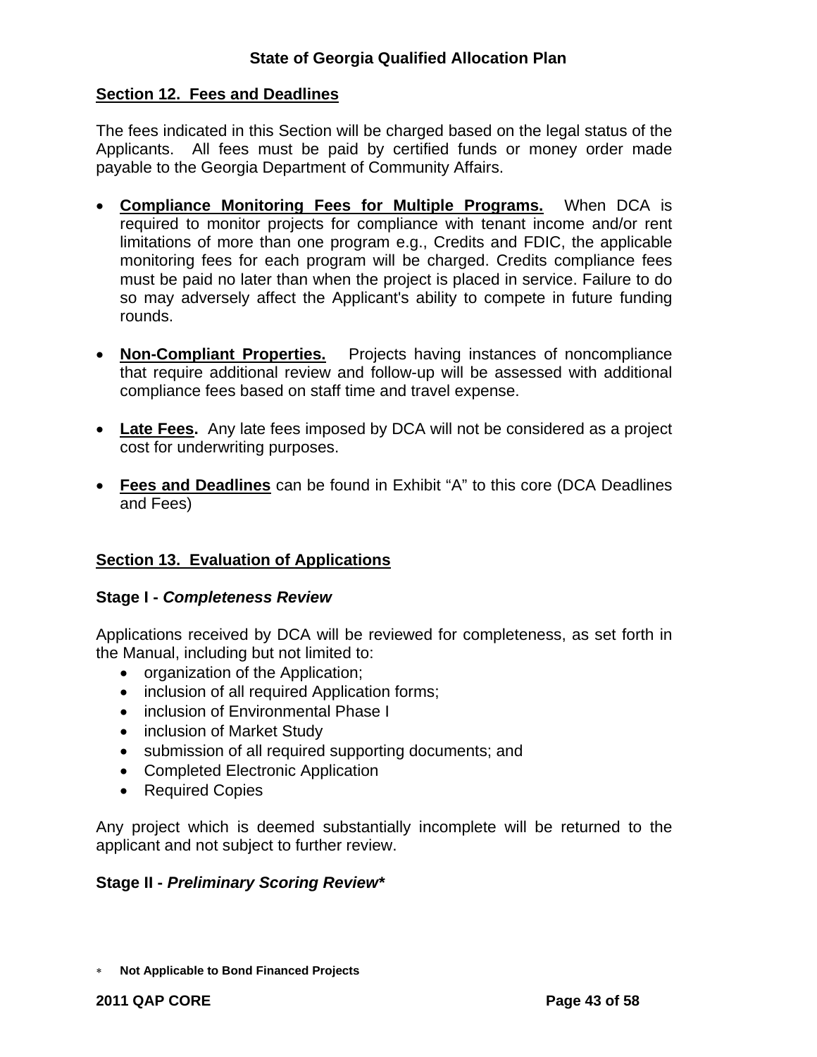## Section 12. Fees and Deadlines

The fees indicated in this Section will be charged based on the legal status of the Applicants. All fees must be paid by certified funds or money order made payable to the Georgia Department of Community Affairs.

- **Compliance Monitoring Fees for Multiple Programs.** When DCA is required to monitor projects for compliance with tenant income and/or rent limitations of more than one program e.g., Credits and FDIC, the applicable monitoring fees for each program will be charged. Credits compliance fees must be paid no later than when the project is placed in service. Failure to do so may adversely affect the Applicant's ability to compete in future funding rounds.

- **Non-Compliant Properties.** Projects having instances of noncompliance that require additional review and follow-up will be assessed with additional compliance fees based on staff time and travel expense.

- **Late Fees.** Any late fees imposed by DCA will not be considered as a project cost for underwriting purposes.

- **Fees and Deadlines** can be found in Exhibit "A" to this core (DCA Deadlines and Fees)

## Section 13. Evaluation of Applications

### Stage I - *Completeness Review*

Applications received by DCA will be reviewed for completeness, as set forth in the Manual, including but not limited to:

- organization of the Application;
- inclusion of all required Application forms;
- inclusion of Environmental Phase I
- inclusion of Market Study
- submission of all required supporting documents; and
- Completed Electronic Application
- Required Copies

Any project which is deemed substantially incomplete will be returned to the applicant and not subject to further review.

### Stage II - *Preliminary Scoring Review**

* **Not Applicable to Bond Financed Projects**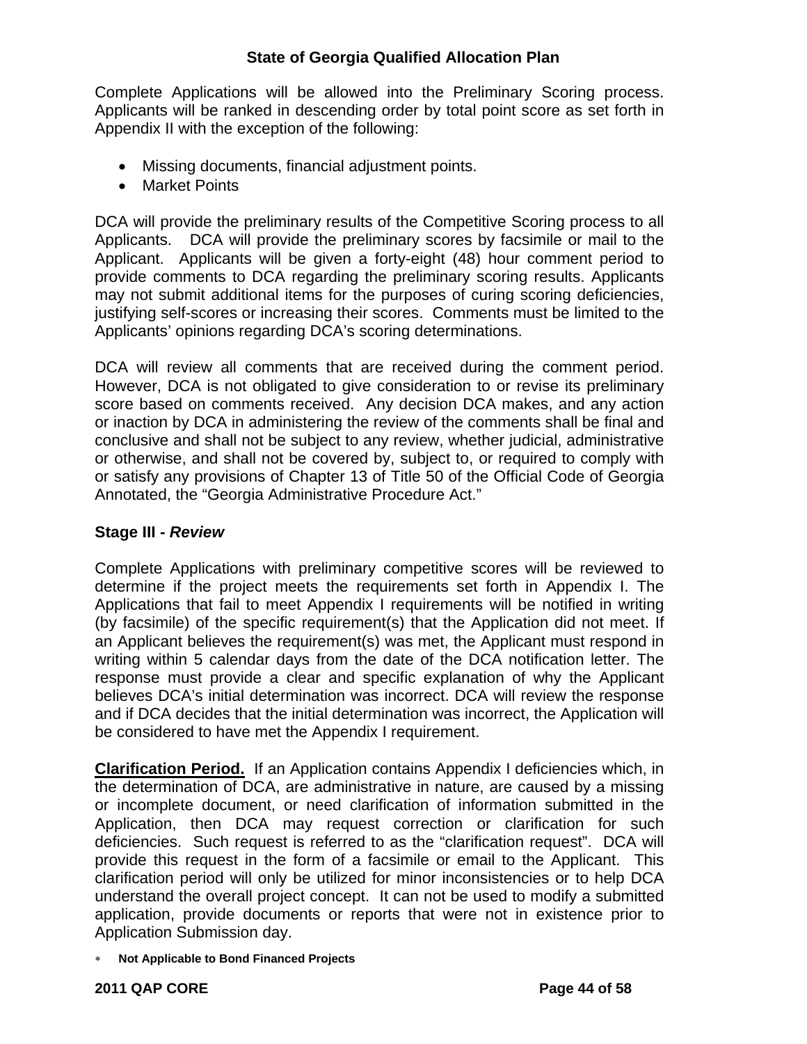Complete Applications will be allowed into the Preliminary Scoring process. Applicants will be ranked in descending order by total point score as set forth in Appendix II with the exception of the following:

- Missing documents, financial adjustment points.
- Market Points

DCA will provide the preliminary results of the Competitive Scoring process to all Applicants. DCA will provide the preliminary scores by facsimile or mail to the Applicant. Applicants will be given a forty-eight (48) hour comment period to provide comments to DCA regarding the preliminary scoring results. Applicants may not submit additional items for the purposes of curing scoring deficiencies, justifying self-scores or increasing their scores. Comments must be limited to the Applicants' opinions regarding DCA's scoring determinations.

DCA will review all comments that are received during the comment period. However, DCA is not obligated to give consideration to or revise its preliminary score based on comments received. Any decision DCA makes, and any action or inaction by DCA in administering the review of the comments shall be final and conclusive and shall not be subject to any review, whether judicial, administrative or otherwise, and shall not be covered by, subject to, or required to comply with or satisfy any provisions of Chapter 13 of Title 50 of the Official Code of Georgia Annotated, the "Georgia Administrative Procedure Act."

**Stage III - *Review***

Complete Applications with preliminary competitive scores will be reviewed to determine if the project meets the requirements set forth in Appendix I. The Applications that fail to meet Appendix I requirements will be notified in writing (by facsimile) of the specific requirement(s) that the Application did not meet. If an Applicant believes the requirement(s) was met, the Applicant must respond in writing within 5 calendar days from the date of the DCA notification letter. The response must provide a clear and specific explanation of why the Applicant believes DCA's initial determination was incorrect. DCA will review the response and if DCA decides that the initial determination was incorrect, the Application will be considered to have met the Appendix I requirement.

**Clarification Period.** If an Application contains Appendix I deficiencies which, in the determination of DCA, are administrative in nature, are caused by a missing or incomplete document, or need clarification of information submitted in the Application, then DCA may request correction or clarification for such deficiencies. Such request is referred to as the "clarification request". DCA will provide this request in the form of a facsimile or email to the Applicant. This clarification period will only be utilized for minor inconsistencies or to help DCA understand the overall project concept. It can not be used to modify a submitted application, provide documents or reports that were not in existence prior to Application Submission day.

∗ **Not Applicable to Bond Financed Projects**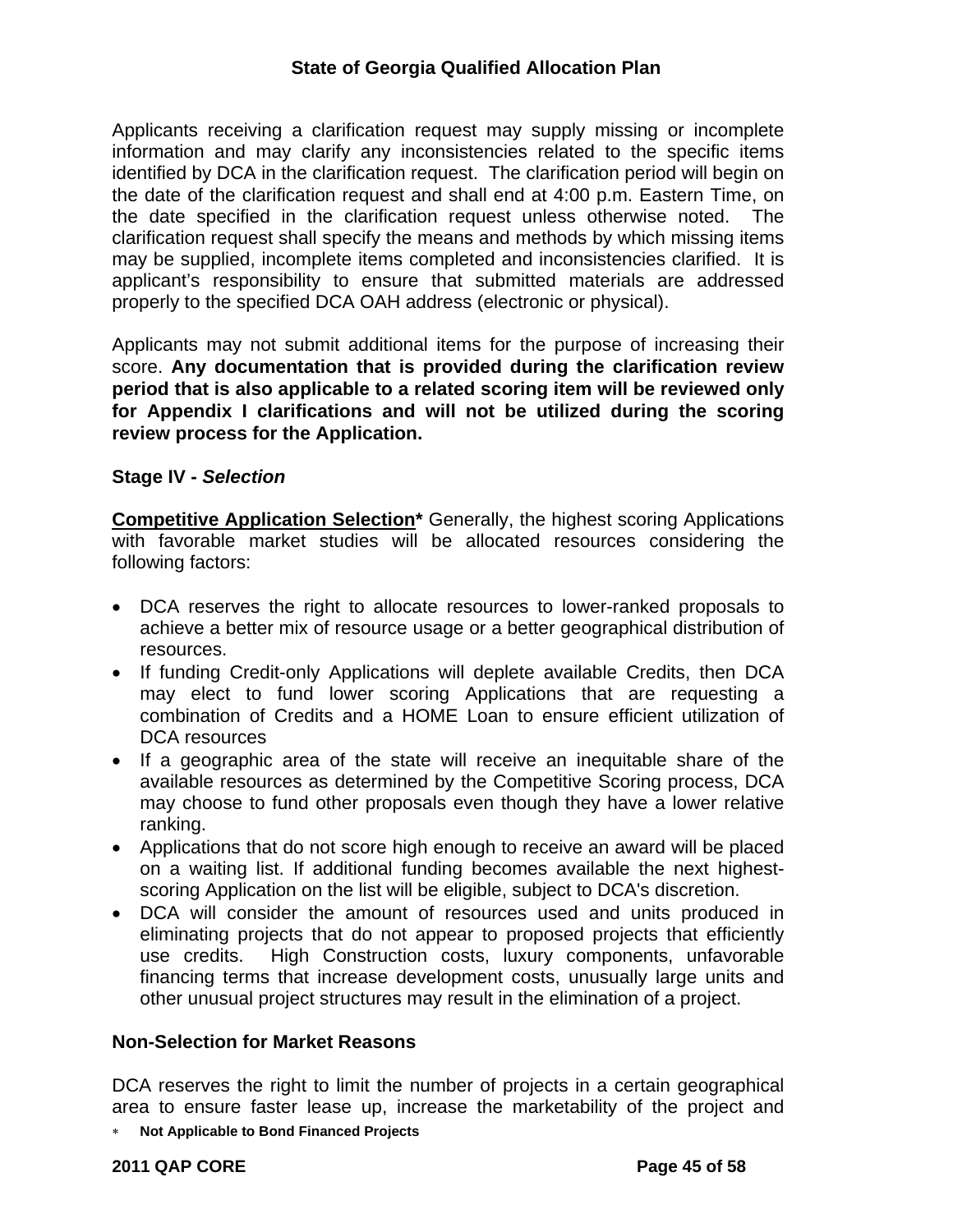Applicants receiving a clarification request may supply missing or incomplete information and may clarify any inconsistencies related to the specific items identified by DCA in the clarification request. The clarification period will begin on the date of the clarification request and shall end at 4:00 p.m. Eastern Time, on the date specified in the clarification request unless otherwise noted. The clarification request shall specify the means and methods by which missing items may be supplied, incomplete items completed and inconsistencies clarified. It is applicant's responsibility to ensure that submitted materials are addressed properly to the specified DCA OAH address (electronic or physical).

Applicants may not submit additional items for the purpose of increasing their score. **Any documentation that is provided during the clarification review period that is also applicable to a related scoring item will be reviewed only for Appendix I clarifications and will not be utilized during the scoring review process for the Application.**

**Stage IV - *Selection***

**Competitive Application Selection*** Generally, the highest scoring Applications with favorable market studies will be allocated resources considering the following factors:

- DCA reserves the right to allocate resources to lower-ranked proposals to achieve a better mix of resource usage or a better geographical distribution of resources.
- If funding Credit-only Applications will deplete available Credits, then DCA may elect to fund lower scoring Applications that are requesting a combination of Credits and a HOME Loan to ensure efficient utilization of DCA resources
- If a geographic area of the state will receive an inequitable share of the available resources as determined by the Competitive Scoring process, DCA may choose to fund other proposals even though they have a lower relative ranking.
- Applications that do not score high enough to receive an award will be placed on a waiting list. If additional funding becomes available the next highest-scoring Application on the list will be eligible, subject to DCA's discretion.
- DCA will consider the amount of resources used and units produced in eliminating projects that do not appear to proposed projects that efficiently use credits. High Construction costs, luxury components, unfavorable financing terms that increase development costs, unusually large units and other unusual project structures may result in the elimination of a project.

**Non-Selection for Market Reasons**

DCA reserves the right to limit the number of projects in a certain geographical area to ensure faster lease up, increase the marketability of the project and

* **Not Applicable to Bond Financed Projects**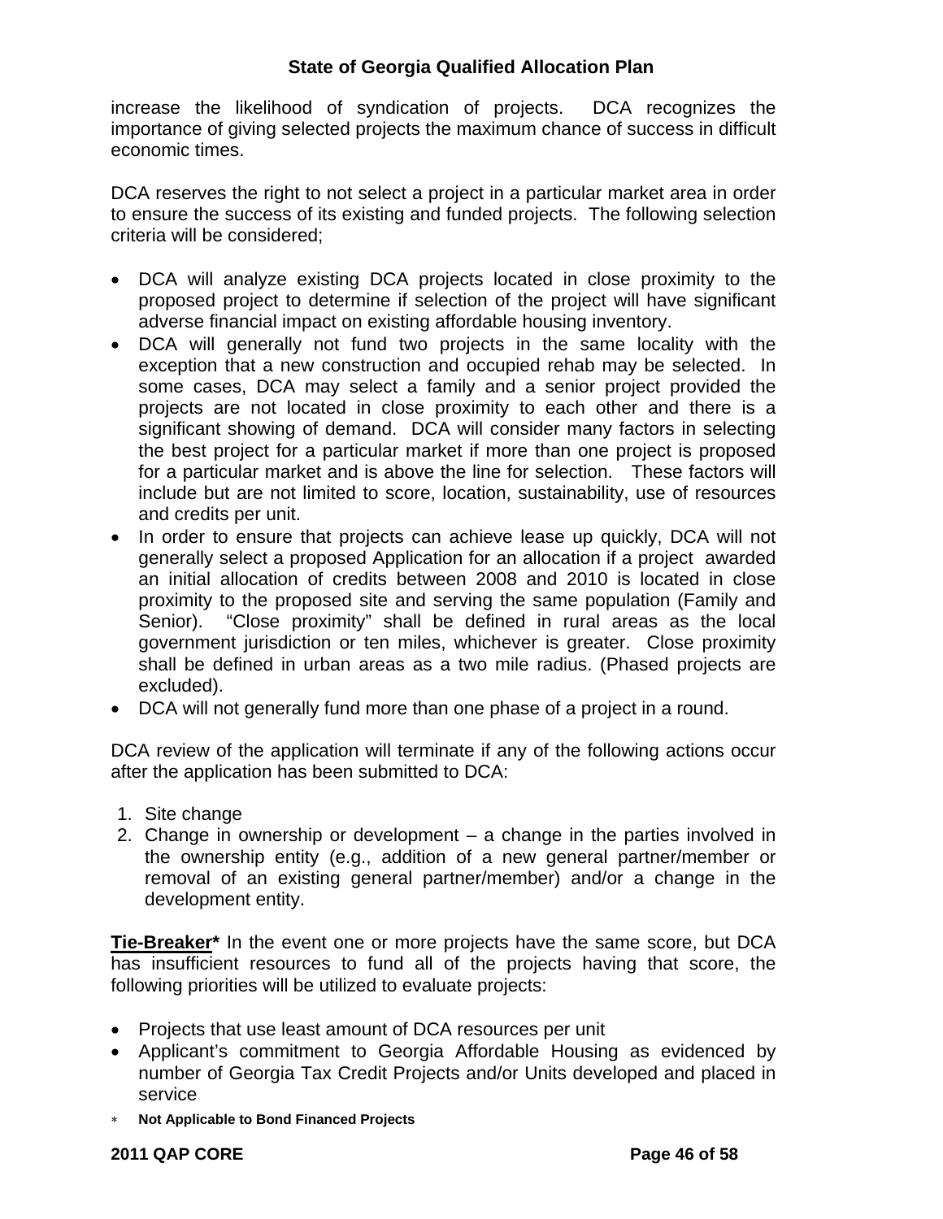increase the likelihood of syndication of projects. DCA recognizes the importance of giving selected projects the maximum chance of success in difficult economic times.

DCA reserves the right to not select a project in a particular market area in order to ensure the success of its existing and funded projects. The following selection criteria will be considered;

- DCA will analyze existing DCA projects located in close proximity to the proposed project to determine if selection of the project will have significant adverse financial impact on existing affordable housing inventory.
- DCA will generally not fund two projects in the same locality with the exception that a new construction and occupied rehab may be selected. In some cases, DCA may select a family and a senior project provided the projects are not located in close proximity to each other and there is a significant showing of demand. DCA will consider many factors in selecting the best project for a particular market if more than one project is proposed for a particular market and is above the line for selection. These factors will include but are not limited to score, location, sustainability, use of resources and credits per unit.
- In order to ensure that projects can achieve lease up quickly, DCA will not generally select a proposed Application for an allocation if a project awarded an initial allocation of credits between 2008 and 2010 is located in close proximity to the proposed site and serving the same population (Family and Senior). "Close proximity" shall be defined in rural areas as the local government jurisdiction or ten miles, whichever is greater. Close proximity shall be defined in urban areas as a two mile radius. (Phased projects are excluded).
- DCA will not generally fund more than one phase of a project in a round.

DCA review of the application will terminate if any of the following actions occur after the application has been submitted to DCA:

1. Site change
2. Change in ownership or development – a change in the parties involved in the ownership entity (e.g., addition of a new general partner/member or removal of an existing general partner/member) and/or a change in the development entity.

**Tie-Breaker*** In the event one or more projects have the same score, but DCA has insufficient resources to fund all of the projects having that score, the following priorities will be utilized to evaluate projects:

- Projects that use least amount of DCA resources per unit
- Applicant's commitment to Georgia Affordable Housing as evidenced by number of Georgia Tax Credit Projects and/or Units developed and placed in service

* **Not Applicable to Bond Financed Projects**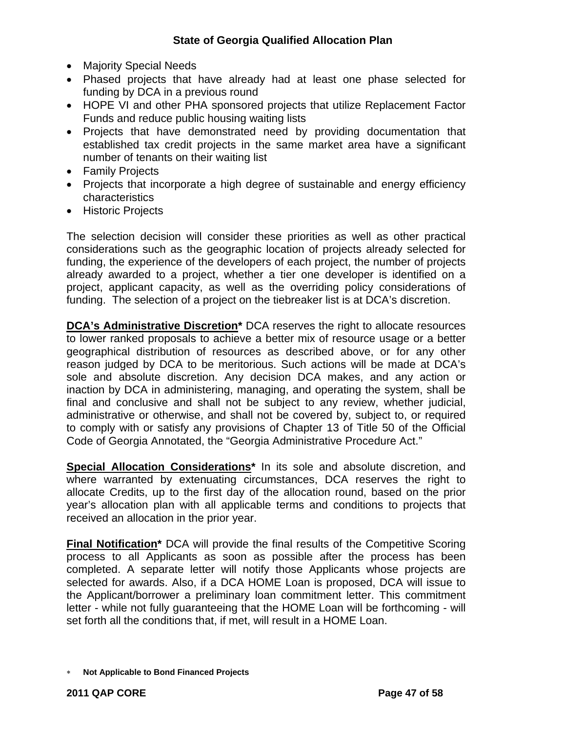- Majority Special Needs
- Phased projects that have already had at least one phase selected for funding by DCA in a previous round
- HOPE VI and other PHA sponsored projects that utilize Replacement Factor Funds and reduce public housing waiting lists
- Projects that have demonstrated need by providing documentation that established tax credit projects in the same market area have a significant number of tenants on their waiting list
- Family Projects
- Projects that incorporate a high degree of sustainable and energy efficiency characteristics
- Historic Projects

The selection decision will consider these priorities as well as other practical considerations such as the geographic location of projects already selected for funding, the experience of the developers of each project, the number of projects already awarded to a project, whether a tier one developer is identified on a project, applicant capacity, as well as the overriding policy considerations of funding. The selection of a project on the tiebreaker list is at DCA's discretion.

**DCA's Administrative Discretion*** DCA reserves the right to allocate resources to lower ranked proposals to achieve a better mix of resource usage or a better geographical distribution of resources as described above, or for any other reason judged by DCA to be meritorious. Such actions will be made at DCA's sole and absolute discretion. Any decision DCA makes, and any action or inaction by DCA in administering, managing, and operating the system, shall be final and conclusive and shall not be subject to any review, whether judicial, administrative or otherwise, and shall not be covered by, subject to, or required to comply with or satisfy any provisions of Chapter 13 of Title 50 of the Official Code of Georgia Annotated, the "Georgia Administrative Procedure Act."

**Special Allocation Considerations*** In its sole and absolute discretion, and where warranted by extenuating circumstances, DCA reserves the right to allocate Credits, up to the first day of the allocation round, based on the prior year's allocation plan with all applicable terms and conditions to projects that received an allocation in the prior year.

**Final Notification*** DCA will provide the final results of the Competitive Scoring process to all Applicants as soon as possible after the process has been completed. A separate letter will notify those Applicants whose projects are selected for awards. Also, if a DCA HOME Loan is proposed, DCA will issue to the Applicant/borrower a preliminary loan commitment letter. This commitment letter - while not fully guaranteeing that the HOME Loan will be forthcoming - will set forth all the conditions that, if met, will result in a HOME Loan.

\* **Not Applicable to Bond Financed Projects**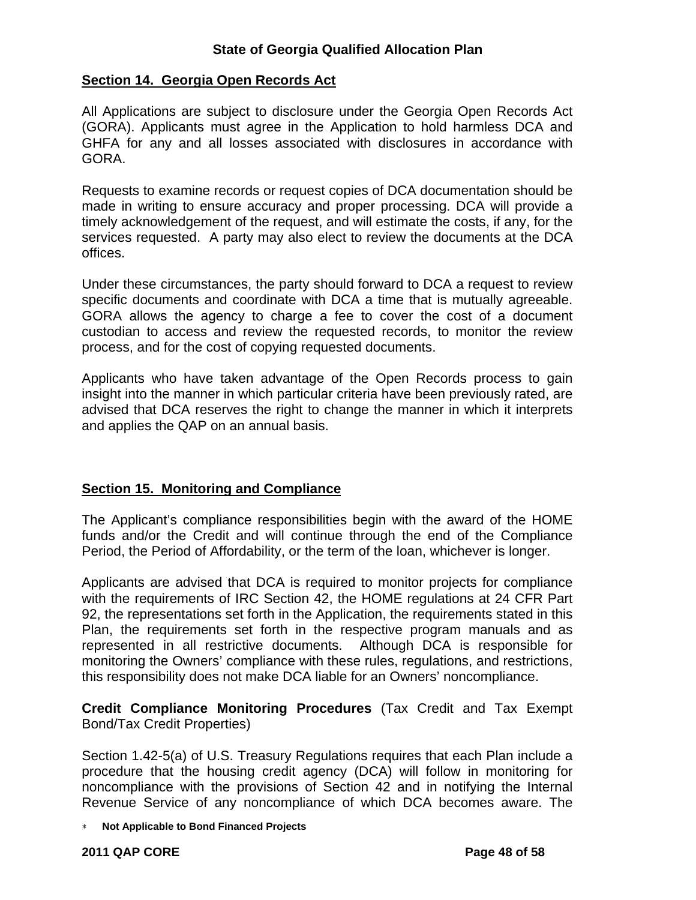## Section 14. Georgia Open Records Act

All Applications are subject to disclosure under the Georgia Open Records Act (GORA). Applicants must agree in the Application to hold harmless DCA and GHFA for any and all losses associated with disclosures in accordance with GORA.

Requests to examine records or request copies of DCA documentation should be made in writing to ensure accuracy and proper processing. DCA will provide a timely acknowledgement of the request, and will estimate the costs, if any, for the services requested. A party may also elect to review the documents at the DCA offices.

Under these circumstances, the party should forward to DCA a request to review specific documents and coordinate with DCA a time that is mutually agreeable. GORA allows the agency to charge a fee to cover the cost of a document custodian to access and review the requested records, to monitor the review process, and for the cost of copying requested documents.

Applicants who have taken advantage of the Open Records process to gain insight into the manner in which particular criteria have been previously rated, are advised that DCA reserves the right to change the manner in which it interprets and applies the QAP on an annual basis.

## Section 15. Monitoring and Compliance

The Applicant's compliance responsibilities begin with the award of the HOME funds and/or the Credit and will continue through the end of the Compliance Period, the Period of Affordability, or the term of the loan, whichever is longer.

Applicants are advised that DCA is required to monitor projects for compliance with the requirements of IRC Section 42, the HOME regulations at 24 CFR Part 92, the representations set forth in the Application, the requirements stated in this Plan, the requirements set forth in the respective program manuals and as represented in all restrictive documents. Although DCA is responsible for monitoring the Owners' compliance with these rules, regulations, and restrictions, this responsibility does not make DCA liable for an Owners' noncompliance.

**Credit Compliance Monitoring Procedures** (Tax Credit and Tax Exempt Bond/Tax Credit Properties)

Section 1.42-5(a) of U.S. Treasury Regulations requires that each Plan include a procedure that the housing credit agency (DCA) will follow in monitoring for noncompliance with the provisions of Section 42 and in notifying the Internal Revenue Service of any noncompliance of which DCA becomes aware. The

* **Not Applicable to Bond Financed Projects**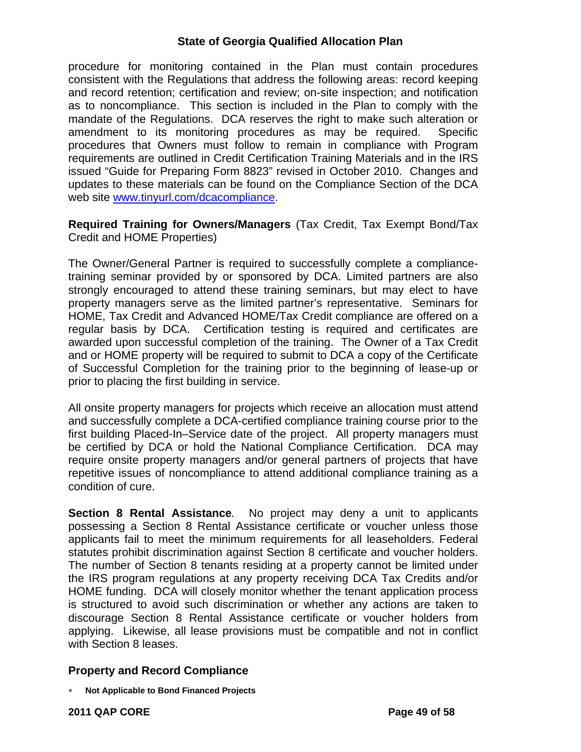procedure for monitoring contained in the Plan must contain procedures consistent with the Regulations that address the following areas: record keeping and record retention; certification and review; on-site inspection; and notification as to noncompliance. This section is included in the Plan to comply with the mandate of the Regulations. DCA reserves the right to make such alteration or amendment to its monitoring procedures as may be required. Specific procedures that Owners must follow to remain in compliance with Program requirements are outlined in Credit Certification Training Materials and in the IRS issued "Guide for Preparing Form 8823" revised in October 2010. Changes and updates to these materials can be found on the Compliance Section of the DCA web site [www.tinyurl.com/dcacompliance](http://www.tinyurl.com/dcacompliance).

**Required Training for Owners/Managers** (Tax Credit, Tax Exempt Bond/Tax Credit and HOME Properties)

The Owner/General Partner is required to successfully complete a compliance-training seminar provided by or sponsored by DCA. Limited partners are also strongly encouraged to attend these training seminars, but may elect to have property managers serve as the limited partner's representative. Seminars for HOME, Tax Credit and Advanced HOME/Tax Credit compliance are offered on a regular basis by DCA. Certification testing is required and certificates are awarded upon successful completion of the training. The Owner of a Tax Credit and or HOME property will be required to submit to DCA a copy of the Certificate of Successful Completion for the training prior to the beginning of lease-up or prior to placing the first building in service.

All onsite property managers for projects which receive an allocation must attend and successfully complete a DCA-certified compliance training course prior to the first building Placed-In–Service date of the project. All property managers must be certified by DCA or hold the National Compliance Certification. DCA may require onsite property managers and/or general partners of projects that have repetitive issues of noncompliance to attend additional compliance training as a condition of cure.

**Section 8 Rental Assistance***.* No project may deny a unit to applicants possessing a Section 8 Rental Assistance certificate or voucher unless those applicants fail to meet the minimum requirements for all leaseholders. Federal statutes prohibit discrimination against Section 8 certificate and voucher holders. The number of Section 8 tenants residing at a property cannot be limited under the IRS program regulations at any property receiving DCA Tax Credits and/or HOME funding. DCA will closely monitor whether the tenant application process is structured to avoid such discrimination or whether any actions are taken to discourage Section 8 Rental Assistance certificate or voucher holders from applying. Likewise, all lease provisions must be compatible and not in conflict with Section 8 leases.

## Property and Record Compliance

* **Not Applicable to Bond Financed Projects**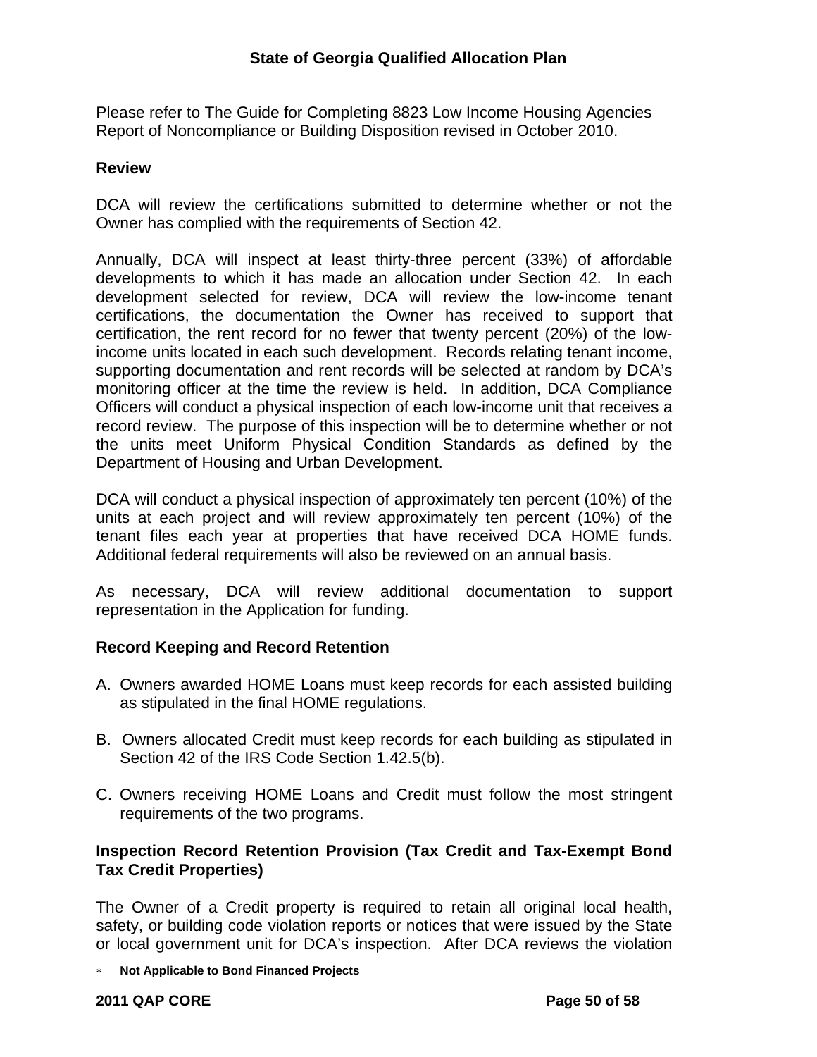Please refer to The Guide for Completing 8823 Low Income Housing Agencies Report of Noncompliance or Building Disposition revised in October 2010.

**Review**

DCA will review the certifications submitted to determine whether or not the Owner has complied with the requirements of Section 42.

Annually, DCA will inspect at least thirty-three percent (33%) of affordable developments to which it has made an allocation under Section 42. In each development selected for review, DCA will review the low-income tenant certifications, the documentation the Owner has received to support that certification, the rent record for no fewer that twenty percent (20%) of the low-income units located in each such development. Records relating tenant income, supporting documentation and rent records will be selected at random by DCA's monitoring officer at the time the review is held. In addition, DCA Compliance Officers will conduct a physical inspection of each low-income unit that receives a record review. The purpose of this inspection will be to determine whether or not the units meet Uniform Physical Condition Standards as defined by the Department of Housing and Urban Development.

DCA will conduct a physical inspection of approximately ten percent (10%) of the units at each project and will review approximately ten percent (10%) of the tenant files each year at properties that have received DCA HOME funds. Additional federal requirements will also be reviewed on an annual basis.

As necessary, DCA will review additional documentation to support representation in the Application for funding.

**Record Keeping and Record Retention**

A. Owners awarded HOME Loans must keep records for each assisted building as stipulated in the final HOME regulations.

B. Owners allocated Credit must keep records for each building as stipulated in Section 42 of the IRS Code Section 1.42.5(b).

C. Owners receiving HOME Loans and Credit must follow the most stringent requirements of the two programs.

**Inspection Record Retention Provision (Tax Credit and Tax-Exempt Bond Tax Credit Properties)**

The Owner of a Credit property is required to retain all original local health, safety, or building code violation reports or notices that were issued by the State or local government unit for DCA's inspection. After DCA reviews the violation

* **Not Applicable to Bond Financed Projects**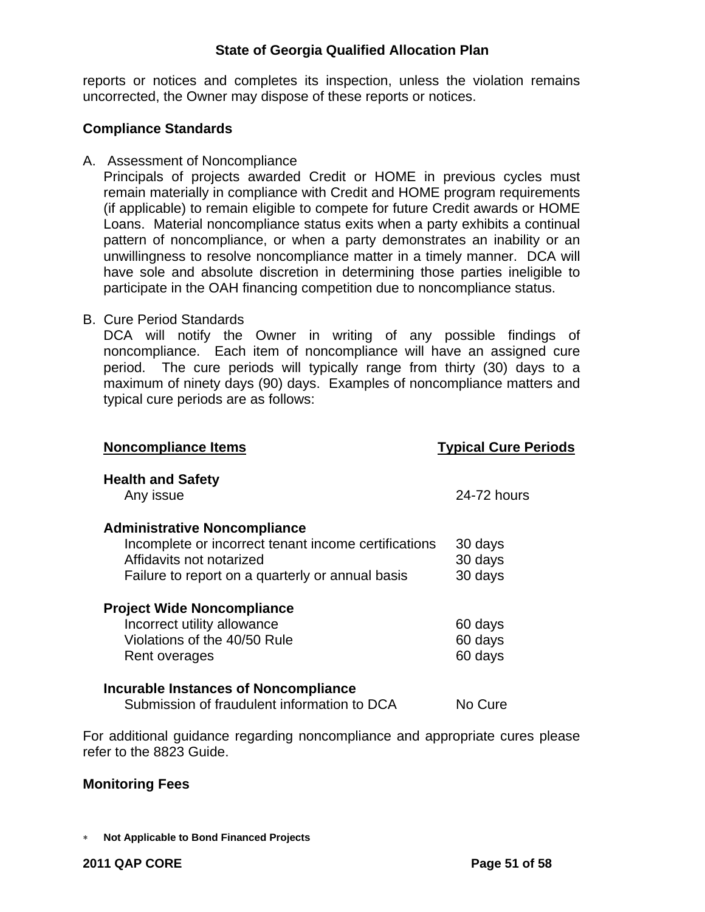reports or notices and completes its inspection, unless the violation remains uncorrected, the Owner may dispose of these reports or notices.

**Compliance Standards**

A. Assessment of Noncompliance

Principals of projects awarded Credit or HOME in previous cycles must remain materially in compliance with Credit and HOME program requirements (if applicable) to remain eligible to compete for future Credit awards or HOME Loans. Material noncompliance status exits when a party exhibits a continual pattern of noncompliance, or when a party demonstrates an inability or an unwillingness to resolve noncompliance matter in a timely manner. DCA will have sole and absolute discretion in determining those parties ineligible to participate in the OAH financing competition due to noncompliance status.

B. Cure Period Standards

DCA will notify the Owner in writing of any possible findings of noncompliance. Each item of noncompliance will have an assigned cure period. The cure periods will typically range from thirty (30) days to a maximum of ninety days (90) days. Examples of noncompliance matters and typical cure periods are as follows:

| Noncompliance Items | Typical Cure Periods |
|---|---|
| **Health and Safety** | |
| Any issue | 24-72 hours |
| **Administrative Noncompliance** | |
| Incomplete or incorrect tenant income certifications | 30 days |
| Affidavits not notarized | 30 days |
| Failure to report on a quarterly or annual basis | 30 days |
| **Project Wide Noncompliance** | |
| Incorrect utility allowance | 60 days |
| Violations of the 40/50 Rule | 60 days |
| Rent overages | 60 days |
| **Incurable Instances of Noncompliance** | |
| Submission of fraudulent information to DCA | No Cure |

For additional guidance regarding noncompliance and appropriate cures please refer to the 8823 Guide.

**Monitoring Fees**

* **Not Applicable to Bond Financed Projects**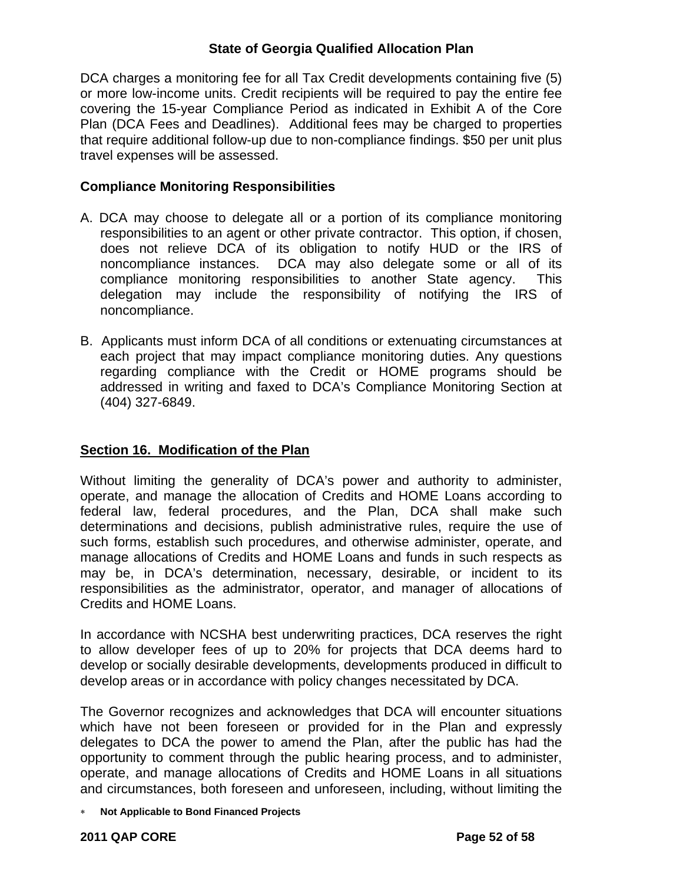DCA charges a monitoring fee for all Tax Credit developments containing five (5) or more low-income units. Credit recipients will be required to pay the entire fee covering the 15-year Compliance Period as indicated in Exhibit A of the Core Plan (DCA Fees and Deadlines). Additional fees may be charged to properties that require additional follow-up due to non-compliance findings. $50 per unit plus travel expenses will be assessed.

**Compliance Monitoring Responsibilities**

A. DCA may choose to delegate all or a portion of its compliance monitoring responsibilities to an agent or other private contractor. This option, if chosen, does not relieve DCA of its obligation to notify HUD or the IRS of noncompliance instances. DCA may also delegate some or all of its compliance monitoring responsibilities to another State agency. This delegation may include the responsibility of notifying the IRS of noncompliance.

B. Applicants must inform DCA of all conditions or extenuating circumstances at each project that may impact compliance monitoring duties. Any questions regarding compliance with the Credit or HOME programs should be addressed in writing and faxed to DCA's Compliance Monitoring Section at (404) 327-6849.

## Section 16. Modification of the Plan

Without limiting the generality of DCA's power and authority to administer, operate, and manage the allocation of Credits and HOME Loans according to federal law, federal procedures, and the Plan, DCA shall make such determinations and decisions, publish administrative rules, require the use of such forms, establish such procedures, and otherwise administer, operate, and manage allocations of Credits and HOME Loans and funds in such respects as may be, in DCA's determination, necessary, desirable, or incident to its responsibilities as the administrator, operator, and manager of allocations of Credits and HOME Loans.

In accordance with NCSHA best underwriting practices, DCA reserves the right to allow developer fees of up to 20% for projects that DCA deems hard to develop or socially desirable developments, developments produced in difficult to develop areas or in accordance with policy changes necessitated by DCA.

The Governor recognizes and acknowledges that DCA will encounter situations which have not been foreseen or provided for in the Plan and expressly delegates to DCA the power to amend the Plan, after the public has had the opportunity to comment through the public hearing process, and to administer, operate, and manage allocations of Credits and HOME Loans in all situations and circumstances, both foreseen and unforeseen, including, without limiting the

* **Not Applicable to Bond Financed Projects**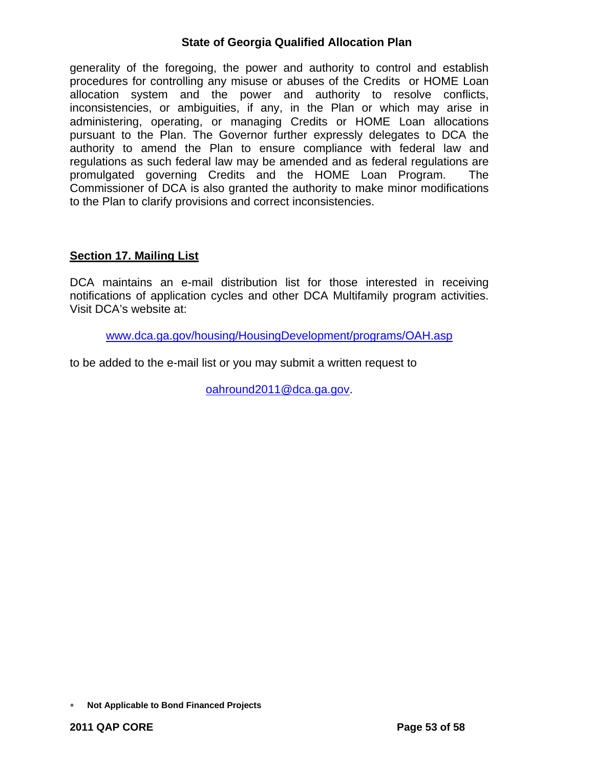generality of the foregoing, the power and authority to control and establish procedures for controlling any misuse or abuses of the Credits or HOME Loan allocation system and the power and authority to resolve conflicts, inconsistencies, or ambiguities, if any, in the Plan or which may arise in administering, operating, or managing Credits or HOME Loan allocations pursuant to the Plan. The Governor further expressly delegates to DCA the authority to amend the Plan to ensure compliance with federal law and regulations as such federal law may be amended and as federal regulations are promulgated governing Credits and the HOME Loan Program. The Commissioner of DCA is also granted the authority to make minor modifications to the Plan to clarify provisions and correct inconsistencies.

## Section 17. Mailing List

DCA maintains an e-mail distribution list for those interested in receiving notifications of application cycles and other DCA Multifamily program activities. Visit DCA's website at:

www.dca.ga.gov/housing/HousingDevelopment/programs/OAH.asp

to be added to the e-mail list or you may submit a written request to

oahround2011@dca.ga.gov.

* **Not Applicable to Bond Financed Projects**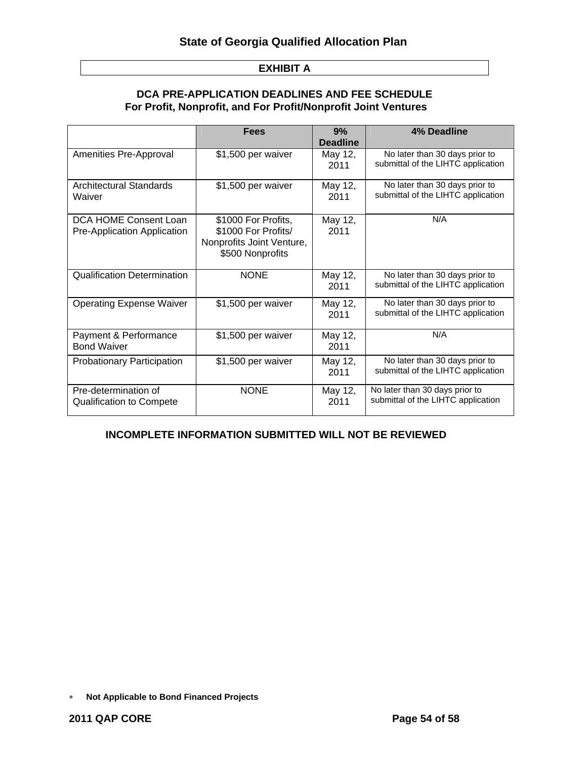## EXHIBIT A

### DCA PRE-APPLICATION DEADLINES AND FEE SCHEDULE
### For Profit, Nonprofit, and For Profit/Nonprofit Joint Ventures

| | Fees | 9% Deadline | 4% Deadline |
|---|---|---|---|
| Amenities Pre-Approval | $1,500 per waiver | May 12, 2011 | No later than 30 days prior to submittal of the LIHTC application |
| Architectural Standards Waiver | $1,500 per waiver | May 12, 2011 | No later than 30 days prior to submittal of the LIHTC application |
| DCA HOME Consent Loan Pre-Application Application | $1000 For Profits, $1000 For Profits/ Nonprofits Joint Venture, $500 Nonprofits | May 12, 2011 | N/A |
| Qualification Determination | NONE | May 12, 2011 | No later than 30 days prior to submittal of the LIHTC application |
| Operating Expense Waiver | $1,500 per waiver | May 12, 2011 | No later than 30 days prior to submittal of the LIHTC application |
| Payment & Performance Bond Waiver | $1,500 per waiver | May 12, 2011 | N/A |
| Probationary Participation | $1,500 per waiver | May 12, 2011 | No later than 30 days prior to submittal of the LIHTC application |
| Pre-determination of Qualification to Compete | NONE | May 12, 2011 | No later than 30 days prior to submittal of the LIHTC application |

**INCOMPLETE INFORMATION SUBMITTED WILL NOT BE REVIEWED**

* **Not Applicable to Bond Financed Projects**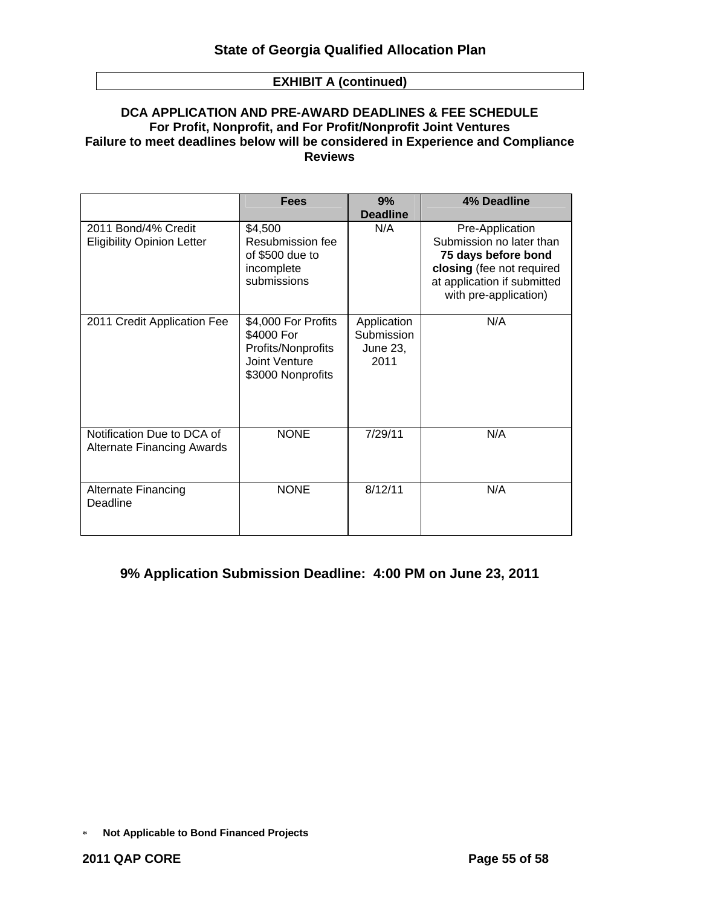## EXHIBIT A (continued)

### DCA APPLICATION AND PRE-AWARD DEADLINES & FEE SCHEDULE
### For Profit, Nonprofit, and For Profit/Nonprofit Joint Ventures
### Failure to meet deadlines below will be considered in Experience and Compliance Reviews

| | Fees | 9% Deadline | 4% Deadline |
|---|---|---|---|
| 2011 Bond/4% Credit Eligibility Opinion Letter | \$4,500 Resubmission fee of \$500 due to incomplete submissions | N/A | Pre-Application Submission no later than **75 days before bond closing** (fee not required at application if submitted with pre-application) |
| 2011 Credit Application Fee | \$4,000 For Profits \$4000 For Profits/Nonprofits Joint Venture \$3000 Nonprofits | Application Submission June 23, 2011 | N/A |
| Notification Due to DCA of Alternate Financing Awards | NONE | 7/29/11 | N/A |
| Alternate Financing Deadline | NONE | 8/12/11 | N/A |

**9% Application Submission Deadline: 4:00 PM on June 23, 2011**

* **Not Applicable to Bond Financed Projects**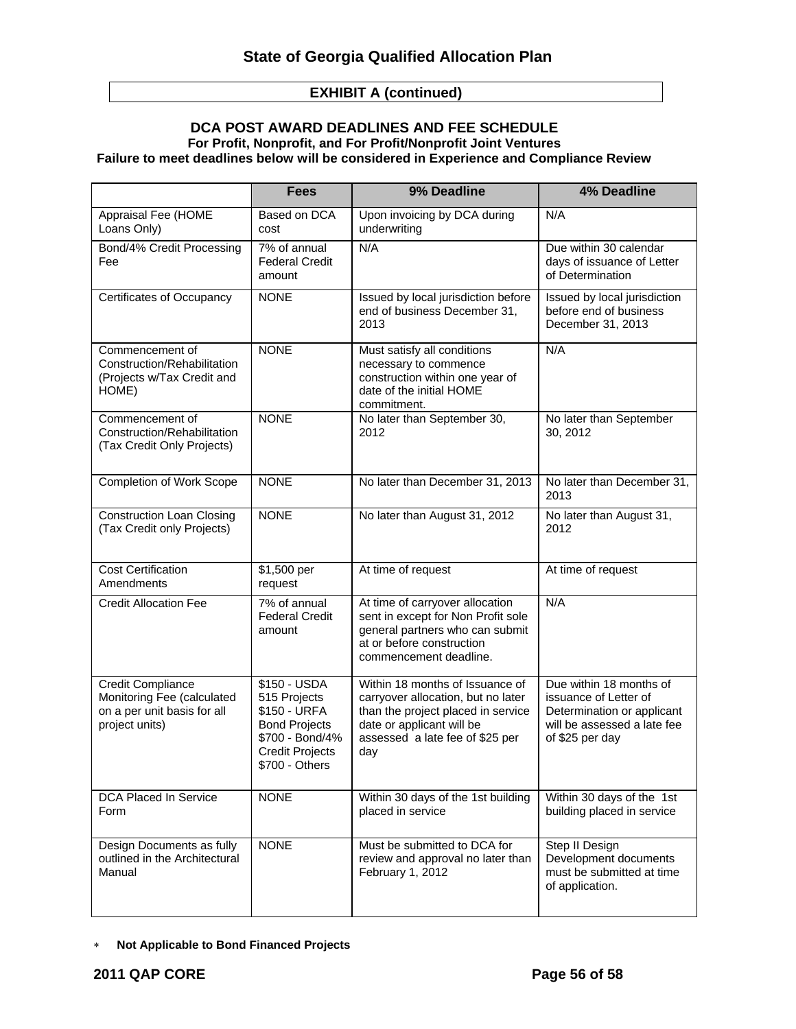# State of Georgia Qualified Allocation Plan

## EXHIBIT A (continued)

### DCA POST AWARD DEADLINES AND FEE SCHEDULE

**For Profit, Nonprofit, and For Profit/Nonprofit Joint Ventures**

**Failure to meet deadlines below will be considered in Experience and Compliance Review**

| | Fees | 9% Deadline | 4% Deadline |
|---|---|---|---|
| Appraisal Fee (HOME Loans Only) | Based on DCA cost | Upon invoicing by DCA during underwriting | N/A |
| Bond/4% Credit Processing Fee | 7% of annual Federal Credit amount | N/A | Due within 30 calendar days of issuance of Letter of Determination |
| Certificates of Occupancy | NONE | Issued by local jurisdiction before end of business December 31, 2013 | Issued by local jurisdiction before end of business December 31, 2013 |
| Commencement of Construction/Rehabilitation (Projects w/Tax Credit and HOME) | NONE | Must satisfy all conditions necessary to commence construction within one year of date of the initial HOME commitment. | N/A |
| Commencement of Construction/Rehabilitation (Tax Credit Only Projects) | NONE | No later than September 30, 2012 | No later than September 30, 2012 |
| Completion of Work Scope | NONE | No later than December 31, 2013 | No later than December 31, 2013 |
| Construction Loan Closing (Tax Credit only Projects) | NONE | No later than August 31, 2012 | No later than August 31, 2012 |
| Cost Certification Amendments | $1,500 per request | At time of request | At time of request |
| Credit Allocation Fee | 7% of annual Federal Credit amount | At time of carryover allocation sent in except for Non Profit sole general partners who can submit at or before construction commencement deadline. | N/A |
| Credit Compliance Monitoring Fee (calculated on a per unit basis for all project units) | $150 - USDA 515 Projects<br>$150 - URFA Bond Projects<br>$700 - Bond/4% Credit Projects<br>$700 - Others | Within 18 months of Issuance of carryover allocation, but no later than the project placed in service date or applicant will be assessed a late fee of $25 per day | Due within 18 months of issuance of Letter of Determination or applicant will be assessed a late fee of $25 per day |
| DCA Placed In Service Form | NONE | Within 30 days of the 1st building placed in service | Within 30 days of the 1st building placed in service |
| Design Documents as fully outlined in the Architectural Manual | NONE | Must be submitted to DCA for review and approval no later than February 1, 2012 | Step II Design Development documents must be submitted at time of application. |

* **Not Applicable to Bond Financed Projects**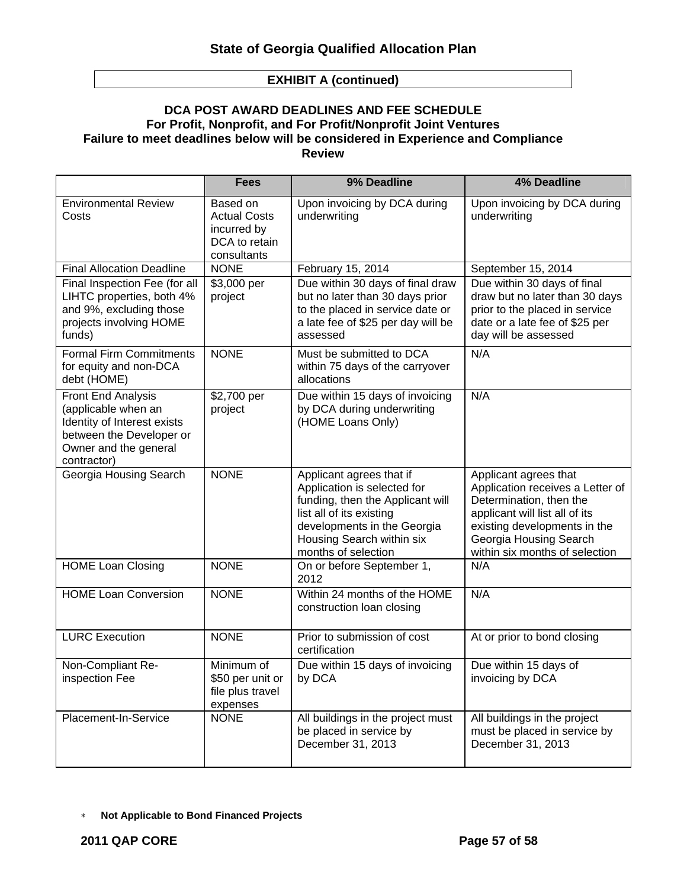## State of Georgia Qualified Allocation Plan

**EXHIBIT A (continued)**

### DCA POST AWARD DEADLINES AND FEE SCHEDULE
### For Profit, Nonprofit, and For Profit/Nonprofit Joint Ventures
### Failure to meet deadlines below will be considered in Experience and Compliance Review

| | Fees | 9% Deadline | 4% Deadline |
|---|---|---|---|
| Environmental Review Costs | Based on Actual Costs incurred by DCA to retain consultants | Upon invoicing by DCA during underwriting | Upon invoicing by DCA during underwriting |
| Final Allocation Deadline | NONE | February 15, 2014 | September 15, 2014 |
| Final Inspection Fee (for all LIHTC properties, both 4% and 9%, excluding those projects involving HOME funds) | $3,000 per project | Due within 30 days of final draw but no later than 30 days prior to the placed in service date or a late fee of $25 per day will be assessed | Due within 30 days of final draw but no later than 30 days prior to the placed in service date or a late fee of $25 per day will be assessed |
| Formal Firm Commitments for equity and non-DCA debt (HOME) | NONE | Must be submitted to DCA within 75 days of the carryover allocations | N/A |
| Front End Analysis (applicable when an Identity of Interest exists between the Developer or Owner and the general contractor) | $2,700 per project | Due within 15 days of invoicing by DCA during underwriting (HOME Loans Only) | N/A |
| Georgia Housing Search | NONE | Applicant agrees that if Application is selected for funding, then the Applicant will list all of its existing developments in the Georgia Housing Search within six months of selection | Applicant agrees that Application receives a Letter of Determination, then the applicant will list all of its existing developments in the Georgia Housing Search within six months of selection |
| HOME Loan Closing | NONE | On or before September 1, 2012 | N/A |
| HOME Loan Conversion | NONE | Within 24 months of the HOME construction loan closing | N/A |
| LURC Execution | NONE | Prior to submission of cost certification | At or prior to bond closing |
| Non-Compliant Re-inspection Fee | Minimum of $50 per unit or file plus travel expenses | Due within 15 days of invoicing by DCA | Due within 15 days of invoicing by DCA |
| Placement-In-Service | NONE | All buildings in the project must be placed in service by December 31, 2013 | All buildings in the project must be placed in service by December 31, 2013 |

* **Not Applicable to Bond Financed Projects**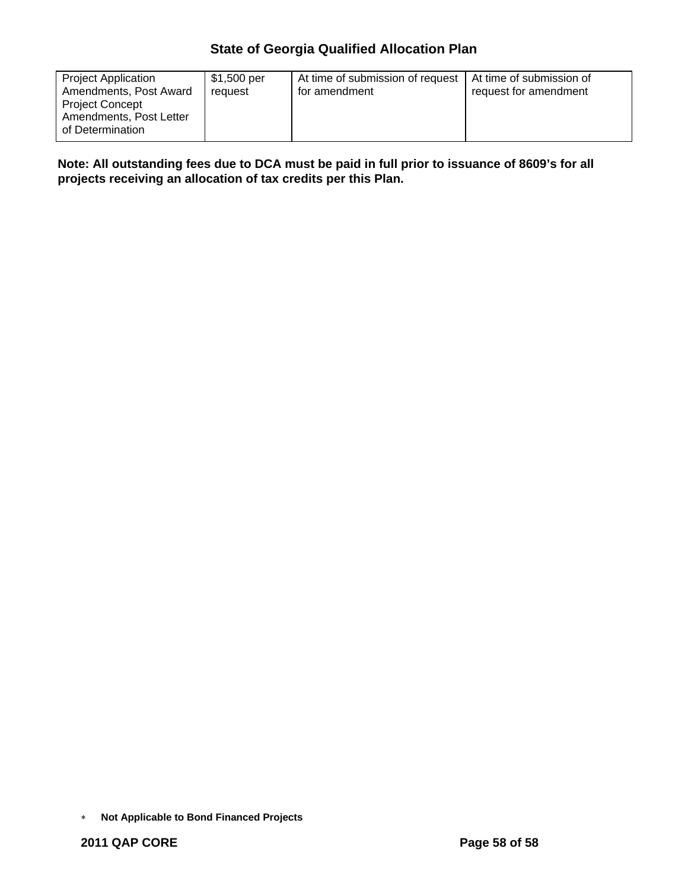| | | | |
|---|---|---|---|
| Project Application Amendments, Post Award Project Concept Amendments, Post Letter of Determination | $1,500 per request | At time of submission of request for amendment | At time of submission of request for amendment |

**Note: All outstanding fees due to DCA must be paid in full prior to issuance of 8609's for all projects receiving an allocation of tax credits per this Plan.**

* **Not Applicable to Bond Financed Projects**